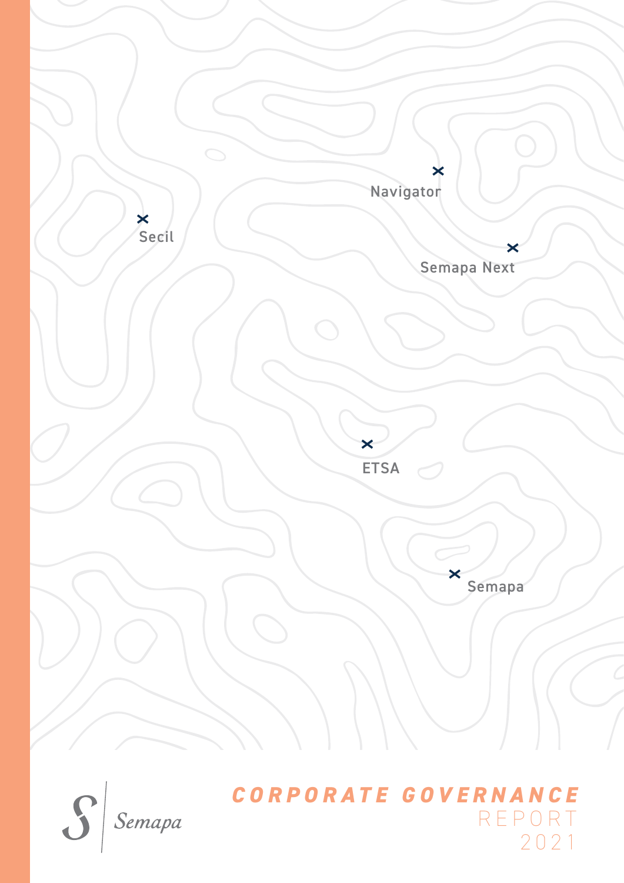Navigator

Secil

Semapa Next

ETSA

Semapa

Semapa

# CORPORATE GOVERNANCE REPORT 2021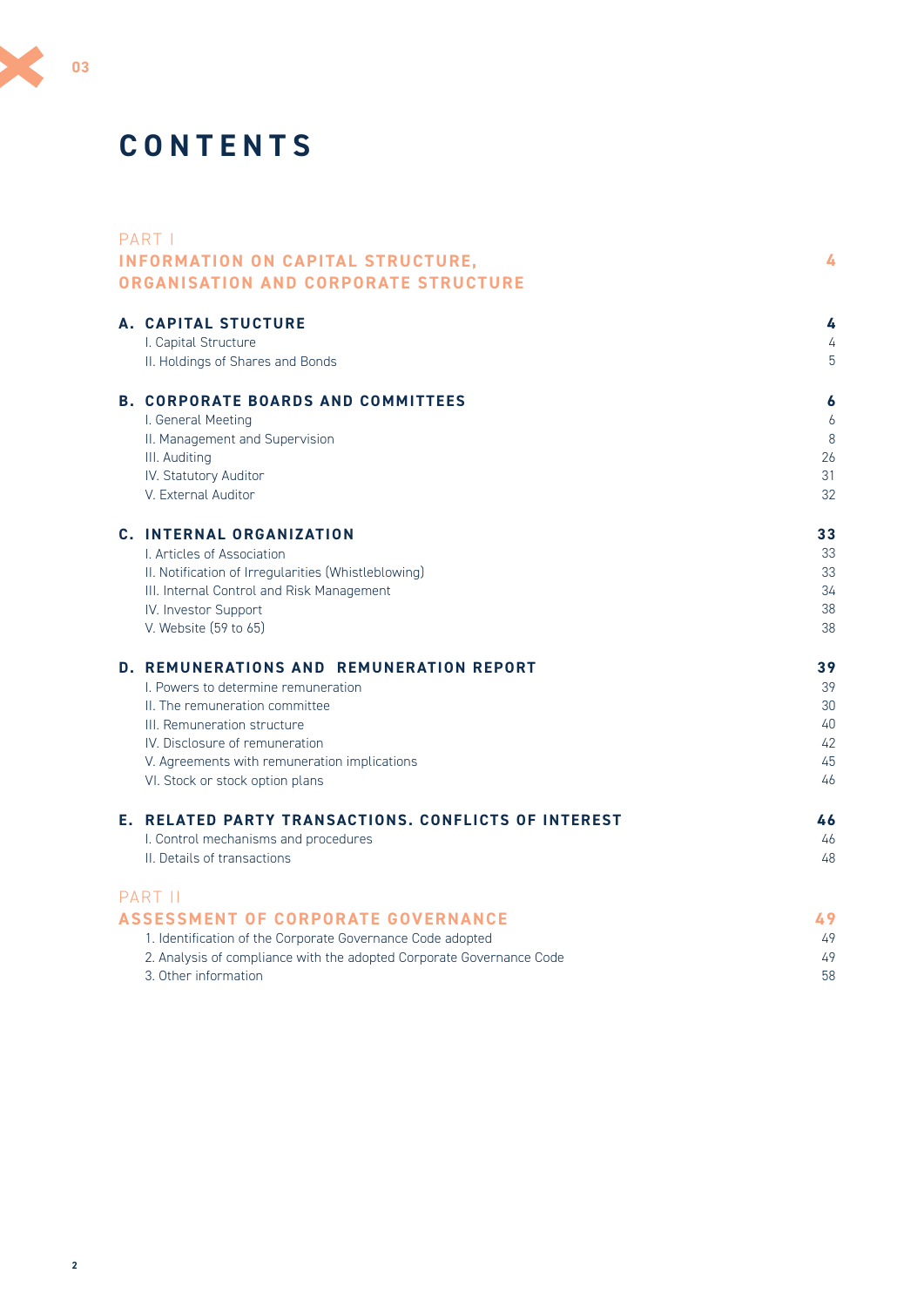# CONTENTS

| | |
|---|---|
| PART I<br>**INFORMATION ON CAPITAL STRUCTURE, ORGANISATION AND CORPORATE STRUCTURE** | **4** |
| **A. CAPITAL STUCTURE** | **4** |
| I. Capital Structure | 4 |
| II. Holdings of Shares and Bonds | 5 |
| **B. CORPORATE BOARDS AND COMMITTEES** | **6** |
| I. General Meeting | 6 |
| II. Management and Supervision | 8 |
| III. Auditing | 26 |
| IV. Statutory Auditor | 31 |
| V. External Auditor | 32 |
| **C. INTERNAL ORGANIZATION** | **33** |
| I. Articles of Association | 33 |
| II. Notification of Irregularities (Whistleblowing) | 33 |
| III. Internal Control and Risk Management | 34 |
| IV. Investor Support | 38 |
| V. Website (59 to 65) | 38 |
| **D. REMUNERATIONS AND REMUNERATION REPORT** | **39** |
| I. Powers to determine remuneration | 39 |
| II. The remuneration committee | 30 |
| III. Remuneration structure | 40 |
| IV. Disclosure of remuneration | 42 |
| V. Agreements with remuneration implications | 45 |
| VI. Stock or stock option plans | 46 |
| **E. RELATED PARTY TRANSACTIONS. CONFLICTS OF INTEREST** | **46** |
| I. Control mechanisms and procedures | 46 |
| II. Details of transactions | 48 |
| PART II<br>**ASSESSMENT OF CORPORATE GOVERNANCE** | **49** |
| 1. Identification of the Corporate Governance Code adopted | 49 |
| 2. Analysis of compliance with the adopted Corporate Governance Code | 49 |
| 3. Other information | 58 |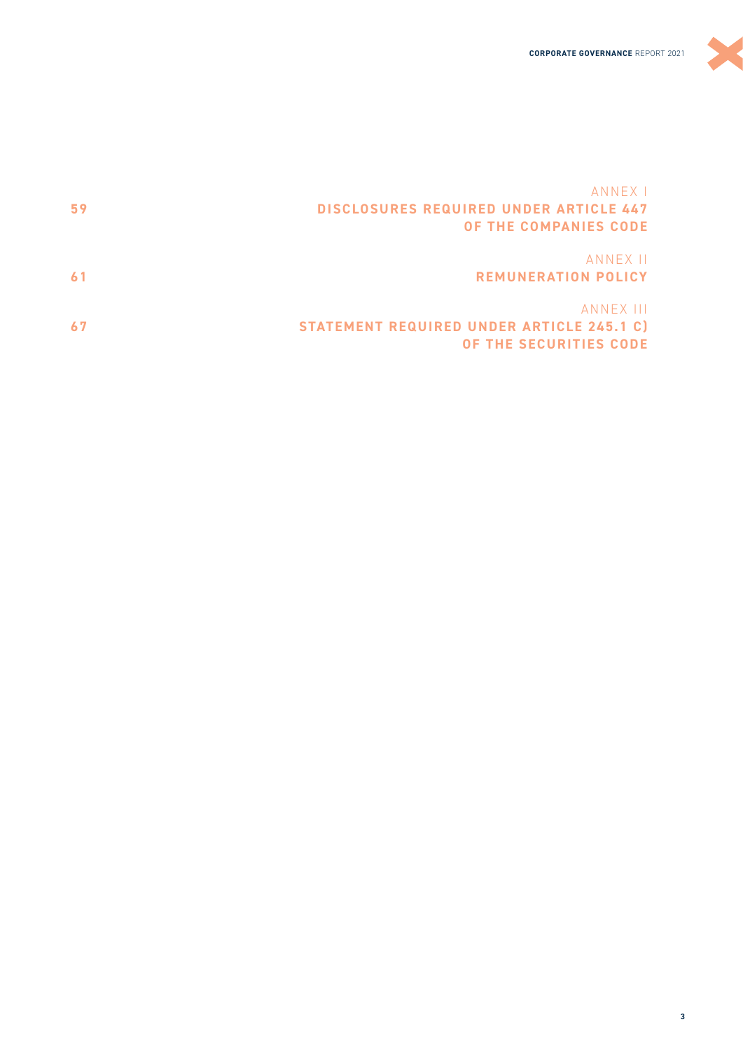| | |
|---|---|
| 59 | ANNEX I<br>**DISCLOSURES REQUIRED UNDER ARTICLE 447 OF THE COMPANIES CODE** |
| 61 | ANNEX II<br>**REMUNERATION POLICY** |
| 67 | ANNEX III<br>**STATEMENT REQUIRED UNDER ARTICLE 245.1 C) OF THE SECURITIES CODE** |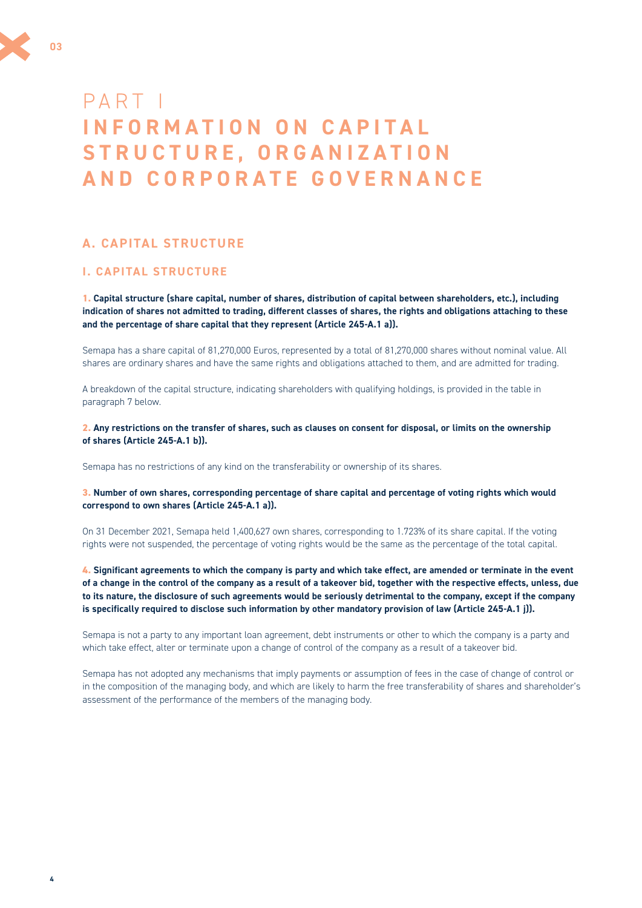# PART I
# INFORMATION ON CAPITAL STRUCTURE, ORGANIZATION AND CORPORATE GOVERNANCE

## A. CAPITAL STRUCTURE

### I. CAPITAL STRUCTURE

**1. Capital structure (share capital, number of shares, distribution of capital between shareholders, etc.), including indication of shares not admitted to trading, different classes of shares, the rights and obligations attaching to these and the percentage of share capital that they represent (Article 245-A.1 a)).**

Semapa has a share capital of 81,270,000 Euros, represented by a total of 81,270,000 shares without nominal value. All shares are ordinary shares and have the same rights and obligations attached to them, and are admitted for trading.

A breakdown of the capital structure, indicating shareholders with qualifying holdings, is provided in the table in paragraph 7 below.

**2. Any restrictions on the transfer of shares, such as clauses on consent for disposal, or limits on the ownership of shares (Article 245-A.1 b)).**

Semapa has no restrictions of any kind on the transferability or ownership of its shares.

**3. Number of own shares, corresponding percentage of share capital and percentage of voting rights which would correspond to own shares (Article 245-A.1 a)).**

On 31 December 2021, Semapa held 1,400,627 own shares, corresponding to 1.723% of its share capital. If the voting rights were not suspended, the percentage of voting rights would be the same as the percentage of the total capital.

**4. Significant agreements to which the company is party and which take effect, are amended or terminate in the event of a change in the control of the company as a result of a takeover bid, together with the respective effects, unless, due to its nature, the disclosure of such agreements would be seriously detrimental to the company, except if the company is specifically required to disclose such information by other mandatory provision of law (Article 245-A.1 j)).**

Semapa is not a party to any important loan agreement, debt instruments or other to which the company is a party and which take effect, alter or terminate upon a change of control of the company as a result of a takeover bid.

Semapa has not adopted any mechanisms that imply payments or assumption of fees in the case of change of control or in the composition of the managing body, and which are likely to harm the free transferability of shares and shareholder's assessment of the performance of the members of the managing body.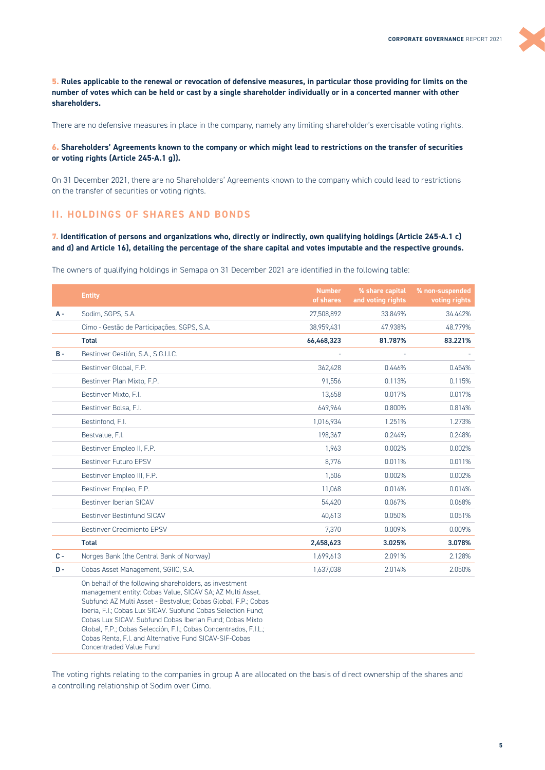**5. Rules applicable to the renewal or revocation of defensive measures, in particular those providing for limits on the number of votes which can be held or cast by a single shareholder individually or in a concerted manner with other shareholders.**

There are no defensive measures in place in the company, namely any limiting shareholder's exercisable voting rights.

**6. Shareholders' Agreements known to the company or which might lead to restrictions on the transfer of securities or voting rights (Article 245-A.1 g)).**

On 31 December 2021, there are no Shareholders' Agreements known to the company which could lead to restrictions on the transfer of securities or voting rights.

## II. HOLDINGS OF SHARES AND BONDS

**7. Identification of persons and organizations who, directly or indirectly, own qualifying holdings (Article 245-A.1 c) and d) and Article 16), detailing the percentage of the share capital and votes imputable and the respective grounds.**

The owners of qualifying holdings in Semapa on 31 December 2021 are identified in the following table:

| | Entity | Number of shares | % share capital and voting rights | % non-suspended voting rights |
|---|---|---|---|---|
| A - | Sodim, SGPS, S.A. | 27,508,892 | 33.849% | 34.442% |
| | Cimo - Gestão de Participações, SGPS, S.A. | 38,959,431 | 47.938% | 48.779% |
| | **Total** | **66,468,323** | **81.787%** | **83.221%** |
| B - | Bestinver Gestión, S.A., S.G.I.I.C. | - | - | - |
| | Bestinver Global, F.P. | 362,428 | 0.446% | 0.454% |
| | Bestinver Plan Mixto, F.P. | 91,556 | 0.113% | 0.115% |
| | Bestinver Mixto, F.I. | 13,658 | 0.017% | 0.017% |
| | Bestinver Bolsa, F.I. | 649,964 | 0.800% | 0.814% |
| | Bestinfond, F.I. | 1,016,934 | 1.251% | 1.273% |
| | Bestvalue, F.I. | 198,367 | 0.244% | 0.248% |
| | Bestinver Empleo II, F.P. | 1,963 | 0.002% | 0.002% |
| | Bestinver Futuro EPSV | 8,776 | 0.011% | 0.011% |
| | Bestinver Empleo III, F.P. | 1,506 | 0.002% | 0.002% |
| | Bestinver Empleo, F.P. | 11,068 | 0.014% | 0.014% |
| | Bestinver Iberian SICAV | 54,420 | 0.067% | 0.068% |
| | Bestinver Bestinfund SICAV | 40,613 | 0.050% | 0.051% |
| | Bestinver Crecimiento EPSV | 7,370 | 0.009% | 0.009% |
| | **Total** | **2,458,623** | **3.025%** | **3.078%** |
| C - | Norges Bank (the Central Bank of Norway) | 1,699,613 | 2.091% | 2.128% |
| D - | Cobas Asset Management, SGIIC, S.A. | 1,637,038 | 2.014% | 2.050% |
| | On behalf of the following shareholders, as investment management entity: Cobas Value, SICAV SA; AZ Multi Asset. Subfund: AZ Multi Asset - Bestvalue; Cobas Global, F.P.; Cobas Iberia, F.I.; Cobas Lux SICAV. Subfund Cobas Selection Fund; Cobas Lux SICAV. Subfund Cobas Iberian Fund; Cobas Mixto Global, F.P.; Cobas Selección, F.I.; Cobas Concentrados, F.I.L.; Cobas Renta, F.I. and Alternative Fund SICAV-SIF-Cobas Concentraded Value Fund | | | |

The voting rights relating to the companies in group A are allocated on the basis of direct ownership of the shares and a controlling relationship of Sodim over Cimo.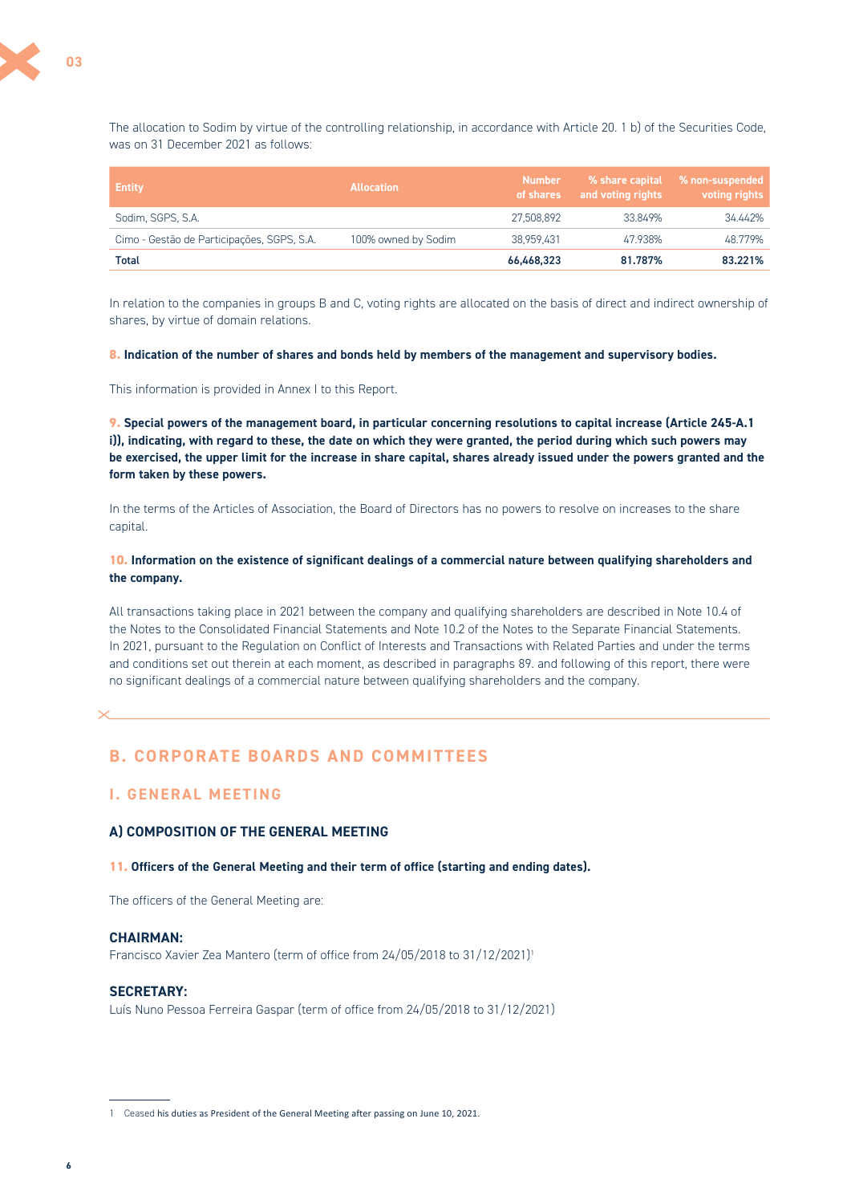The allocation to Sodim by virtue of the controlling relationship, in accordance with Article 20. 1 b) of the Securities Code, was on 31 December 2021 as follows:

| Entity | Allocation | Number of shares | % share capital and voting rights | % non-suspended voting rights |
|---|---|---|---|---|
| Sodim, SGPS, S.A. | | 27,508,892 | 33.849% | 34.442% |
| Cimo - Gestão de Participações, SGPS, S.A. | 100% owned by Sodim | 38,959,431 | 47.938% | 48.779% |
| **Total** | | **66,468,323** | **81.787%** | **83.221%** |

In relation to the companies in groups B and C, voting rights are allocated on the basis of direct and indirect ownership of shares, by virtue of domain relations.

**8. Indication of the number of shares and bonds held by members of the management and supervisory bodies.**

This information is provided in Annex I to this Report.

**9. Special powers of the management board, in particular concerning resolutions to capital increase (Article 245-A.1 i)), indicating, with regard to these, the date on which they were granted, the period during which such powers may be exercised, the upper limit for the increase in share capital, shares already issued under the powers granted and the form taken by these powers.**

In the terms of the Articles of Association, the Board of Directors has no powers to resolve on increases to the share capital.

**10. Information on the existence of significant dealings of a commercial nature between qualifying shareholders and the company.**

All transactions taking place in 2021 between the company and qualifying shareholders are described in Note 10.4 of the Notes to the Consolidated Financial Statements and Note 10.2 of the Notes to the Separate Financial Statements. In 2021, pursuant to the Regulation on Conflict of Interests and Transactions with Related Parties and under the terms and conditions set out therein at each moment, as described in paragraphs 89. and following of this report, there were no significant dealings of a commercial nature between qualifying shareholders and the company.

## B. CORPORATE BOARDS AND COMMITTEES

## I. GENERAL MEETING

### A) COMPOSITION OF THE GENERAL MEETING

**11. Officers of the General Meeting and their term of office (starting and ending dates).**

The officers of the General Meeting are:

**CHAIRMAN:**
Francisco Xavier Zea Mantero (term of office from 24/05/2018 to 31/12/2021)[1]

**SECRETARY:**
Luís Nuno Pessoa Ferreira Gaspar (term of office from 24/05/2018 to 31/12/2021)

1 Ceased his duties as President of the General Meeting after passing on June 10, 2021.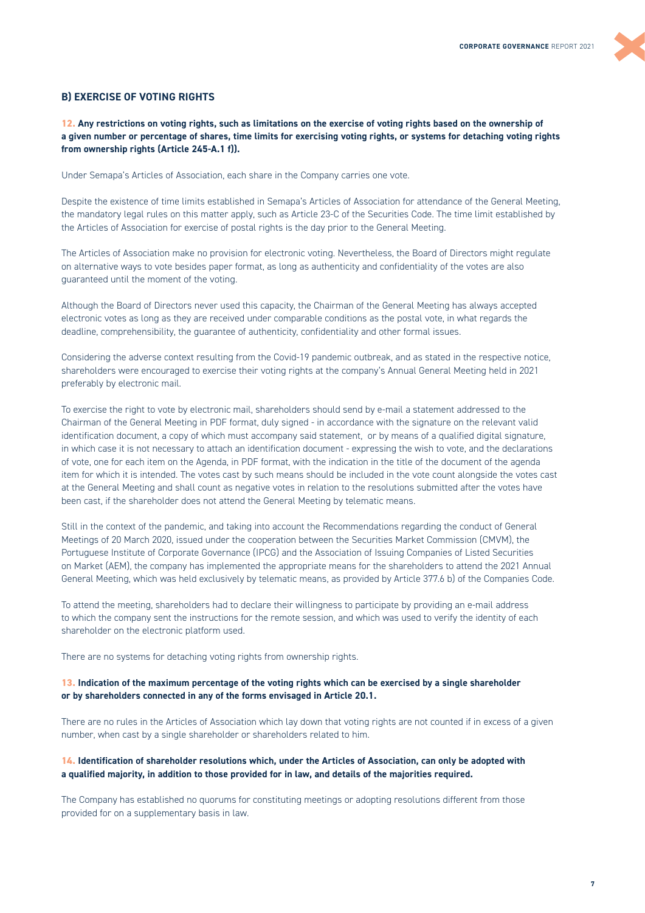## B) EXERCISE OF VOTING RIGHTS

**12. Any restrictions on voting rights, such as limitations on the exercise of voting rights based on the ownership of a given number or percentage of shares, time limits for exercising voting rights, or systems for detaching voting rights from ownership rights (Article 245-A.1 f)).**

Under Semapa's Articles of Association, each share in the Company carries one vote.

Despite the existence of time limits established in Semapa's Articles of Association for attendance of the General Meeting, the mandatory legal rules on this matter apply, such as Article 23-C of the Securities Code. The time limit established by the Articles of Association for exercise of postal rights is the day prior to the General Meeting.

The Articles of Association make no provision for electronic voting. Nevertheless, the Board of Directors might regulate on alternative ways to vote besides paper format, as long as authenticity and confidentiality of the votes are also guaranteed until the moment of the voting.

Although the Board of Directors never used this capacity, the Chairman of the General Meeting has always accepted electronic votes as long as they are received under comparable conditions as the postal vote, in what regards the deadline, comprehensibility, the guarantee of authenticity, confidentiality and other formal issues.

Considering the adverse context resulting from the Covid-19 pandemic outbreak, and as stated in the respective notice, shareholders were encouraged to exercise their voting rights at the company's Annual General Meeting held in 2021 preferably by electronic mail.

To exercise the right to vote by electronic mail, shareholders should send by e-mail a statement addressed to the Chairman of the General Meeting in PDF format, duly signed - in accordance with the signature on the relevant valid identification document, a copy of which must accompany said statement, or by means of a qualified digital signature, in which case it is not necessary to attach an identification document - expressing the wish to vote, and the declarations of vote, one for each item on the Agenda, in PDF format, with the indication in the title of the document of the agenda item for which it is intended. The votes cast by such means should be included in the vote count alongside the votes cast at the General Meeting and shall count as negative votes in relation to the resolutions submitted after the votes have been cast, if the shareholder does not attend the General Meeting by telematic means.

Still in the context of the pandemic, and taking into account the Recommendations regarding the conduct of General Meetings of 20 March 2020, issued under the cooperation between the Securities Market Commission (CMVM), the Portuguese Institute of Corporate Governance (IPCG) and the Association of Issuing Companies of Listed Securities on Market (AEM), the company has implemented the appropriate means for the shareholders to attend the 2021 Annual General Meeting, which was held exclusively by telematic means, as provided by Article 377.6 b) of the Companies Code.

To attend the meeting, shareholders had to declare their willingness to participate by providing an e-mail address to which the company sent the instructions for the remote session, and which was used to verify the identity of each shareholder on the electronic platform used.

There are no systems for detaching voting rights from ownership rights.

**13. Indication of the maximum percentage of the voting rights which can be exercised by a single shareholder or by shareholders connected in any of the forms envisaged in Article 20.1.**

There are no rules in the Articles of Association which lay down that voting rights are not counted if in excess of a given number, when cast by a single shareholder or shareholders related to him.

**14. Identification of shareholder resolutions which, under the Articles of Association, can only be adopted with a qualified majority, in addition to those provided for in law, and details of the majorities required.**

The Company has established no quorums for constituting meetings or adopting resolutions different from those provided for on a supplementary basis in law.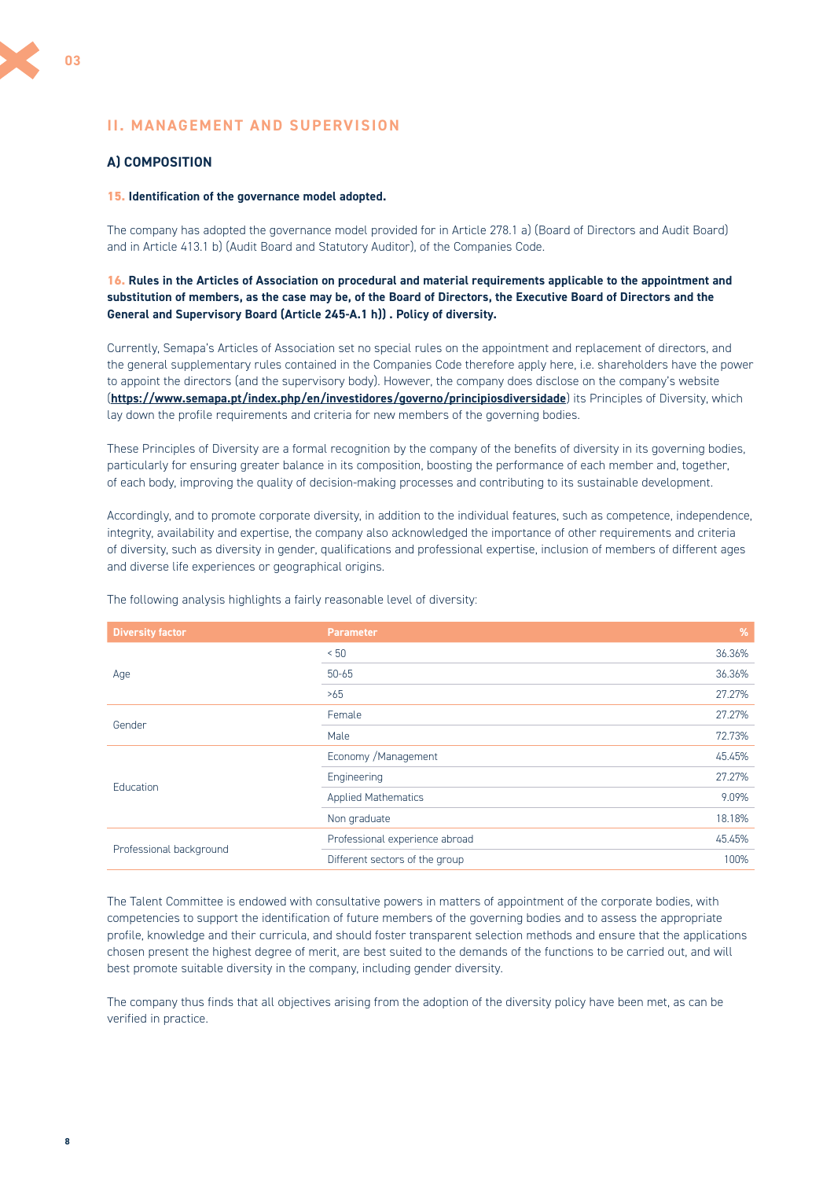## II. MANAGEMENT AND SUPERVISION

### A) COMPOSITION

**15. Identification of the governance model adopted.**

The company has adopted the governance model provided for in Article 278.1 a) (Board of Directors and Audit Board) and in Article 413.1 b) (Audit Board and Statutory Auditor), of the Companies Code.

**16. Rules in the Articles of Association on procedural and material requirements applicable to the appointment and substitution of members, as the case may be, of the Board of Directors, the Executive Board of Directors and the General and Supervisory Board (Article 245-A.1 h)) . Policy of diversity.**

Currently, Semapa's Articles of Association set no special rules on the appointment and replacement of directors, and the general supplementary rules contained in the Companies Code therefore apply here, i.e. shareholders have the power to appoint the directors (and the supervisory body). However, the company does disclose on the company's website (**https://www.semapa.pt/index.php/en/investidores/governo/principiosdiversidade**) its Principles of Diversity, which lay down the profile requirements and criteria for new members of the governing bodies.

These Principles of Diversity are a formal recognition by the company of the benefits of diversity in its governing bodies, particularly for ensuring greater balance in its composition, boosting the performance of each member and, together, of each body, improving the quality of decision-making processes and contributing to its sustainable development.

Accordingly, and to promote corporate diversity, in addition to the individual features, such as competence, independence, integrity, availability and expertise, the company also acknowledged the importance of other requirements and criteria of diversity, such as diversity in gender, qualifications and professional expertise, inclusion of members of different ages and diverse life experiences or geographical origins.

The following analysis highlights a fairly reasonable level of diversity:

| Diversity factor | Parameter | % |
|---|---|---|
| Age | < 50 | 36.36% |
| | 50-65 | 36.36% |
| | >65 | 27.27% |
| Gender | Female | 27.27% |
| | Male | 72.73% |
| Education | Economy /Management | 45.45% |
| | Engineering | 27.27% |
| | Applied Mathematics | 9.09% |
| | Non graduate | 18.18% |
| Professional background | Professional experience abroad | 45.45% |
| | Different sectors of the group | 100% |

The Talent Committee is endowed with consultative powers in matters of appointment of the corporate bodies, with competencies to support the identification of future members of the governing bodies and to assess the appropriate profile, knowledge and their curricula, and should foster transparent selection methods and ensure that the applications chosen present the highest degree of merit, are best suited to the demands of the functions to be carried out, and will best promote suitable diversity in the company, including gender diversity.

The company thus finds that all objectives arising from the adoption of the diversity policy have been met, as can be verified in practice.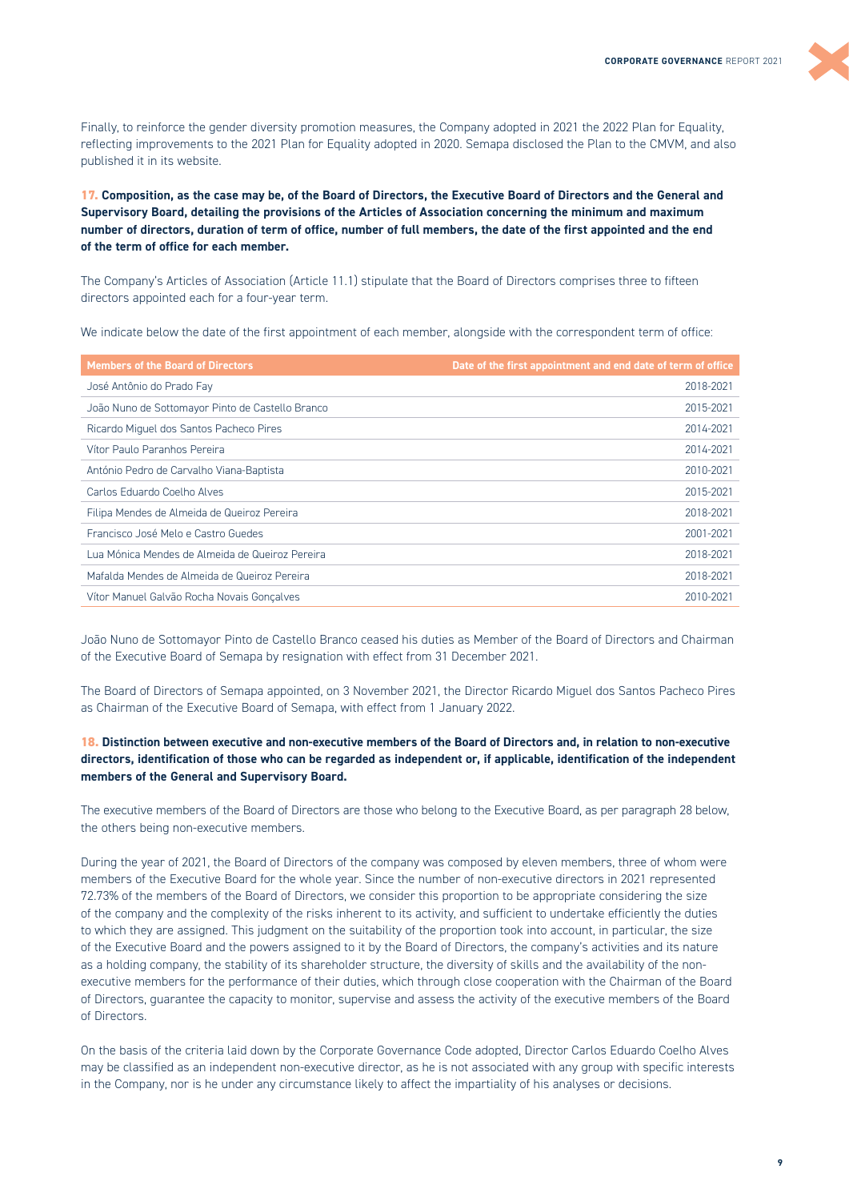Finally, to reinforce the gender diversity promotion measures, the Company adopted in 2021 the 2022 Plan for Equality, reflecting improvements to the 2021 Plan for Equality adopted in 2020. Semapa disclosed the Plan to the CMVM, and also published it in its website.

**17. Composition, as the case may be, of the Board of Directors, the Executive Board of Directors and the General and Supervisory Board, detailing the provisions of the Articles of Association concerning the minimum and maximum number of directors, duration of term of office, number of full members, the date of the first appointed and the end of the term of office for each member.**

The Company's Articles of Association (Article 11.1) stipulate that the Board of Directors comprises three to fifteen directors appointed each for a four-year term.

We indicate below the date of the first appointment of each member, alongside with the correspondent term of office:

| Members of the Board of Directors | Date of the first appointment and end date of term of office |
|---|---|
| José Antônio do Prado Fay | 2018-2021 |
| João Nuno de Sottomayor Pinto de Castello Branco | 2015-2021 |
| Ricardo Miguel dos Santos Pacheco Pires | 2014-2021 |
| Vítor Paulo Paranhos Pereira | 2014-2021 |
| António Pedro de Carvalho Viana-Baptista | 2010-2021 |
| Carlos Eduardo Coelho Alves | 2015-2021 |
| Filipa Mendes de Almeida de Queiroz Pereira | 2018-2021 |
| Francisco José Melo e Castro Guedes | 2001-2021 |
| Lua Mónica Mendes de Almeida de Queiroz Pereira | 2018-2021 |
| Mafalda Mendes de Almeida de Queiroz Pereira | 2018-2021 |
| Vítor Manuel Galvão Rocha Novais Gonçalves | 2010-2021 |

João Nuno de Sottomayor Pinto de Castello Branco ceased his duties as Member of the Board of Directors and Chairman of the Executive Board of Semapa by resignation with effect from 31 December 2021.

The Board of Directors of Semapa appointed, on 3 November 2021, the Director Ricardo Miguel dos Santos Pacheco Pires as Chairman of the Executive Board of Semapa, with effect from 1 January 2022.

**18. Distinction between executive and non-executive members of the Board of Directors and, in relation to non-executive directors, identification of those who can be regarded as independent or, if applicable, identification of the independent members of the General and Supervisory Board.**

The executive members of the Board of Directors are those who belong to the Executive Board, as per paragraph 28 below, the others being non-executive members.

During the year of 2021, the Board of Directors of the company was composed by eleven members, three of whom were members of the Executive Board for the whole year. Since the number of non-executive directors in 2021 represented 72.73% of the members of the Board of Directors, we consider this proportion to be appropriate considering the size of the company and the complexity of the risks inherent to its activity, and sufficient to undertake efficiently the duties to which they are assigned. This judgment on the suitability of the proportion took into account, in particular, the size of the Executive Board and the powers assigned to it by the Board of Directors, the company's activities and its nature as a holding company, the stability of its shareholder structure, the diversity of skills and the availability of the non-executive members for the performance of their duties, which through close cooperation with the Chairman of the Board of Directors, guarantee the capacity to monitor, supervise and assess the activity of the executive members of the Board of Directors.

On the basis of the criteria laid down by the Corporate Governance Code adopted, Director Carlos Eduardo Coelho Alves may be classified as an independent non-executive director, as he is not associated with any group with specific interests in the Company, nor is he under any circumstance likely to affect the impartiality of his analyses or decisions.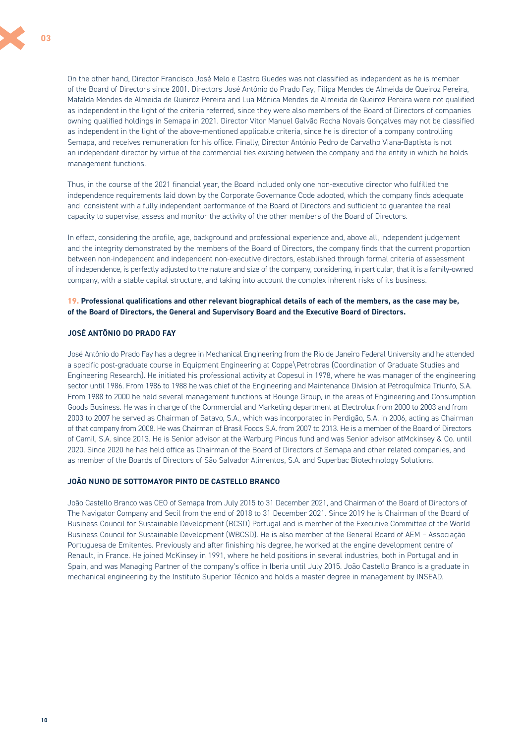On the other hand, Director Francisco José Melo e Castro Guedes was not classified as independent as he is member of the Board of Directors since 2001. Directors José Antônio do Prado Fay, Filipa Mendes de Almeida de Queiroz Pereira, Mafalda Mendes de Almeida de Queiroz Pereira and Lua Mónica Mendes de Almeida de Queiroz Pereira were not qualified as independent in the light of the criteria referred, since they were also members of the Board of Directors of companies owning qualified holdings in Semapa in 2021. Director Vitor Manuel Galvão Rocha Novais Gonçalves may not be classified as independent in the light of the above-mentioned applicable criteria, since he is director of a company controlling Semapa, and receives remuneration for his office. Finally, Director António Pedro de Carvalho Viana-Baptista is not an independent director by virtue of the commercial ties existing between the company and the entity in which he holds management functions.

Thus, in the course of the 2021 financial year, the Board included only one non-executive director who fulfilled the independence requirements laid down by the Corporate Governance Code adopted, which the company finds adequate and consistent with a fully independent performance of the Board of Directors and sufficient to guarantee the real capacity to supervise, assess and monitor the activity of the other members of the Board of Directors.

In effect, considering the profile, age, background and professional experience and, above all, independent judgement and the integrity demonstrated by the members of the Board of Directors, the company finds that the current proportion between non-independent and independent non-executive directors, established through formal criteria of assessment of independence, is perfectly adjusted to the nature and size of the company, considering, in particular, that it is a family-owned company, with a stable capital structure, and taking into account the complex inherent risks of its business.

**19. Professional qualifications and other relevant biographical details of each of the members, as the case may be, of the Board of Directors, the General and Supervisory Board and the Executive Board of Directors.**

**JOSÉ ANTÔNIO DO PRADO FAY**

José Antônio do Prado Fay has a degree in Mechanical Engineering from the Rio de Janeiro Federal University and he attended a specific post-graduate course in Equipment Engineering at Coppe\Petrobras (Coordination of Graduate Studies and Engineering Research). He initiated his professional activity at Copesul in 1978, where he was manager of the engineering sector until 1986. From 1986 to 1988 he was chief of the Engineering and Maintenance Division at Petroquímica Triunfo, S.A. From 1988 to 2000 he held several management functions at Bounge Group, in the areas of Engineering and Consumption Goods Business. He was in charge of the Commercial and Marketing department at Electrolux from 2000 to 2003 and from 2003 to 2007 he served as Chairman of Batavo, S.A., which was incorporated in Perdigão, S.A. in 2006, acting as Chairman of that company from 2008. He was Chairman of Brasil Foods S.A. from 2007 to 2013. He is a member of the Board of Directors of Camil, S.A. since 2013. He is Senior advisor at the Warburg Pincus fund and was Senior advisor atMckinsey & Co. until 2020. Since 2020 he has held office as Chairman of the Board of Directors of Semapa and other related companies, and as member of the Boards of Directors of São Salvador Alimentos, S.A. and Superbac Biotechnology Solutions.

**JOÃO NUNO DE SOTTOMAYOR PINTO DE CASTELLO BRANCO**

João Castello Branco was CEO of Semapa from July 2015 to 31 December 2021, and Chairman of the Board of Directors of The Navigator Company and Secil from the end of 2018 to 31 December 2021. Since 2019 he is Chairman of the Board of Business Council for Sustainable Development (BCSD) Portugal and is member of the Executive Committee of the World Business Council for Sustainable Development (WBCSD). He is also member of the General Board of AEM – Associação Portuguesa de Emitentes. Previously and after finishing his degree, he worked at the engine development centre of Renault, in France. He joined McKinsey in 1991, where he held positions in several industries, both in Portugal and in Spain, and was Managing Partner of the company's office in Iberia until July 2015. João Castello Branco is a graduate in mechanical engineering by the Instituto Superior Técnico and holds a master degree in management by INSEAD.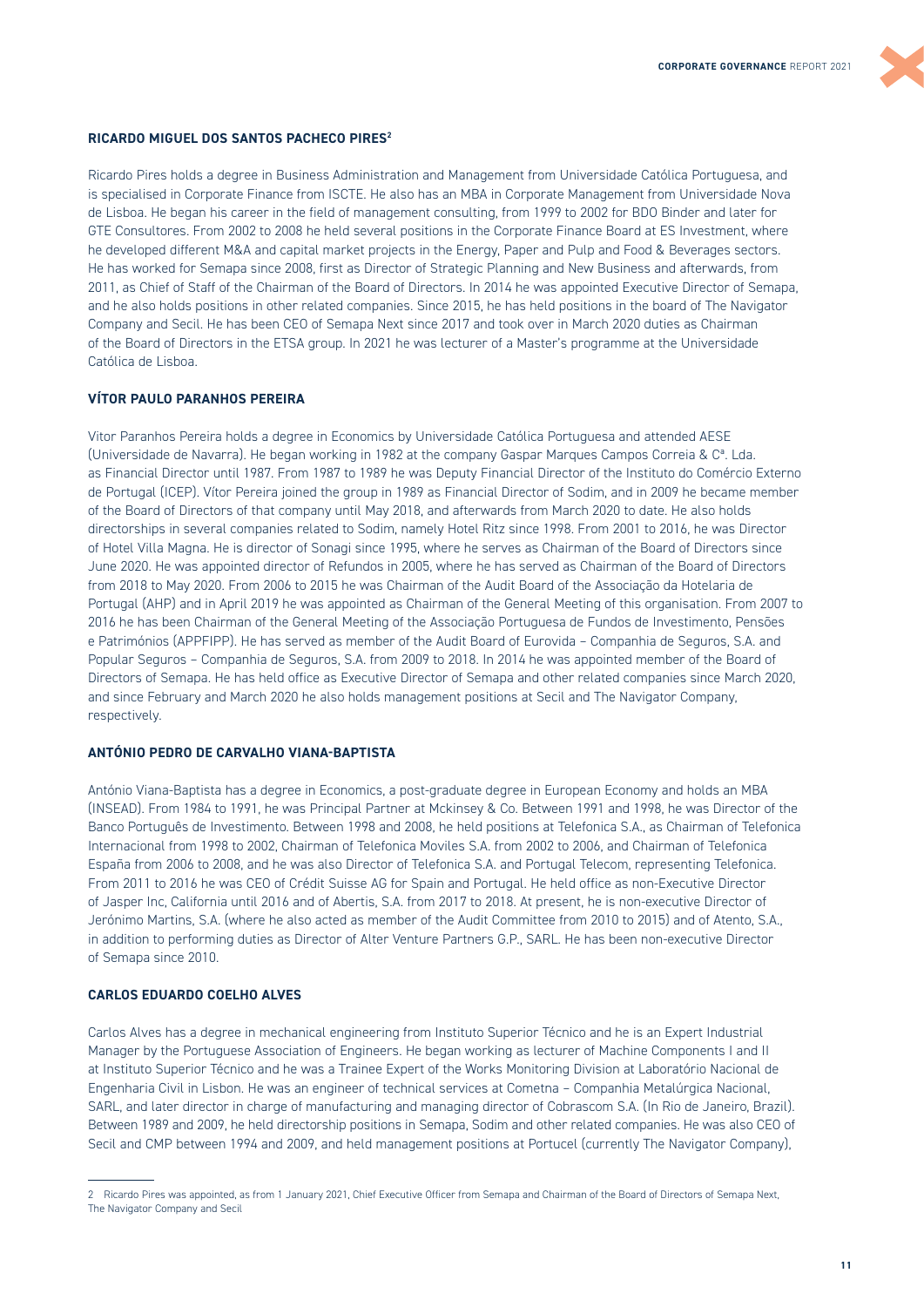### RICARDO MIGUEL DOS SANTOS PACHECO PIRES[2]

Ricardo Pires holds a degree in Business Administration and Management from Universidade Católica Portuguesa, and is specialised in Corporate Finance from ISCTE. He also has an MBA in Corporate Management from Universidade Nova de Lisboa. He began his career in the field of management consulting, from 1999 to 2002 for BDO Binder and later for GTE Consultores. From 2002 to 2008 he held several positions in the Corporate Finance Board at ES Investment, where he developed different M&A and capital market projects in the Energy, Paper and Pulp and Food & Beverages sectors. He has worked for Semapa since 2008, first as Director of Strategic Planning and New Business and afterwards, from 2011, as Chief of Staff of the Chairman of the Board of Directors. In 2014 he was appointed Executive Director of Semapa, and he also holds positions in other related companies. Since 2015, he has held positions in the board of The Navigator Company and Secil. He has been CEO of Semapa Next since 2017 and took over in March 2020 duties as Chairman of the Board of Directors in the ETSA group. In 2021 he was lecturer of a Master's programme at the Universidade Católica de Lisboa.

### VÍTOR PAULO PARANHOS PEREIRA

Vitor Paranhos Pereira holds a degree in Economics by Universidade Católica Portuguesa and attended AESE (Universidade de Navarra). He began working in 1982 at the company Gaspar Marques Campos Correia & Cª. Lda. as Financial Director until 1987. From 1987 to 1989 he was Deputy Financial Director of the Instituto do Comércio Externo de Portugal (ICEP). Vítor Pereira joined the group in 1989 as Financial Director of Sodim, and in 2009 he became member of the Board of Directors of that company until May 2018, and afterwards from March 2020 to date. He also holds directorships in several companies related to Sodim, namely Hotel Ritz since 1998. From 2001 to 2016, he was Director of Hotel Villa Magna. He is director of Sonagi since 1995, where he serves as Chairman of the Board of Directors since June 2020. He was appointed director of Refundos in 2005, where he has served as Chairman of the Board of Directors from 2018 to May 2020. From 2006 to 2015 he was Chairman of the Audit Board of the Associação da Hotelaria de Portugal (AHP) and in April 2019 he was appointed as Chairman of the General Meeting of this organisation. From 2007 to 2016 he has been Chairman of the General Meeting of the Associação Portuguesa de Fundos de Investimento, Pensões e Patrimónios (APPFIPP). He has served as member of the Audit Board of Eurovida – Companhia de Seguros, S.A. and Popular Seguros – Companhia de Seguros, S.A. from 2009 to 2018. In 2014 he was appointed member of the Board of Directors of Semapa. He has held office as Executive Director of Semapa and other related companies since March 2020, and since February and March 2020 he also holds management positions at Secil and The Navigator Company, respectively.

### ANTÓNIO PEDRO DE CARVALHO VIANA-BAPTISTA

António Viana-Baptista has a degree in Economics, a post-graduate degree in European Economy and holds an MBA (INSEAD). From 1984 to 1991, he was Principal Partner at Mckinsey & Co. Between 1991 and 1998, he was Director of the Banco Português de Investimento. Between 1998 and 2008, he held positions at Telefonica S.A., as Chairman of Telefonica Internacional from 1998 to 2002, Chairman of Telefonica Moviles S.A. from 2002 to 2006, and Chairman of Telefonica España from 2006 to 2008, and he was also Director of Telefonica S.A. and Portugal Telecom, representing Telefonica. From 2011 to 2016 he was CEO of Crédit Suisse AG for Spain and Portugal. He held office as non-Executive Director of Jasper Inc, California until 2016 and of Abertis, S.A. from 2017 to 2018. At present, he is non-executive Director of Jerónimo Martins, S.A. (where he also acted as member of the Audit Committee from 2010 to 2015) and of Atento, S.A., in addition to performing duties as Director of Alter Venture Partners G.P., SARL. He has been non-executive Director of Semapa since 2010.

### CARLOS EDUARDO COELHO ALVES

Carlos Alves has a degree in mechanical engineering from Instituto Superior Técnico and he is an Expert Industrial Manager by the Portuguese Association of Engineers. He began working as lecturer of Machine Components I and II at Instituto Superior Técnico and he was a Trainee Expert of the Works Monitoring Division at Laboratório Nacional de Engenharia Civil in Lisbon. He was an engineer of technical services at Cometna – Companhia Metalúrgica Nacional, SARL, and later director in charge of manufacturing and managing director of Cobrascom S.A. (In Rio de Janeiro, Brazil). Between 1989 and 2009, he held directorship positions in Semapa, Sodim and other related companies. He was also CEO of Secil and CMP between 1994 and 2009, and held management positions at Portucel (currently The Navigator Company),

---

2 Ricardo Pires was appointed, as from 1 January 2021, Chief Executive Officer from Semapa and Chairman of the Board of Directors of Semapa Next, The Navigator Company and Secil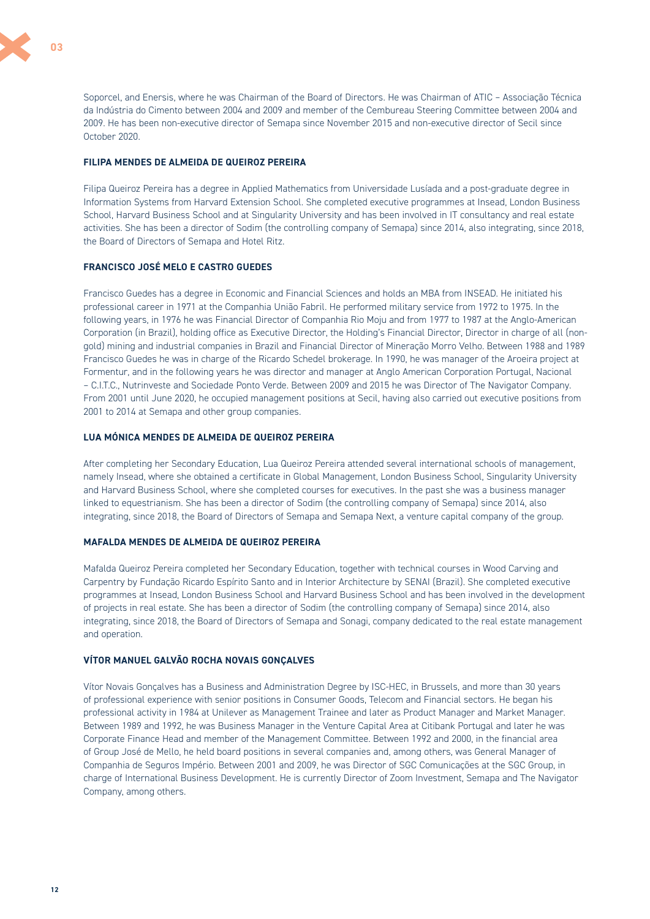Soporcel, and Enersis, where he was Chairman of the Board of Directors. He was Chairman of ATIC – Associação Técnica da Indústria do Cimento between 2004 and 2009 and member of the Cembureau Steering Committee between 2004 and 2009. He has been non-executive director of Semapa since November 2015 and non-executive director of Secil since October 2020.

### FILIPA MENDES DE ALMEIDA DE QUEIROZ PEREIRA

Filipa Queiroz Pereira has a degree in Applied Mathematics from Universidade Lusíada and a post-graduate degree in Information Systems from Harvard Extension School. She completed executive programmes at Insead, London Business School, Harvard Business School and at Singularity University and has been involved in IT consultancy and real estate activities. She has been a director of Sodim (the controlling company of Semapa) since 2014, also integrating, since 2018, the Board of Directors of Semapa and Hotel Ritz.

### FRANCISCO JOSÉ MELO E CASTRO GUEDES

Francisco Guedes has a degree in Economic and Financial Sciences and holds an MBA from INSEAD. He initiated his professional career in 1971 at the Companhia União Fabril. He performed military service from 1972 to 1975. In the following years, in 1976 he was Financial Director of Companhia Rio Moju and from 1977 to 1987 at the Anglo-American Corporation (in Brazil), holding office as Executive Director, the Holding's Financial Director, Director in charge of all (non-gold) mining and industrial companies in Brazil and Financial Director of Mineração Morro Velho. Between 1988 and 1989 Francisco Guedes he was in charge of the Ricardo Schedel brokerage. In 1990, he was manager of the Aroeira project at Formentur, and in the following years he was director and manager at Anglo American Corporation Portugal, Nacional – C.I.T.C., Nutrinveste and Sociedade Ponto Verde. Between 2009 and 2015 he was Director of The Navigator Company. From 2001 until June 2020, he occupied management positions at Secil, having also carried out executive positions from 2001 to 2014 at Semapa and other group companies.

### LUA MÓNICA MENDES DE ALMEIDA DE QUEIROZ PEREIRA

After completing her Secondary Education, Lua Queiroz Pereira attended several international schools of management, namely Insead, where she obtained a certificate in Global Management, London Business School, Singularity University and Harvard Business School, where she completed courses for executives. In the past she was a business manager linked to equestrianism. She has been a director of Sodim (the controlling company of Semapa) since 2014, also integrating, since 2018, the Board of Directors of Semapa and Semapa Next, a venture capital company of the group.

### MAFALDA MENDES DE ALMEIDA DE QUEIROZ PEREIRA

Mafalda Queiroz Pereira completed her Secondary Education, together with technical courses in Wood Carving and Carpentry by Fundação Ricardo Espírito Santo and in Interior Architecture by SENAI (Brazil). She completed executive programmes at Insead, London Business School and Harvard Business School and has been involved in the development of projects in real estate. She has been a director of Sodim (the controlling company of Semapa) since 2014, also integrating, since 2018, the Board of Directors of Semapa and Sonagi, company dedicated to the real estate management and operation.

### VÍTOR MANUEL GALVÃO ROCHA NOVAIS GONÇALVES

Vítor Novais Gonçalves has a Business and Administration Degree by ISC-HEC, in Brussels, and more than 30 years of professional experience with senior positions in Consumer Goods, Telecom and Financial sectors. He began his professional activity in 1984 at Unilever as Management Trainee and later as Product Manager and Market Manager. Between 1989 and 1992, he was Business Manager in the Venture Capital Area at Citibank Portugal and later he was Corporate Finance Head and member of the Management Committee. Between 1992 and 2000, in the financial area of Group José de Mello, he held board positions in several companies and, among others, was General Manager of Companhia de Seguros Império. Between 2001 and 2009, he was Director of SGC Comunicações at the SGC Group, in charge of International Business Development. He is currently Director of Zoom Investment, Semapa and The Navigator Company, among others.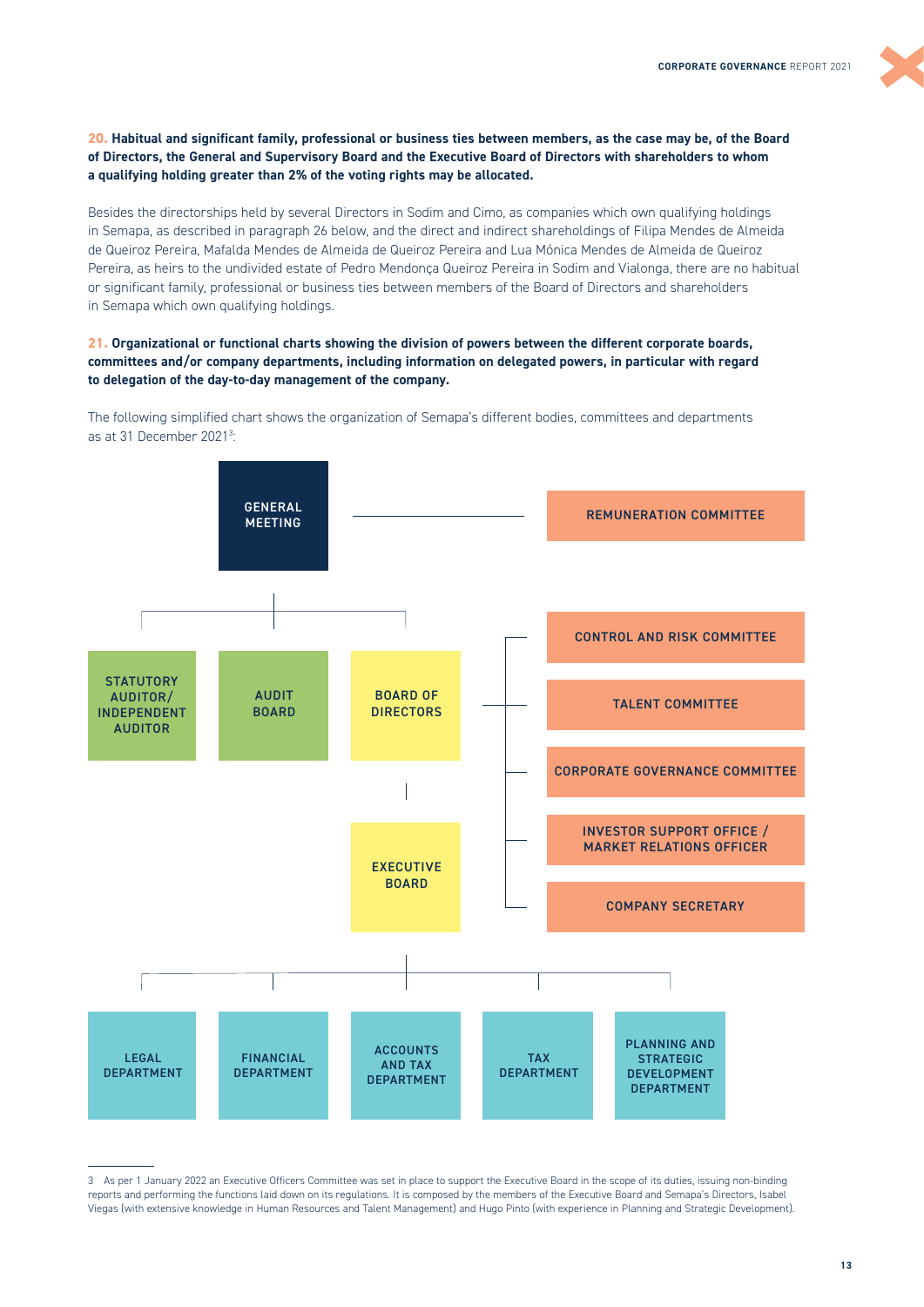**20. Habitual and significant family, professional or business ties between members, as the case may be, of the Board of Directors, the General and Supervisory Board and the Executive Board of Directors with shareholders to whom a qualifying holding greater than 2% of the voting rights may be allocated.**

Besides the directorships held by several Directors in Sodim and Cimo, as companies which own qualifying holdings in Semapa, as described in paragraph 26 below, and the direct and indirect shareholdings of Filipa Mendes de Almeida de Queiroz Pereira, Mafalda Mendes de Almeida de Queiroz Pereira and Lua Mónica Mendes de Almeida de Queiroz Pereira, as heirs to the undivided estate of Pedro Mendonça Queiroz Pereira in Sodim and Vialonga, there are no habitual or significant family, professional or business ties between members of the Board of Directors and shareholders in Semapa which own qualifying holdings.

**21. Organizational or functional charts showing the division of powers between the different corporate boards, committees and/or company departments, including information on delegated powers, in particular with regard to delegation of the day-to-day management of the company.**

The following simplified chart shows the organization of Semapa's different bodies, committees and departments as at 31 December 2021[3]:

- GENERAL MEETING
  - REMUNERATION COMMITTEE
  - STATUTORY AUDITOR/ INDEPENDENT AUDITOR
  - AUDIT BOARD
  - BOARD OF DIRECTORS
    - CONTROL AND RISK COMMITTEE
    - TALENT COMMITTEE
    - CORPORATE GOVERNANCE COMMITTEE
    - INVESTOR SUPPORT OFFICE / MARKET RELATIONS OFFICER
    - COMPANY SECRETARY
    - EXECUTIVE BOARD
      - LEGAL DEPARTMENT
      - FINANCIAL DEPARTMENT
      - ACCOUNTS AND TAX DEPARTMENT
      - TAX DEPARTMENT
      - PLANNING AND STRATEGIC DEVELOPMENT DEPARTMENT

3 As per 1 January 2022 an Executive Officers Committee was set in place to support the Executive Board in the scope of its duties, issuing non-binding reports and performing the functions laid down on its regulations. It is composed by the members of the Executive Board and Semapa's Directors, Isabel Viegas (with extensive knowledge in Human Resources and Talent Management) and Hugo Pinto (with experience in Planning and Strategic Development).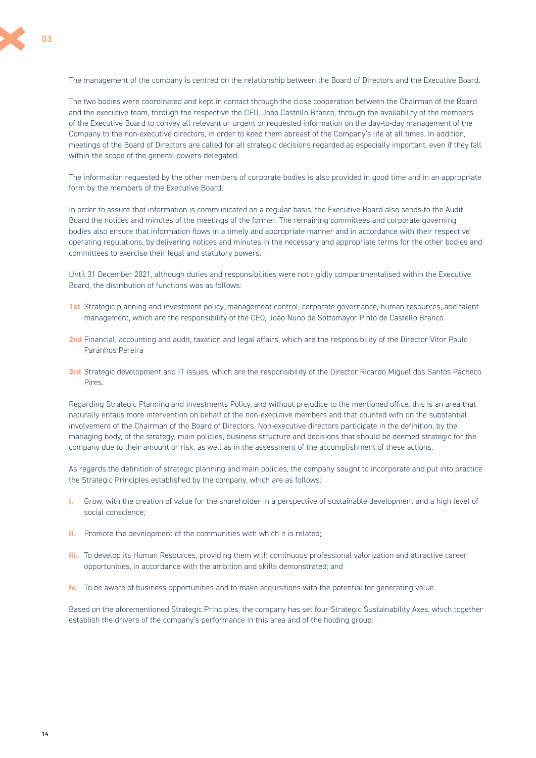The management of the company is centred on the relationship between the Board of Directors and the Executive Board.

The two bodies were coordinated and kept in contact through the close cooperation between the Chairman of the Board and the executive team, through the respective the CEO, João Castello Branco, through the availability of the members of the Executive Board to convey all relevant or urgent or requested information on the day-to-day management of the Company to the non-executive directors, in order to keep them abreast of the Company's life at all times. In addition, meetings of the Board of Directors are called for all strategic decisions regarded as especially important, even if they fall within the scope of the general powers delegated.

The information requested by the other members of corporate bodies is also provided in good time and in an appropriate form by the members of the Executive Board.

In order to assure that information is communicated on a regular basis, the Executive Board also sends to the Audit Board the notices and minutes of the meetings of the former. The remaining committees and corporate governing bodies also ensure that information flows in a timely and appropriate manner and in accordance with their respective operating regulations, by delivering notices and minutes in the necessary and appropriate terms for the other bodies and committees to exercise their legal and statutory powers.

Until 31 December 2021, although duties and responsibilities were not rigidly compartmentalised within the Executive Board, the distribution of functions was as follows:

**1st** Strategic planning and investment policy, management control, corporate governance, human resources, and talent management, which are the responsibility of the CEO, João Nuno de Sottomayor Pinto de Castello Branco.

**2nd** Financial, accounting and audit, taxation and legal affairs, which are the responsibility of the Director Vítor Paulo Paranhos Pereira

**3rd** Strategic development and IT issues, which are the responsibility of the Director Ricardo Miguel dos Santos Pacheco Pires.

Regarding Strategic Planning and Investments Policy, and without prejudice to the mentioned office, this is an area that naturally entails more intervention on behalf of the non-executive members and that counted with on the substantial involvement of the Chairman of the Board of Directors. Non-executive directors participate in the definition, by the managing body, of the strategy, main policies, business structure and decisions that should be deemed strategic for the company due to their amount or risk, as well as in the assessment of the accomplishment of these actions.

As regards the definition of strategic planning and main policies, the company sought to incorporate and put into practice the Strategic Principles established by the company, which are as follows:

**i.** Grow, with the creation of value for the shareholder in a perspective of sustainable development and a high level of social conscience;

**ii.** Promote the development of the communities with which it is related;

**iii.** To develop its Human Resources, providing them with continuous professional valorization and attractive career opportunities, in accordance with the ambition and skills demonstrated; and

**iv.** To be aware of business opportunities and to make acquisitions with the potential for generating value.

Based on the aforementioned Strategic Principles, the company has set four Strategic Sustainability Axes, which together establish the drivers of the company's performance in this area and of the holding group: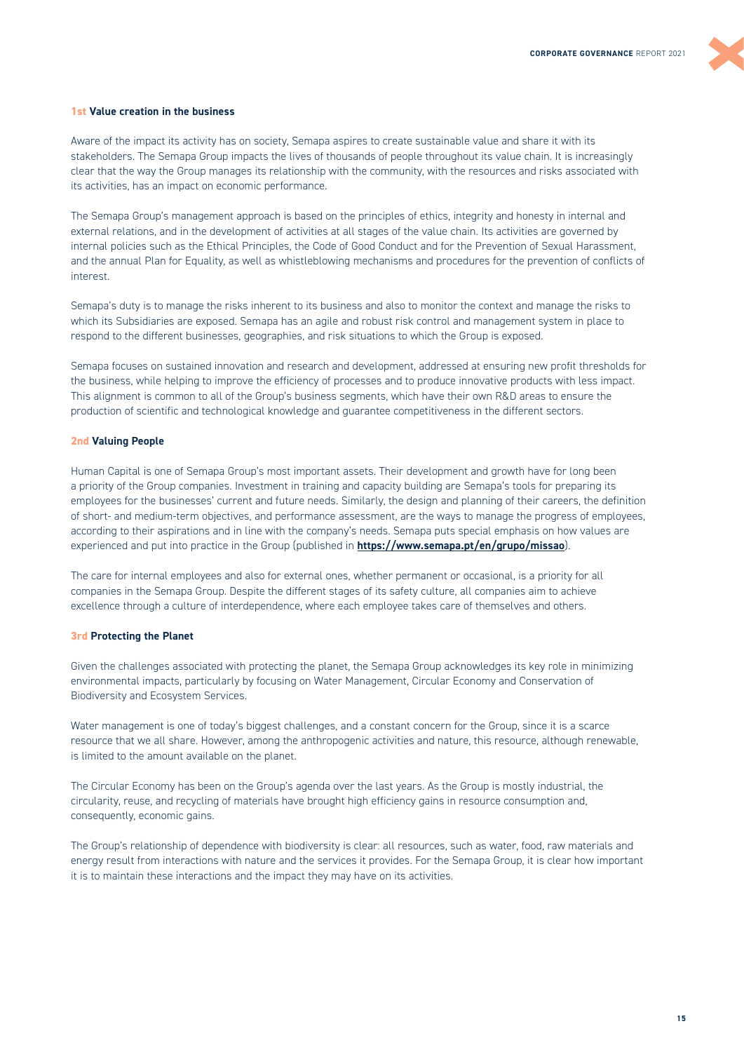### 1st Value creation in the business

Aware of the impact its activity has on society, Semapa aspires to create sustainable value and share it with its stakeholders. The Semapa Group impacts the lives of thousands of people throughout its value chain. It is increasingly clear that the way the Group manages its relationship with the community, with the resources and risks associated with its activities, has an impact on economic performance.

The Semapa Group's management approach is based on the principles of ethics, integrity and honesty in internal and external relations, and in the development of activities at all stages of the value chain. Its activities are governed by internal policies such as the Ethical Principles, the Code of Good Conduct and for the Prevention of Sexual Harassment, and the annual Plan for Equality, as well as whistleblowing mechanisms and procedures for the prevention of conflicts of interest.

Semapa's duty is to manage the risks inherent to its business and also to monitor the context and manage the risks to which its Subsidiaries are exposed. Semapa has an agile and robust risk control and management system in place to respond to the different businesses, geographies, and risk situations to which the Group is exposed.

Semapa focuses on sustained innovation and research and development, addressed at ensuring new profit thresholds for the business, while helping to improve the efficiency of processes and to produce innovative products with less impact. This alignment is common to all of the Group's business segments, which have their own R&D areas to ensure the production of scientific and technological knowledge and guarantee competitiveness in the different sectors.

### 2nd Valuing People

Human Capital is one of Semapa Group's most important assets. Their development and growth have for long been a priority of the Group companies. Investment in training and capacity building are Semapa's tools for preparing its employees for the businesses' current and future needs. Similarly, the design and planning of their careers, the definition of short- and medium-term objectives, and performance assessment, are the ways to manage the progress of employees, according to their aspirations and in line with the company's needs. Semapa puts special emphasis on how values are experienced and put into practice in the Group (published in **https://www.semapa.pt/en/grupo/missao**).

The care for internal employees and also for external ones, whether permanent or occasional, is a priority for all companies in the Semapa Group. Despite the different stages of its safety culture, all companies aim to achieve excellence through a culture of interdependence, where each employee takes care of themselves and others.

### 3rd Protecting the Planet

Given the challenges associated with protecting the planet, the Semapa Group acknowledges its key role in minimizing environmental impacts, particularly by focusing on Water Management, Circular Economy and Conservation of Biodiversity and Ecosystem Services.

Water management is one of today's biggest challenges, and a constant concern for the Group, since it is a scarce resource that we all share. However, among the anthropogenic activities and nature, this resource, although renewable, is limited to the amount available on the planet.

The Circular Economy has been on the Group's agenda over the last years. As the Group is mostly industrial, the circularity, reuse, and recycling of materials have brought high efficiency gains in resource consumption and, consequently, economic gains.

The Group's relationship of dependence with biodiversity is clear: all resources, such as water, food, raw materials and energy result from interactions with nature and the services it provides. For the Semapa Group, it is clear how important it is to maintain these interactions and the impact they may have on its activities.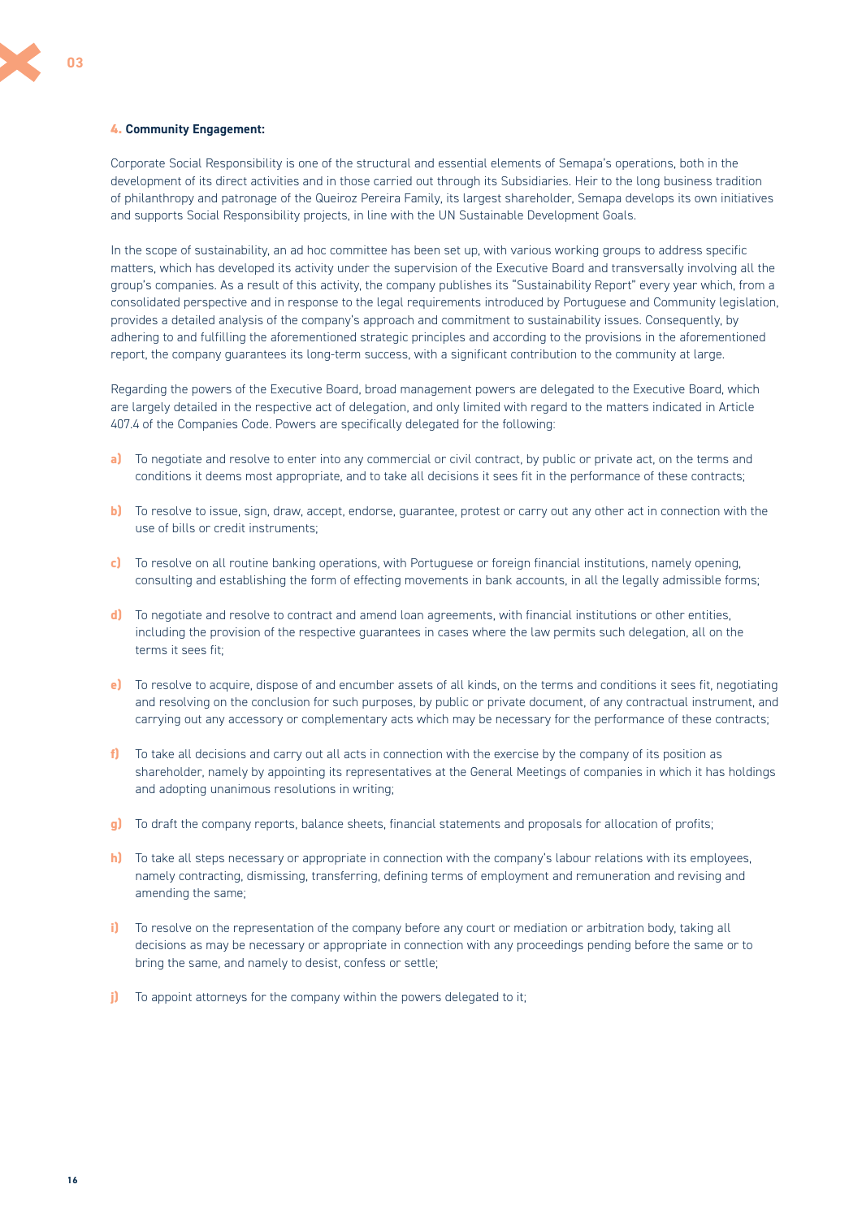**4. Community Engagement:**

Corporate Social Responsibility is one of the structural and essential elements of Semapa's operations, both in the development of its direct activities and in those carried out through its Subsidiaries. Heir to the long business tradition of philanthropy and patronage of the Queiroz Pereira Family, its largest shareholder, Semapa develops its own initiatives and supports Social Responsibility projects, in line with the UN Sustainable Development Goals.

In the scope of sustainability, an ad hoc committee has been set up, with various working groups to address specific matters, which has developed its activity under the supervision of the Executive Board and transversally involving all the group's companies. As a result of this activity, the company publishes its "Sustainability Report" every year which, from a consolidated perspective and in response to the legal requirements introduced by Portuguese and Community legislation, provides a detailed analysis of the company's approach and commitment to sustainability issues. Consequently, by adhering to and fulfilling the aforementioned strategic principles and according to the provisions in the aforementioned report, the company guarantees its long-term success, with a significant contribution to the community at large.

Regarding the powers of the Executive Board, broad management powers are delegated to the Executive Board, which are largely detailed in the respective act of delegation, and only limited with regard to the matters indicated in Article 407.4 of the Companies Code. Powers are specifically delegated for the following:

a) To negotiate and resolve to enter into any commercial or civil contract, by public or private act, on the terms and conditions it deems most appropriate, and to take all decisions it sees fit in the performance of these contracts;

b) To resolve to issue, sign, draw, accept, endorse, guarantee, protest or carry out any other act in connection with the use of bills or credit instruments;

c) To resolve on all routine banking operations, with Portuguese or foreign financial institutions, namely opening, consulting and establishing the form of effecting movements in bank accounts, in all the legally admissible forms;

d) To negotiate and resolve to contract and amend loan agreements, with financial institutions or other entities, including the provision of the respective guarantees in cases where the law permits such delegation, all on the terms it sees fit;

e) To resolve to acquire, dispose of and encumber assets of all kinds, on the terms and conditions it sees fit, negotiating and resolving on the conclusion for such purposes, by public or private document, of any contractual instrument, and carrying out any accessory or complementary acts which may be necessary for the performance of these contracts;

f) To take all decisions and carry out all acts in connection with the exercise by the company of its position as shareholder, namely by appointing its representatives at the General Meetings of companies in which it has holdings and adopting unanimous resolutions in writing;

g) To draft the company reports, balance sheets, financial statements and proposals for allocation of profits;

h) To take all steps necessary or appropriate in connection with the company's labour relations with its employees, namely contracting, dismissing, transferring, defining terms of employment and remuneration and revising and amending the same;

i) To resolve on the representation of the company before any court or mediation or arbitration body, taking all decisions as may be necessary or appropriate in connection with any proceedings pending before the same or to bring the same, and namely to desist, confess or settle;

j) To appoint attorneys for the company within the powers delegated to it;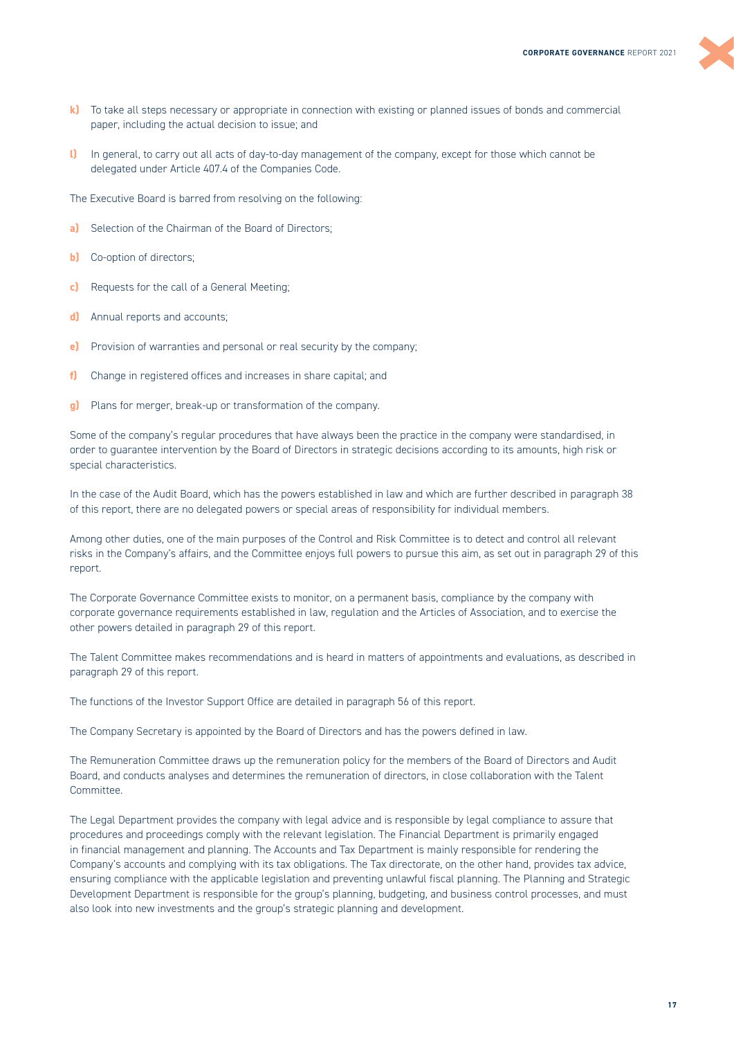**k)** To take all steps necessary or appropriate in connection with existing or planned issues of bonds and commercial paper, including the actual decision to issue; and

**l)** In general, to carry out all acts of day-to-day management of the company, except for those which cannot be delegated under Article 407.4 of the Companies Code.

The Executive Board is barred from resolving on the following:

**a)** Selection of the Chairman of the Board of Directors;

**b)** Co-option of directors;

**c)** Requests for the call of a General Meeting;

**d)** Annual reports and accounts;

**e)** Provision of warranties and personal or real security by the company;

**f)** Change in registered offices and increases in share capital; and

**g)** Plans for merger, break-up or transformation of the company.

Some of the company's regular procedures that have always been the practice in the company were standardised, in order to guarantee intervention by the Board of Directors in strategic decisions according to its amounts, high risk or special characteristics.

In the case of the Audit Board, which has the powers established in law and which are further described in paragraph 38 of this report, there are no delegated powers or special areas of responsibility for individual members.

Among other duties, one of the main purposes of the Control and Risk Committee is to detect and control all relevant risks in the Company's affairs, and the Committee enjoys full powers to pursue this aim, as set out in paragraph 29 of this report.

The Corporate Governance Committee exists to monitor, on a permanent basis, compliance by the company with corporate governance requirements established in law, regulation and the Articles of Association, and to exercise the other powers detailed in paragraph 29 of this report.

The Talent Committee makes recommendations and is heard in matters of appointments and evaluations, as described in paragraph 29 of this report.

The functions of the Investor Support Office are detailed in paragraph 56 of this report.

The Company Secretary is appointed by the Board of Directors and has the powers defined in law.

The Remuneration Committee draws up the remuneration policy for the members of the Board of Directors and Audit Board, and conducts analyses and determines the remuneration of directors, in close collaboration with the Talent Committee.

The Legal Department provides the company with legal advice and is responsible by legal compliance to assure that procedures and proceedings comply with the relevant legislation. The Financial Department is primarily engaged in financial management and planning. The Accounts and Tax Department is mainly responsible for rendering the Company's accounts and complying with its tax obligations. The Tax directorate, on the other hand, provides tax advice, ensuring compliance with the applicable legislation and preventing unlawful fiscal planning. The Planning and Strategic Development Department is responsible for the group's planning, budgeting, and business control processes, and must also look into new investments and the group's strategic planning and development.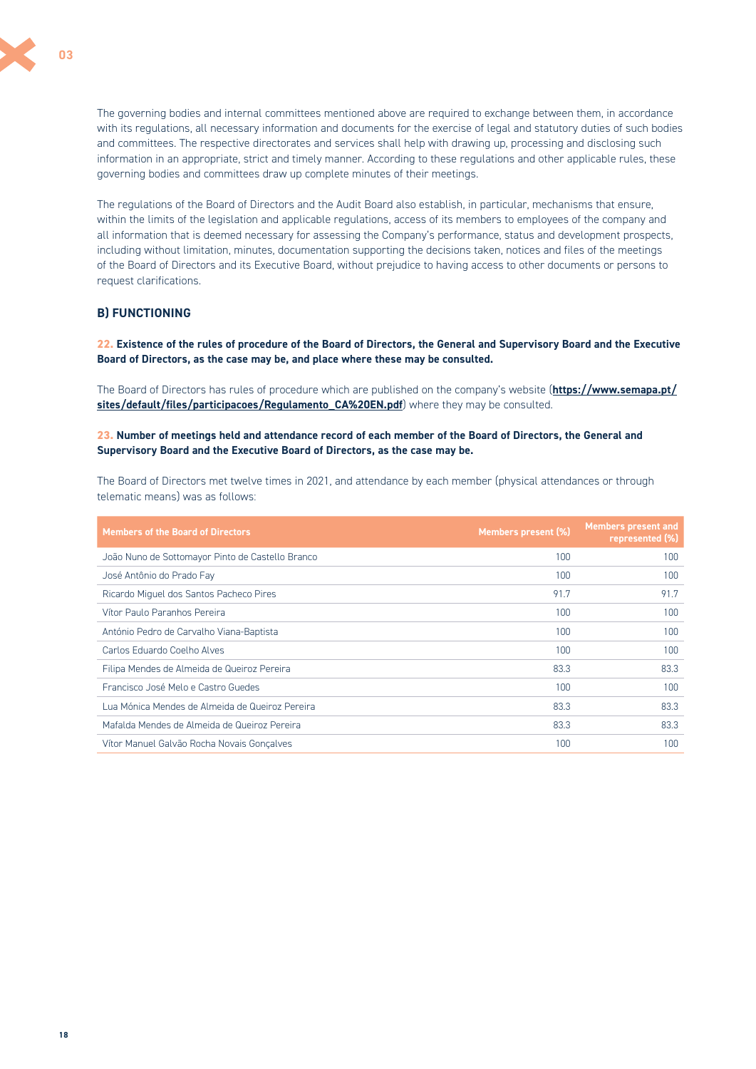The governing bodies and internal committees mentioned above are required to exchange between them, in accordance with its regulations, all necessary information and documents for the exercise of legal and statutory duties of such bodies and committees. The respective directorates and services shall help with drawing up, processing and disclosing such information in an appropriate, strict and timely manner. According to these regulations and other applicable rules, these governing bodies and committees draw up complete minutes of their meetings.

The regulations of the Board of Directors and the Audit Board also establish, in particular, mechanisms that ensure, within the limits of the legislation and applicable regulations, access of its members to employees of the company and all information that is deemed necessary for assessing the Company's performance, status and development prospects, including without limitation, minutes, documentation supporting the decisions taken, notices and files of the meetings of the Board of Directors and its Executive Board, without prejudice to having access to other documents or persons to request clarifications.

## B) FUNCTIONING

**22. Existence of the rules of procedure of the Board of Directors, the General and Supervisory Board and the Executive Board of Directors, as the case may be, and place where these may be consulted.**

The Board of Directors has rules of procedure which are published on the company's website (**https://www.semapa.pt/sites/default/files/participacoes/Regulamento_CA%20EN.pdf**) where they may be consulted.

**23. Number of meetings held and attendance record of each member of the Board of Directors, the General and Supervisory Board and the Executive Board of Directors, as the case may be.**

The Board of Directors met twelve times in 2021, and attendance by each member (physical attendances or through telematic means) was as follows:

| Members of the Board of Directors | Members present (%) | Members present and represented (%) |
|---|---|---|
| João Nuno de Sottomayor Pinto de Castello Branco | 100 | 100 |
| José Antônio do Prado Fay | 100 | 100 |
| Ricardo Miguel dos Santos Pacheco Pires | 91.7 | 91.7 |
| Vítor Paulo Paranhos Pereira | 100 | 100 |
| António Pedro de Carvalho Viana-Baptista | 100 | 100 |
| Carlos Eduardo Coelho Alves | 100 | 100 |
| Filipa Mendes de Almeida de Queiroz Pereira | 83.3 | 83.3 |
| Francisco José Melo e Castro Guedes | 100 | 100 |
| Lua Mónica Mendes de Almeida de Queiroz Pereira | 83.3 | 83.3 |
| Mafalda Mendes de Almeida de Queiroz Pereira | 83.3 | 83.3 |
| Vítor Manuel Galvão Rocha Novais Gonçalves | 100 | 100 |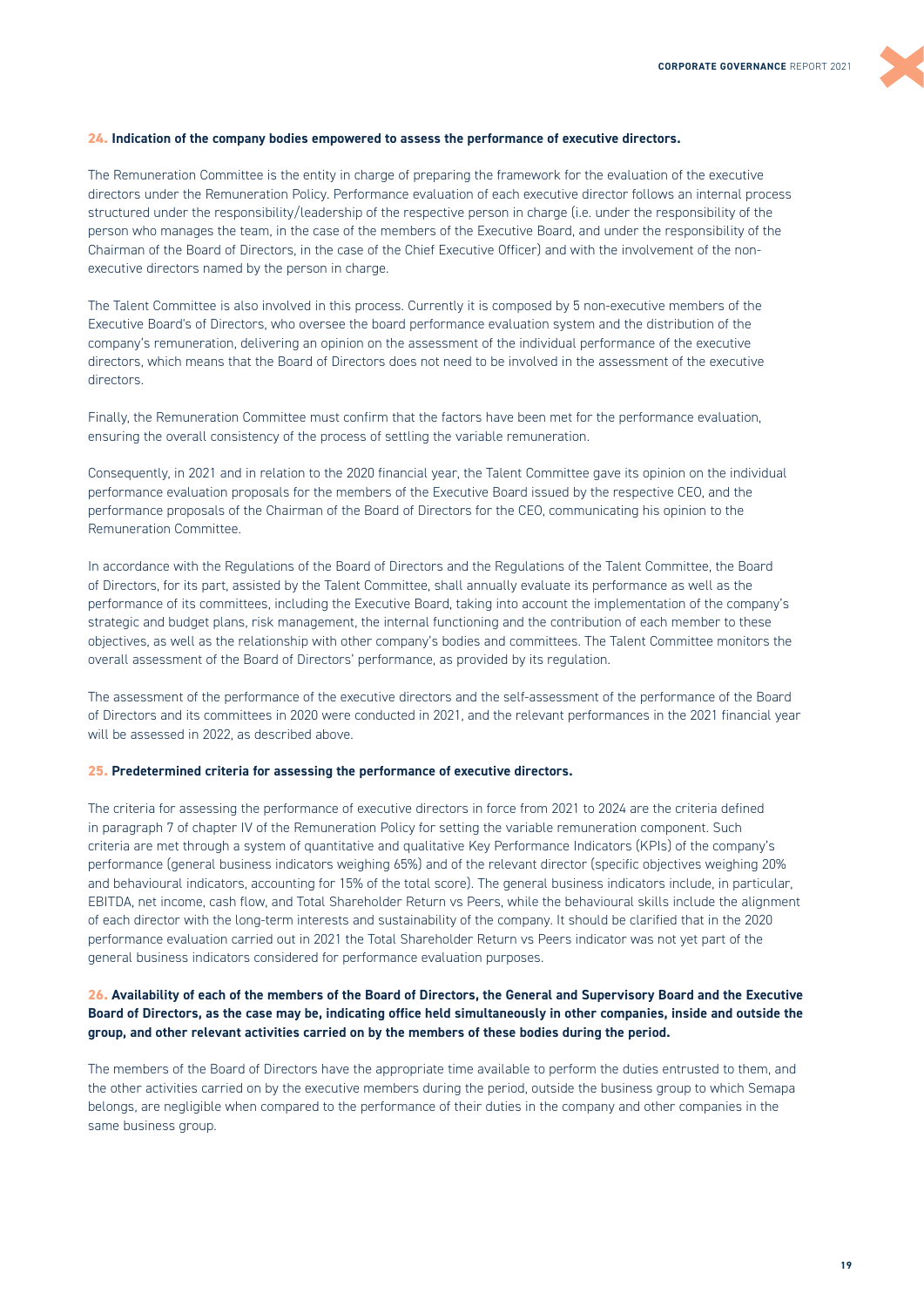**24. Indication of the company bodies empowered to assess the performance of executive directors.**

The Remuneration Committee is the entity in charge of preparing the framework for the evaluation of the executive directors under the Remuneration Policy. Performance evaluation of each executive director follows an internal process structured under the responsibility/leadership of the respective person in charge (i.e. under the responsibility of the person who manages the team, in the case of the members of the Executive Board, and under the responsibility of the Chairman of the Board of Directors, in the case of the Chief Executive Officer) and with the involvement of the non-executive directors named by the person in charge.

The Talent Committee is also involved in this process. Currently it is composed by 5 non-executive members of the Executive Board's of Directors, who oversee the board performance evaluation system and the distribution of the company's remuneration, delivering an opinion on the assessment of the individual performance of the executive directors, which means that the Board of Directors does not need to be involved in the assessment of the executive directors.

Finally, the Remuneration Committee must confirm that the factors have been met for the performance evaluation, ensuring the overall consistency of the process of settling the variable remuneration.

Consequently, in 2021 and in relation to the 2020 financial year, the Talent Committee gave its opinion on the individual performance evaluation proposals for the members of the Executive Board issued by the respective CEO, and the performance proposals of the Chairman of the Board of Directors for the CEO, communicating his opinion to the Remuneration Committee.

In accordance with the Regulations of the Board of Directors and the Regulations of the Talent Committee, the Board of Directors, for its part, assisted by the Talent Committee, shall annually evaluate its performance as well as the performance of its committees, including the Executive Board, taking into account the implementation of the company's strategic and budget plans, risk management, the internal functioning and the contribution of each member to these objectives, as well as the relationship with other company's bodies and committees. The Talent Committee monitors the overall assessment of the Board of Directors' performance, as provided by its regulation.

The assessment of the performance of the executive directors and the self-assessment of the performance of the Board of Directors and its committees in 2020 were conducted in 2021, and the relevant performances in the 2021 financial year will be assessed in 2022, as described above.

**25. Predetermined criteria for assessing the performance of executive directors.**

The criteria for assessing the performance of executive directors in force from 2021 to 2024 are the criteria defined in paragraph 7 of chapter IV of the Remuneration Policy for setting the variable remuneration component. Such criteria are met through a system of quantitative and qualitative Key Performance Indicators (KPIs) of the company's performance (general business indicators weighing 65%) and of the relevant director (specific objectives weighing 20% and behavioural indicators, accounting for 15% of the total score). The general business indicators include, in particular, EBITDA, net income, cash flow, and Total Shareholder Return vs Peers, while the behavioural skills include the alignment of each director with the long-term interests and sustainability of the company. It should be clarified that in the 2020 performance evaluation carried out in 2021 the Total Shareholder Return vs Peers indicator was not yet part of the general business indicators considered for performance evaluation purposes.

**26. Availability of each of the members of the Board of Directors, the General and Supervisory Board and the Executive Board of Directors, as the case may be, indicating office held simultaneously in other companies, inside and outside the group, and other relevant activities carried on by the members of these bodies during the period.**

The members of the Board of Directors have the appropriate time available to perform the duties entrusted to them, and the other activities carried on by the executive members during the period, outside the business group to which Semapa belongs, are negligible when compared to the performance of their duties in the company and other companies in the same business group.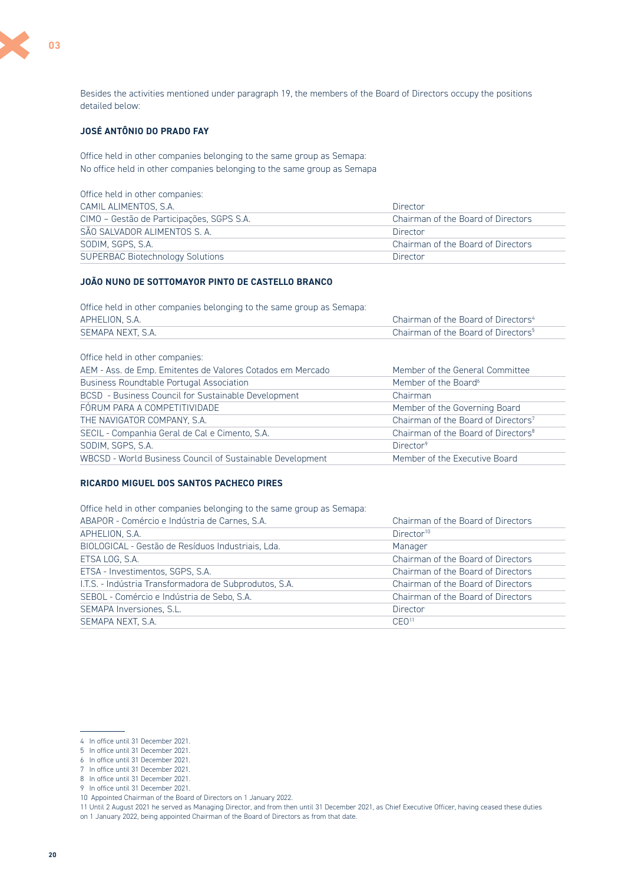Besides the activities mentioned under paragraph 19, the members of the Board of Directors occupy the positions detailed below:

### JOSÉ ANTÔNIO DO PRADO FAY

Office held in other companies belonging to the same group as Semapa:
No office held in other companies belonging to the same group as Semapa

| Office held in other companies: | |
|---|---|
| CAMIL ALIMENTOS, S.A. | Director |
| CIMO – Gestão de Participações, SGPS S.A. | Chairman of the Board of Directors |
| SÃO SALVADOR ALIMENTOS S. A. | Director |
| SODIM, SGPS, S.A. | Chairman of the Board of Directors |
| SUPERBAC Biotechnology Solutions | Director |

### JOÃO NUNO DE SOTTOMAYOR PINTO DE CASTELLO BRANCO

| Office held in other companies belonging to the same group as Semapa: | |
|---|---|
| APHELION, S.A. | Chairman of the Board of Directors[4] |
| SEMAPA NEXT, S.A. | Chairman of the Board of Directors[5] |

| Office held in other companies: | |
|---|---|
| AEM - Ass. de Emp. Emitentes de Valores Cotados em Mercado | Member of the General Committee |
| Business Roundtable Portugal Association | Member of the Board[6] |
| BCSD - Business Council for Sustainable Development | Chairman |
| FÓRUM PARA A COMPETITIVIDADE | Member of the Governing Board |
| THE NAVIGATOR COMPANY, S.A. | Chairman of the Board of Directors[7] |
| SECIL - Companhia Geral de Cal e Cimento, S.A. | Chairman of the Board of Directors[8] |
| SODIM, SGPS, S.A. | Director[9] |
| WBCSD - World Business Council of Sustainable Development | Member of the Executive Board |

### RICARDO MIGUEL DOS SANTOS PACHECO PIRES

| Office held in other companies belonging to the same group as Semapa: | |
|---|---|
| ABAPOR - Comércio e Indústria de Carnes, S.A. | Chairman of the Board of Directors |
| APHELION, S.A. | Director[10] |
| BIOLOGICAL - Gestão de Resíduos Industriais, Lda. | Manager |
| ETSA LOG, S.A. | Chairman of the Board of Directors |
| ETSA - Investimentos, SGPS, S.A. | Chairman of the Board of Directors |
| I.T.S. - Indústria Transformadora de Subprodutos, S.A. | Chairman of the Board of Directors |
| SEBOL - Comércio e Indústria de Sebo, S.A. | Chairman of the Board of Directors |
| SEMAPA Inversiones, S.L. | Director |
| SEMAPA NEXT, S.A. | CEO[11] |

---

4 In office until 31 December 2021.
5 In office until 31 December 2021.
6 In office until 31 December 2021.
7 In office until 31 December 2021.
8 In office until 31 December 2021.
9 In office until 31 December 2021.
10 Appointed Chairman of the Board of Directors on 1 January 2022.
11 Until 2 August 2021 he served as Managing Director, and from then until 31 December 2021, as Chief Executive Officer, having ceased these duties on 1 January 2022, being appointed Chairman of the Board of Directors as from that date.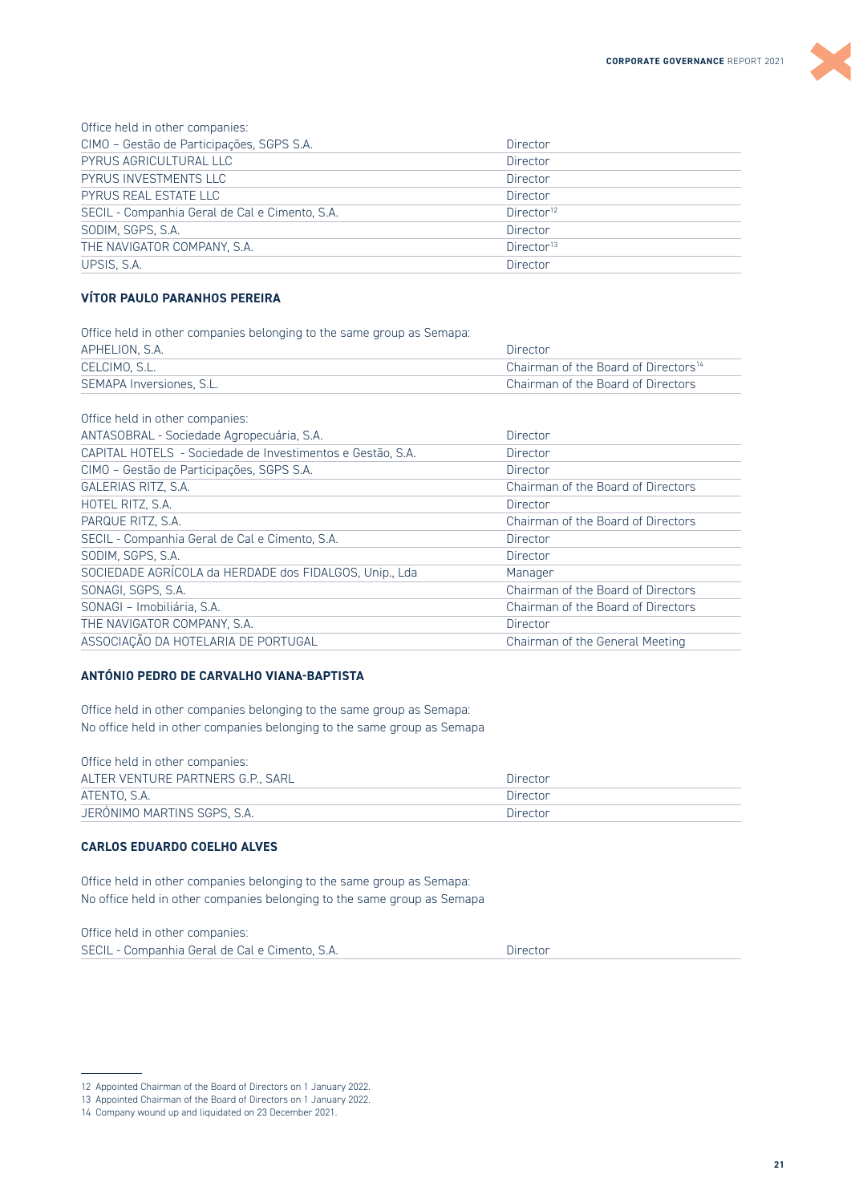Office held in other companies:

| | |
|---|---|
| CIMO – Gestão de Participações, SGPS S.A. | Director |
| PYRUS AGRICULTURAL LLC | Director |
| PYRUS INVESTMENTS LLC | Director |
| PYRUS REAL ESTATE LLC | Director |
| SECIL - Companhia Geral de Cal e Cimento, S.A. | Director[12] |
| SODIM, SGPS, S.A. | Director |
| THE NAVIGATOR COMPANY, S.A. | Director[13] |
| UPSIS, S.A. | Director |

### VÍTOR PAULO PARANHOS PEREIRA

Office held in other companies belonging to the same group as Semapa:

| | |
|---|---|
| APHELION, S.A. | Director |
| CELCIMO, S.L. | Chairman of the Board of Directors[14] |
| SEMAPA Inversiones, S.L. | Chairman of the Board of Directors |

Office held in other companies:

| | |
|---|---|
| ANTASOBRAL - Sociedade Agropecuária, S.A. | Director |
| CAPITAL HOTELS - Sociedade de Investimentos e Gestão, S.A. | Director |
| CIMO – Gestão de Participações, SGPS S.A. | Director |
| GALERIAS RITZ, S.A. | Chairman of the Board of Directors |
| HOTEL RITZ, S.A. | Director |
| PARQUE RITZ, S.A. | Chairman of the Board of Directors |
| SECIL - Companhia Geral de Cal e Cimento, S.A. | Director |
| SODIM, SGPS, S.A. | Director |
| SOCIEDADE AGRÍCOLA da HERDADE dos FIDALGOS, Unip., Lda | Manager |
| SONAGI, SGPS, S.A. | Chairman of the Board of Directors |
| SONAGI – Imobiliária, S.A. | Chairman of the Board of Directors |
| THE NAVIGATOR COMPANY, S.A. | Director |
| ASSOCIAÇÃO DA HOTELARIA DE PORTUGAL | Chairman of the General Meeting |

### ANTÓNIO PEDRO DE CARVALHO VIANA-BAPTISTA

Office held in other companies belonging to the same group as Semapa:
No office held in other companies belonging to the same group as Semapa

Office held in other companies:

| | |
|---|---|
| ALTER VENTURE PARTNERS G.P., SARL | Director |
| ATENTO, S.A. | Director |
| JERÓNIMO MARTINS SGPS, S.A. | Director |

### CARLOS EDUARDO COELHO ALVES

Office held in other companies belonging to the same group as Semapa:
No office held in other companies belonging to the same group as Semapa

Office held in other companies:

| | |
|---|---|
| SECIL - Companhia Geral de Cal e Cimento, S.A. | Director |

---

12 Appointed Chairman of the Board of Directors on 1 January 2022.
13 Appointed Chairman of the Board of Directors on 1 January 2022.
14 Company wound up and liquidated on 23 December 2021.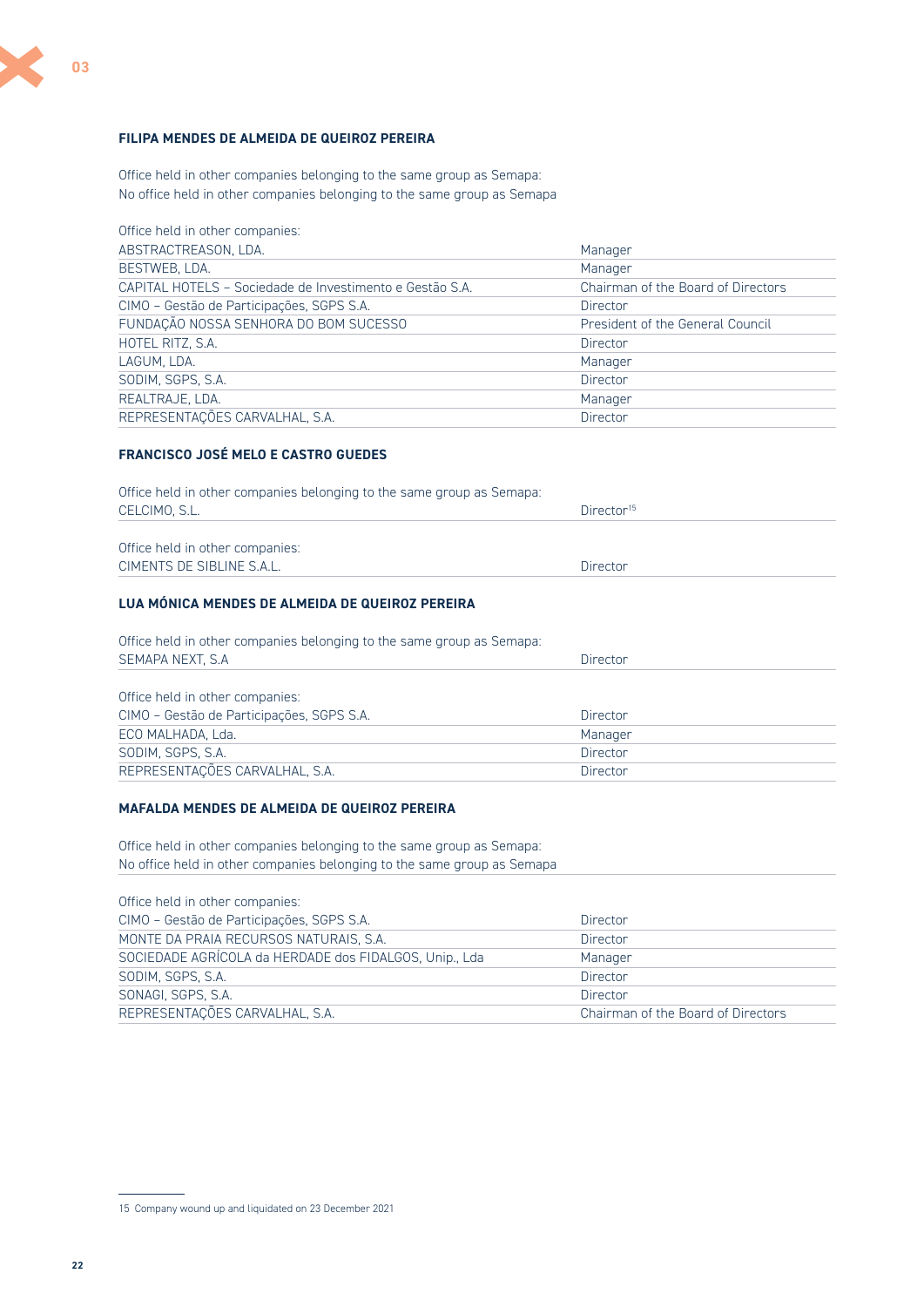#### FILIPA MENDES DE ALMEIDA DE QUEIROZ PEREIRA

Office held in other companies belonging to the same group as Semapa:
No office held in other companies belonging to the same group as Semapa

Office held in other companies:

| | |
|---|---|
| ABSTRACTREASON, LDA. | Manager |
| BESTWEB, LDA. | Manager |
| CAPITAL HOTELS – Sociedade de Investimento e Gestão S.A. | Chairman of the Board of Directors |
| CIMO – Gestão de Participações, SGPS S.A. | Director |
| FUNDAÇÃO NOSSA SENHORA DO BOM SUCESSO | President of the General Council |
| HOTEL RITZ, S.A. | Director |
| LAGUM, LDA. | Manager |
| SODIM, SGPS, S.A. | Director |
| REALTRAJE, LDA. | Manager |
| REPRESENTAÇÕES CARVALHAL, S.A. | Director |

#### FRANCISCO JOSÉ MELO E CASTRO GUEDES

Office held in other companies belonging to the same group as Semapa:

| | |
|---|---|
| CELCIMO, S.L. | Director[15] |

Office held in other companies:

| | |
|---|---|
| CIMENTS DE SIBLINE S.A.L. | Director |

#### LUA MÓNICA MENDES DE ALMEIDA DE QUEIROZ PEREIRA

Office held in other companies belonging to the same group as Semapa:

| | |
|---|---|
| SEMAPA NEXT, S.A | Director |

Office held in other companies:

| | |
|---|---|
| CIMO – Gestão de Participações, SGPS S.A. | Director |
| ECO MALHADA, Lda. | Manager |
| SODIM, SGPS, S.A. | Director |
| REPRESENTAÇÕES CARVALHAL, S.A. | Director |

#### MAFALDA MENDES DE ALMEIDA DE QUEIROZ PEREIRA

Office held in other companies belonging to the same group as Semapa:
No office held in other companies belonging to the same group as Semapa

Office held in other companies:

| | |
|---|---|
| CIMO – Gestão de Participações, SGPS S.A. | Director |
| MONTE DA PRAIA RECURSOS NATURAIS, S.A. | Director |
| SOCIEDADE AGRÍCOLA da HERDADE dos FIDALGOS, Unip., Lda | Manager |
| SODIM, SGPS, S.A. | Director |
| SONAGI, SGPS, S.A. | Director |
| REPRESENTAÇÕES CARVALHAL, S.A. | Chairman of the Board of Directors |

15 Company wound up and liquidated on 23 December 2021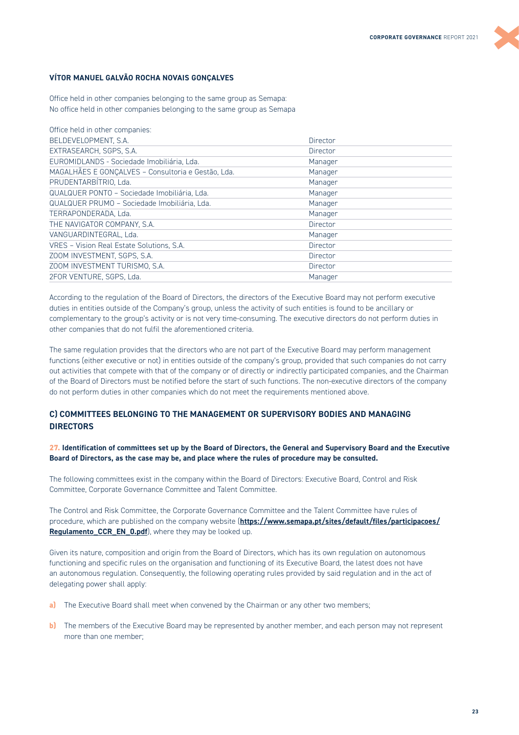**VÍTOR MANUEL GALVÃO ROCHA NOVAIS GONÇALVES**

Office held in other companies belonging to the same group as Semapa:
No office held in other companies belonging to the same group as Semapa

Office held in other companies:

| | |
|---|---|
| BELDEVELOPMENT, S.A. | Director |
| EXTRASEARCH, SGPS, S.A. | Director |
| EUROMIDLANDS - Sociedade Imobiliária, Lda. | Manager |
| MAGALHÃES E GONÇALVES – Consultoria e Gestão, Lda. | Manager |
| PRUDENTARBÍTRIO, Lda. | Manager |
| QUALQUER PONTO – Sociedade Imobiliária, Lda. | Manager |
| QUALQUER PRUMO – Sociedade Imobiliária, Lda. | Manager |
| TERRAPONDERADA, Lda. | Manager |
| THE NAVIGATOR COMPANY, S.A. | Director |
| VANGUARDINTEGRAL, Lda. | Manager |
| VRES – Vision Real Estate Solutions, S.A. | Director |
| ZOOM INVESTMENT, SGPS, S.A. | Director |
| ZOOM INVESTMENT TURISMO, S.A. | Director |
| 2FOR VENTURE, SGPS, Lda. | Manager |

According to the regulation of the Board of Directors, the directors of the Executive Board may not perform executive duties in entities outside of the Company's group, unless the activity of such entities is found to be ancillary or complementary to the group's activity or is not very time-consuming. The executive directors do not perform duties in other companies that do not fulfil the aforementioned criteria.

The same regulation provides that the directors who are not part of the Executive Board may perform management functions (either executive or not) in entities outside of the company's group, provided that such companies do not carry out activities that compete with that of the company or of directly or indirectly participated companies, and the Chairman of the Board of Directors must be notified before the start of such functions. The non-executive directors of the company do not perform duties in other companies which do not meet the requirements mentioned above.

## C) COMMITTEES BELONGING TO THE MANAGEMENT OR SUPERVISORY BODIES AND MANAGING DIRECTORS

**27. Identification of committees set up by the Board of Directors, the General and Supervisory Board and the Executive Board of Directors, as the case may be, and place where the rules of procedure may be consulted.**

The following committees exist in the company within the Board of Directors: Executive Board, Control and Risk Committee, Corporate Governance Committee and Talent Committee.

The Control and Risk Committee, the Corporate Governance Committee and the Talent Committee have rules of procedure, which are published on the company website (**https://www.semapa.pt/sites/default/files/participacoes/Regulamento_CCR_EN_0.pdf**), where they may be looked up.

Given its nature, composition and origin from the Board of Directors, which has its own regulation on autonomous functioning and specific rules on the organisation and functioning of its Executive Board, the latest does not have an autonomous regulation. Consequently, the following operating rules provided by said regulation and in the act of delegating power shall apply:

**a)** The Executive Board shall meet when convened by the Chairman or any other two members;

**b)** The members of the Executive Board may be represented by another member, and each person may not represent more than one member;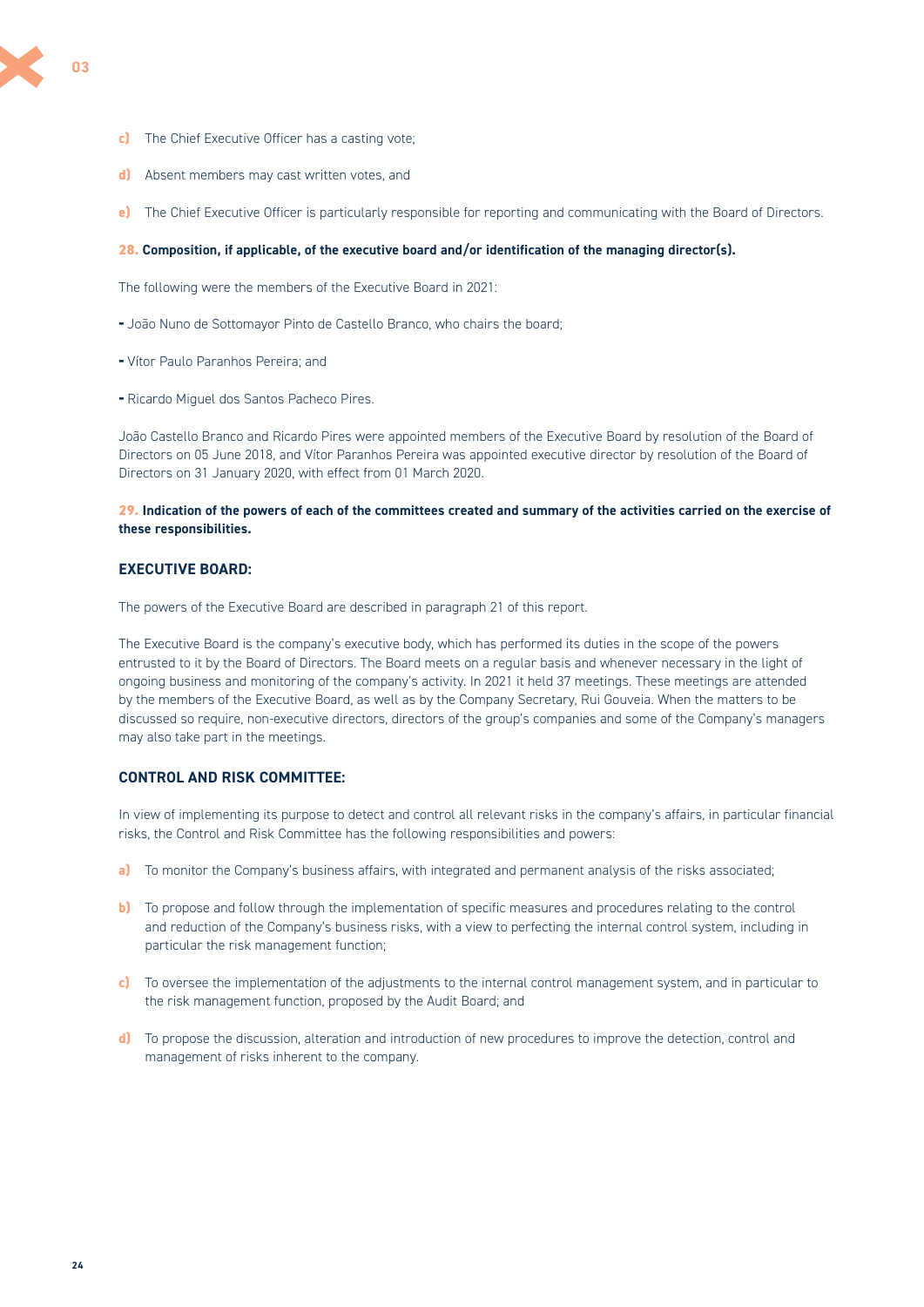c) The Chief Executive Officer has a casting vote;

d) Absent members may cast written votes, and

e) The Chief Executive Officer is particularly responsible for reporting and communicating with the Board of Directors.

**28. Composition, if applicable, of the executive board and/or identification of the managing director(s).**

The following were the members of the Executive Board in 2021:

- João Nuno de Sottomayor Pinto de Castello Branco, who chairs the board;
- Vítor Paulo Paranhos Pereira; and
- Ricardo Miguel dos Santos Pacheco Pires.

João Castello Branco and Ricardo Pires were appointed members of the Executive Board by resolution of the Board of Directors on 05 June 2018, and Vítor Paranhos Pereira was appointed executive director by resolution of the Board of Directors on 31 January 2020, with effect from 01 March 2020.

**29. Indication of the powers of each of the committees created and summary of the activities carried on the exercise of these responsibilities.**

### EXECUTIVE BOARD:

The powers of the Executive Board are described in paragraph 21 of this report.

The Executive Board is the company's executive body, which has performed its duties in the scope of the powers entrusted to it by the Board of Directors. The Board meets on a regular basis and whenever necessary in the light of ongoing business and monitoring of the company's activity. In 2021 it held 37 meetings. These meetings are attended by the members of the Executive Board, as well as by the Company Secretary, Rui Gouveia. When the matters to be discussed so require, non-executive directors, directors of the group's companies and some of the Company's managers may also take part in the meetings.

### CONTROL AND RISK COMMITTEE:

In view of implementing its purpose to detect and control all relevant risks in the company's affairs, in particular financial risks, the Control and Risk Committee has the following responsibilities and powers:

a) To monitor the Company's business affairs, with integrated and permanent analysis of the risks associated;

b) To propose and follow through the implementation of specific measures and procedures relating to the control and reduction of the Company's business risks, with a view to perfecting the internal control system, including in particular the risk management function;

c) To oversee the implementation of the adjustments to the internal control management system, and in particular to the risk management function, proposed by the Audit Board; and

d) To propose the discussion, alteration and introduction of new procedures to improve the detection, control and management of risks inherent to the company.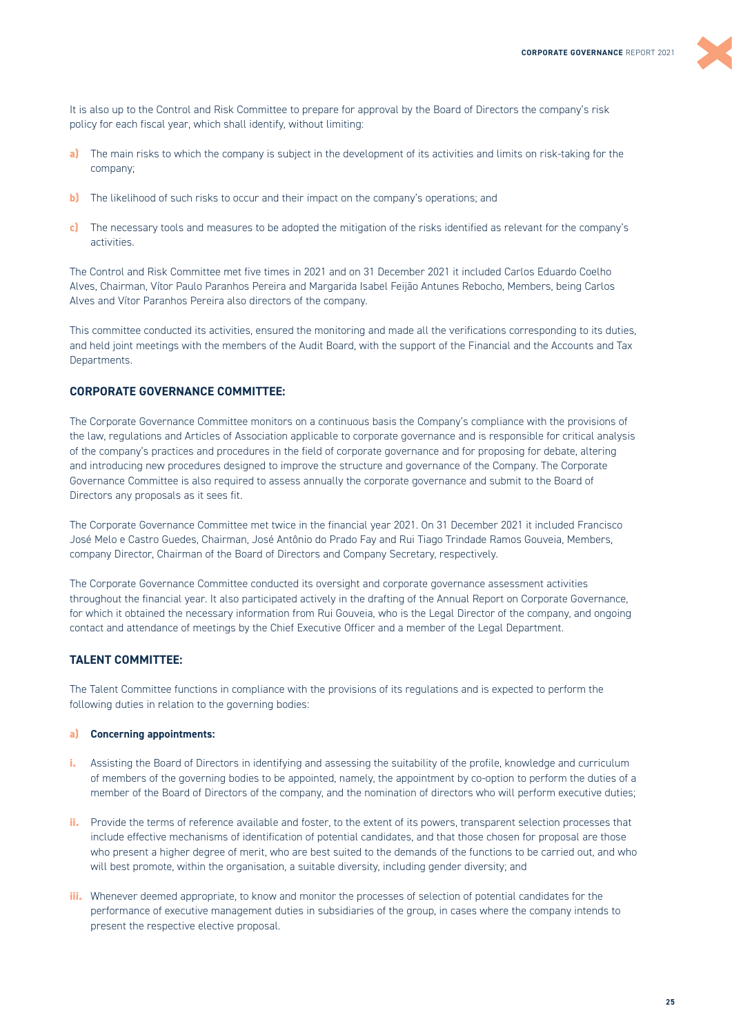It is also up to the Control and Risk Committee to prepare for approval by the Board of Directors the company's risk policy for each fiscal year, which shall identify, without limiting:

**a)** The main risks to which the company is subject in the development of its activities and limits on risk-taking for the company;

**b)** The likelihood of such risks to occur and their impact on the company's operations; and

**c)** The necessary tools and measures to be adopted the mitigation of the risks identified as relevant for the company's activities.

The Control and Risk Committee met five times in 2021 and on 31 December 2021 it included Carlos Eduardo Coelho Alves, Chairman, Vítor Paulo Paranhos Pereira and Margarida Isabel Feijão Antunes Rebocho, Members, being Carlos Alves and Vítor Paranhos Pereira also directors of the company.

This committee conducted its activities, ensured the monitoring and made all the verifications corresponding to its duties, and held joint meetings with the members of the Audit Board, with the support of the Financial and the Accounts and Tax Departments.

### CORPORATE GOVERNANCE COMMITTEE:

The Corporate Governance Committee monitors on a continuous basis the Company's compliance with the provisions of the law, regulations and Articles of Association applicable to corporate governance and is responsible for critical analysis of the company's practices and procedures in the field of corporate governance and for proposing for debate, altering and introducing new procedures designed to improve the structure and governance of the Company. The Corporate Governance Committee is also required to assess annually the corporate governance and submit to the Board of Directors any proposals as it sees fit.

The Corporate Governance Committee met twice in the financial year 2021. On 31 December 2021 it included Francisco José Melo e Castro Guedes, Chairman, José Antônio do Prado Fay and Rui Tiago Trindade Ramos Gouveia, Members, company Director, Chairman of the Board of Directors and Company Secretary, respectively.

The Corporate Governance Committee conducted its oversight and corporate governance assessment activities throughout the financial year. It also participated actively in the drafting of the Annual Report on Corporate Governance, for which it obtained the necessary information from Rui Gouveia, who is the Legal Director of the company, and ongoing contact and attendance of meetings by the Chief Executive Officer and a member of the Legal Department.

### TALENT COMMITTEE:

The Talent Committee functions in compliance with the provisions of its regulations and is expected to perform the following duties in relation to the governing bodies:

**a) Concerning appointments:**

**i.** Assisting the Board of Directors in identifying and assessing the suitability of the profile, knowledge and curriculum of members of the governing bodies to be appointed, namely, the appointment by co-option to perform the duties of a member of the Board of Directors of the company, and the nomination of directors who will perform executive duties;

**ii.** Provide the terms of reference available and foster, to the extent of its powers, transparent selection processes that include effective mechanisms of identification of potential candidates, and that those chosen for proposal are those who present a higher degree of merit, who are best suited to the demands of the functions to be carried out, and who will best promote, within the organisation, a suitable diversity, including gender diversity; and

**iii.** Whenever deemed appropriate, to know and monitor the processes of selection of potential candidates for the performance of executive management duties in subsidiaries of the group, in cases where the company intends to present the respective elective proposal.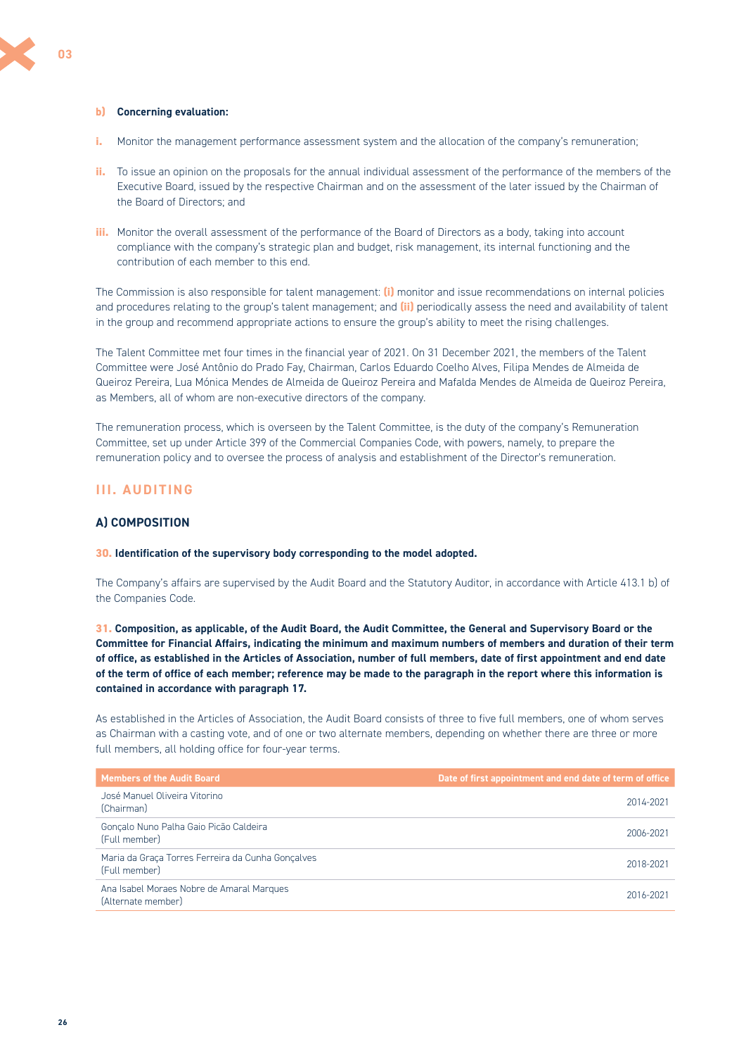**b) Concerning evaluation:**

**i.** Monitor the management performance assessment system and the allocation of the company's remuneration;

**ii.** To issue an opinion on the proposals for the annual individual assessment of the performance of the members of the Executive Board, issued by the respective Chairman and on the assessment of the later issued by the Chairman of the Board of Directors; and

**iii.** Monitor the overall assessment of the performance of the Board of Directors as a body, taking into account compliance with the company's strategic plan and budget, risk management, its internal functioning and the contribution of each member to this end.

The Commission is also responsible for talent management: **(i)** monitor and issue recommendations on internal policies and procedures relating to the group's talent management; and **(ii)** periodically assess the need and availability of talent in the group and recommend appropriate actions to ensure the group's ability to meet the rising challenges.

The Talent Committee met four times in the financial year of 2021. On 31 December 2021, the members of the Talent Committee were José Antônio do Prado Fay, Chairman, Carlos Eduardo Coelho Alves, Filipa Mendes de Almeida de Queiroz Pereira, Lua Mónica Mendes de Almeida de Queiroz Pereira and Mafalda Mendes de Almeida de Queiroz Pereira, as Members, all of whom are non-executive directors of the company.

The remuneration process, which is overseen by the Talent Committee, is the duty of the company's Remuneration Committee, set up under Article 399 of the Commercial Companies Code, with powers, namely, to prepare the remuneration policy and to oversee the process of analysis and establishment of the Director's remuneration.

## III. AUDITING

### A) COMPOSITION

**30. Identification of the supervisory body corresponding to the model adopted.**

The Company's affairs are supervised by the Audit Board and the Statutory Auditor, in accordance with Article 413.1 b) of the Companies Code.

**31. Composition, as applicable, of the Audit Board, the Audit Committee, the General and Supervisory Board or the Committee for Financial Affairs, indicating the minimum and maximum numbers of members and duration of their term of office, as established in the Articles of Association, number of full members, date of first appointment and end date of the term of office of each member; reference may be made to the paragraph in the report where this information is contained in accordance with paragraph 17.**

As established in the Articles of Association, the Audit Board consists of three to five full members, one of whom serves as Chairman with a casting vote, and of one or two alternate members, depending on whether there are three or more full members, all holding office for four-year terms.

| Members of the Audit Board | Date of first appointment and end date of term of office |
|---|---|
| José Manuel Oliveira Vitorino (Chairman) | 2014-2021 |
| Gonçalo Nuno Palha Gaio Picão Caldeira (Full member) | 2006-2021 |
| Maria da Graça Torres Ferreira da Cunha Gonçalves (Full member) | 2018-2021 |
| Ana Isabel Moraes Nobre de Amaral Marques (Alternate member) | 2016-2021 |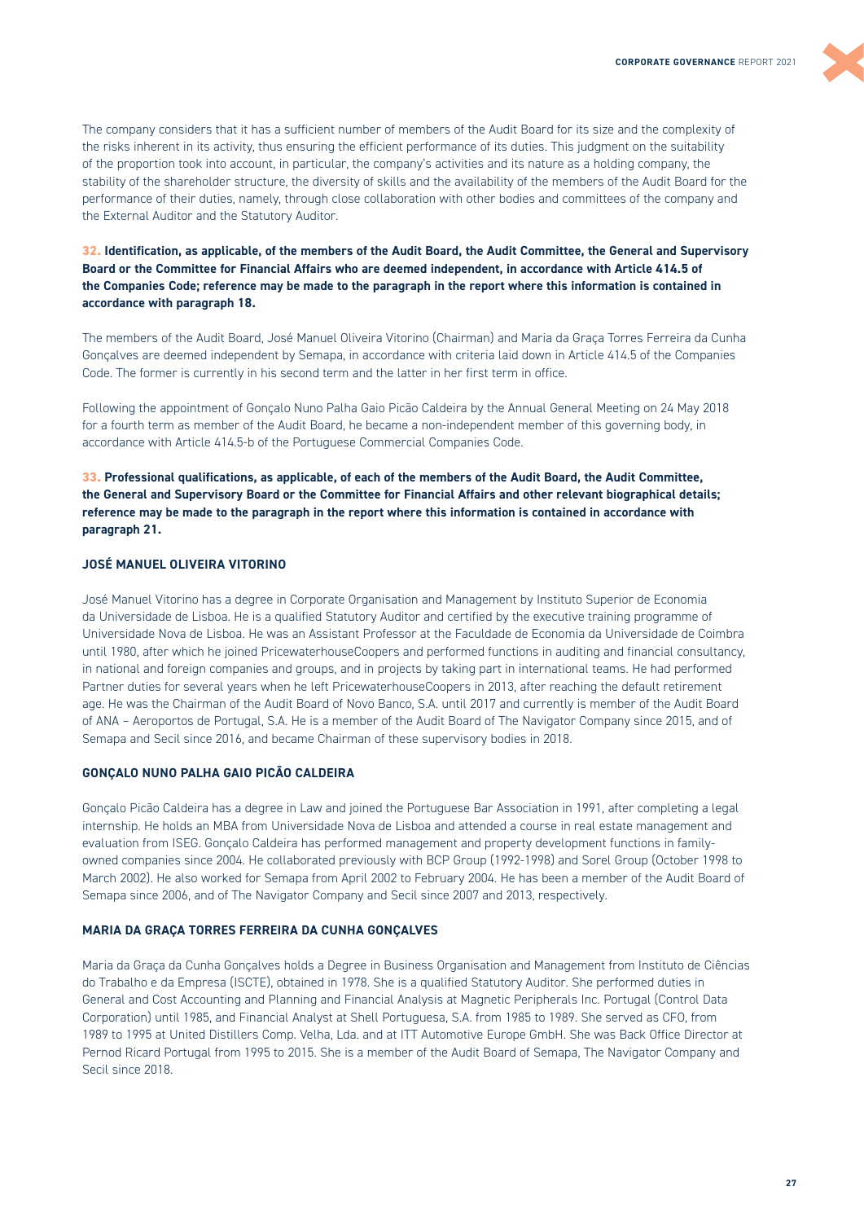The company considers that it has a sufficient number of members of the Audit Board for its size and the complexity of the risks inherent in its activity, thus ensuring the efficient performance of its duties. This judgment on the suitability of the proportion took into account, in particular, the company's activities and its nature as a holding company, the stability of the shareholder structure, the diversity of skills and the availability of the members of the Audit Board for the performance of their duties, namely, through close collaboration with other bodies and committees of the company and the External Auditor and the Statutory Auditor.

**32. Identification, as applicable, of the members of the Audit Board, the Audit Committee, the General and Supervisory Board or the Committee for Financial Affairs who are deemed independent, in accordance with Article 414.5 of the Companies Code; reference may be made to the paragraph in the report where this information is contained in accordance with paragraph 18.**

The members of the Audit Board, José Manuel Oliveira Vitorino (Chairman) and Maria da Graça Torres Ferreira da Cunha Gonçalves are deemed independent by Semapa, in accordance with criteria laid down in Article 414.5 of the Companies Code. The former is currently in his second term and the latter in her first term in office.

Following the appointment of Gonçalo Nuno Palha Gaio Picão Caldeira by the Annual General Meeting on 24 May 2018 for a fourth term as member of the Audit Board, he became a non-independent member of this governing body, in accordance with Article 414.5-b of the Portuguese Commercial Companies Code.

**33. Professional qualifications, as applicable, of each of the members of the Audit Board, the Audit Committee, the General and Supervisory Board or the Committee for Financial Affairs and other relevant biographical details; reference may be made to the paragraph in the report where this information is contained in accordance with paragraph 21.**

**JOSÉ MANUEL OLIVEIRA VITORINO**

José Manuel Vitorino has a degree in Corporate Organisation and Management by Instituto Superior de Economia da Universidade de Lisboa. He is a qualified Statutory Auditor and certified by the executive training programme of Universidade Nova de Lisboa. He was an Assistant Professor at the Faculdade de Economia da Universidade de Coimbra until 1980, after which he joined PricewaterhouseCoopers and performed functions in auditing and financial consultancy, in national and foreign companies and groups, and in projects by taking part in international teams. He had performed Partner duties for several years when he left PricewaterhouseCoopers in 2013, after reaching the default retirement age. He was the Chairman of the Audit Board of Novo Banco, S.A. until 2017 and currently is member of the Audit Board of ANA – Aeroportos de Portugal, S.A. He is a member of the Audit Board of The Navigator Company since 2015, and of Semapa and Secil since 2016, and became Chairman of these supervisory bodies in 2018.

**GONÇALO NUNO PALHA GAIO PICÃO CALDEIRA**

Gonçalo Picão Caldeira has a degree in Law and joined the Portuguese Bar Association in 1991, after completing a legal internship. He holds an MBA from Universidade Nova de Lisboa and attended a course in real estate management and evaluation from ISEG. Gonçalo Caldeira has performed management and property development functions in family-owned companies since 2004. He collaborated previously with BCP Group (1992-1998) and Sorel Group (October 1998 to March 2002). He also worked for Semapa from April 2002 to February 2004. He has been a member of the Audit Board of Semapa since 2006, and of The Navigator Company and Secil since 2007 and 2013, respectively.

**MARIA DA GRAÇA TORRES FERREIRA DA CUNHA GONÇALVES**

Maria da Graça da Cunha Gonçalves holds a Degree in Business Organisation and Management from Instituto de Ciências do Trabalho e da Empresa (ISCTE), obtained in 1978. She is a qualified Statutory Auditor. She performed duties in General and Cost Accounting and Planning and Financial Analysis at Magnetic Peripherals Inc. Portugal (Control Data Corporation) until 1985, and Financial Analyst at Shell Portuguesa, S.A. from 1985 to 1989. She served as CFO, from 1989 to 1995 at United Distillers Comp. Velha, Lda. and at ITT Automotive Europe GmbH. She was Back Office Director at Pernod Ricard Portugal from 1995 to 2015. She is a member of the Audit Board of Semapa, The Navigator Company and Secil since 2018.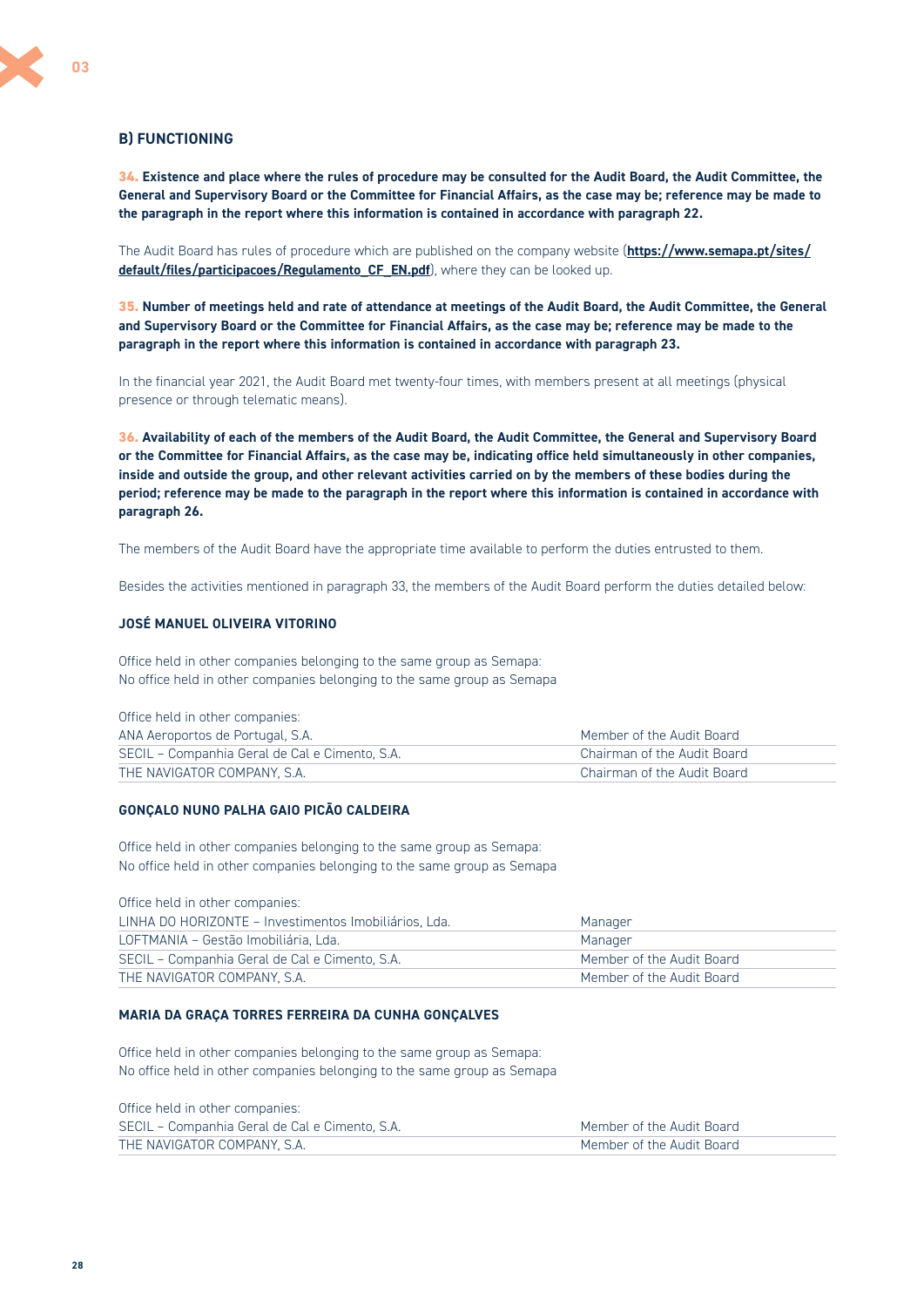## B) FUNCTIONING

**34. Existence and place where the rules of procedure may be consulted for the Audit Board, the Audit Committee, the General and Supervisory Board or the Committee for Financial Affairs, as the case may be; reference may be made to the paragraph in the report where this information is contained in accordance with paragraph 22.**

The Audit Board has rules of procedure which are published on the company website (**https://www.semapa.pt/sites/default/files/participacoes/Regulamento_CF_EN.pdf**), where they can be looked up.

**35. Number of meetings held and rate of attendance at meetings of the Audit Board, the Audit Committee, the General and Supervisory Board or the Committee for Financial Affairs, as the case may be; reference may be made to the paragraph in the report where this information is contained in accordance with paragraph 23.**

In the financial year 2021, the Audit Board met twenty-four times, with members present at all meetings (physical presence or through telematic means).

**36. Availability of each of the members of the Audit Board, the Audit Committee, the General and Supervisory Board or the Committee for Financial Affairs, as the case may be, indicating office held simultaneously in other companies, inside and outside the group, and other relevant activities carried on by the members of these bodies during the period; reference may be made to the paragraph in the report where this information is contained in accordance with paragraph 26.**

The members of the Audit Board have the appropriate time available to perform the duties entrusted to them.

Besides the activities mentioned in paragraph 33, the members of the Audit Board perform the duties detailed below:

**JOSÉ MANUEL OLIVEIRA VITORINO**

Office held in other companies belonging to the same group as Semapa:
No office held in other companies belonging to the same group as Semapa

Office held in other companies:

| | |
|---|---|
| ANA Aeroportos de Portugal, S.A. | Member of the Audit Board |
| SECIL – Companhia Geral de Cal e Cimento, S.A. | Chairman of the Audit Board |
| THE NAVIGATOR COMPANY, S.A. | Chairman of the Audit Board |

**GONÇALO NUNO PALHA GAIO PICÃO CALDEIRA**

Office held in other companies belonging to the same group as Semapa:
No office held in other companies belonging to the same group as Semapa

Office held in other companies:

| | |
|---|---|
| LINHA DO HORIZONTE – Investimentos Imobiliários, Lda. | Manager |
| LOFTMANIA – Gestão Imobiliária, Lda. | Manager |
| SECIL – Companhia Geral de Cal e Cimento, S.A. | Member of the Audit Board |
| THE NAVIGATOR COMPANY, S.A. | Member of the Audit Board |

**MARIA DA GRAÇA TORRES FERREIRA DA CUNHA GONÇALVES**

Office held in other companies belonging to the same group as Semapa:
No office held in other companies belonging to the same group as Semapa

Office held in other companies:

| | |
|---|---|
| SECIL – Companhia Geral de Cal e Cimento, S.A. | Member of the Audit Board |
| THE NAVIGATOR COMPANY, S.A. | Member of the Audit Board |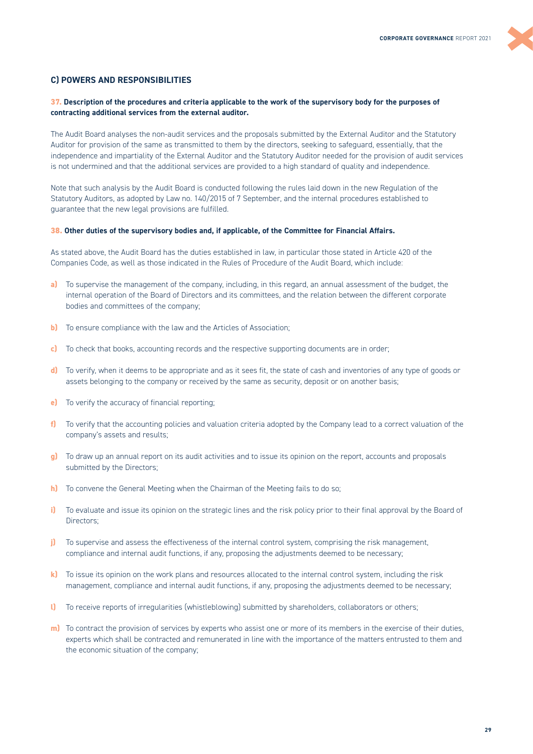## C) POWERS AND RESPONSIBILITIES

### 37. Description of the procedures and criteria applicable to the work of the supervisory body for the purposes of contracting additional services from the external auditor.

The Audit Board analyses the non-audit services and the proposals submitted by the External Auditor and the Statutory Auditor for provision of the same as transmitted to them by the directors, seeking to safeguard, essentially, that the independence and impartiality of the External Auditor and the Statutory Auditor needed for the provision of audit services is not undermined and that the additional services are provided to a high standard of quality and independence.

Note that such analysis by the Audit Board is conducted following the rules laid down in the new Regulation of the Statutory Auditors, as adopted by Law no. 140/2015 of 7 September, and the internal procedures established to guarantee that the new legal provisions are fulfilled.

### 38. Other duties of the supervisory bodies and, if applicable, of the Committee for Financial Affairs.

As stated above, the Audit Board has the duties established in law, in particular those stated in Article 420 of the Companies Code, as well as those indicated in the Rules of Procedure of the Audit Board, which include:

**a)** To supervise the management of the company, including, in this regard, an annual assessment of the budget, the internal operation of the Board of Directors and its committees, and the relation between the different corporate bodies and committees of the company;

**b)** To ensure compliance with the law and the Articles of Association;

**c)** To check that books, accounting records and the respective supporting documents are in order;

**d)** To verify, when it deems to be appropriate and as it sees fit, the state of cash and inventories of any type of goods or assets belonging to the company or received by the same as security, deposit or on another basis;

**e)** To verify the accuracy of financial reporting;

**f)** To verify that the accounting policies and valuation criteria adopted by the Company lead to a correct valuation of the company's assets and results;

**g)** To draw up an annual report on its audit activities and to issue its opinion on the report, accounts and proposals submitted by the Directors;

**h)** To convene the General Meeting when the Chairman of the Meeting fails to do so;

**i)** To evaluate and issue its opinion on the strategic lines and the risk policy prior to their final approval by the Board of Directors;

**j)** To supervise and assess the effectiveness of the internal control system, comprising the risk management, compliance and internal audit functions, if any, proposing the adjustments deemed to be necessary;

**k)** To issue its opinion on the work plans and resources allocated to the internal control system, including the risk management, compliance and internal audit functions, if any, proposing the adjustments deemed to be necessary;

**l)** To receive reports of irregularities (whistleblowing) submitted by shareholders, collaborators or others;

**m)** To contract the provision of services by experts who assist one or more of its members in the exercise of their duties, experts which shall be contracted and remunerated in line with the importance of the matters entrusted to them and the economic situation of the company;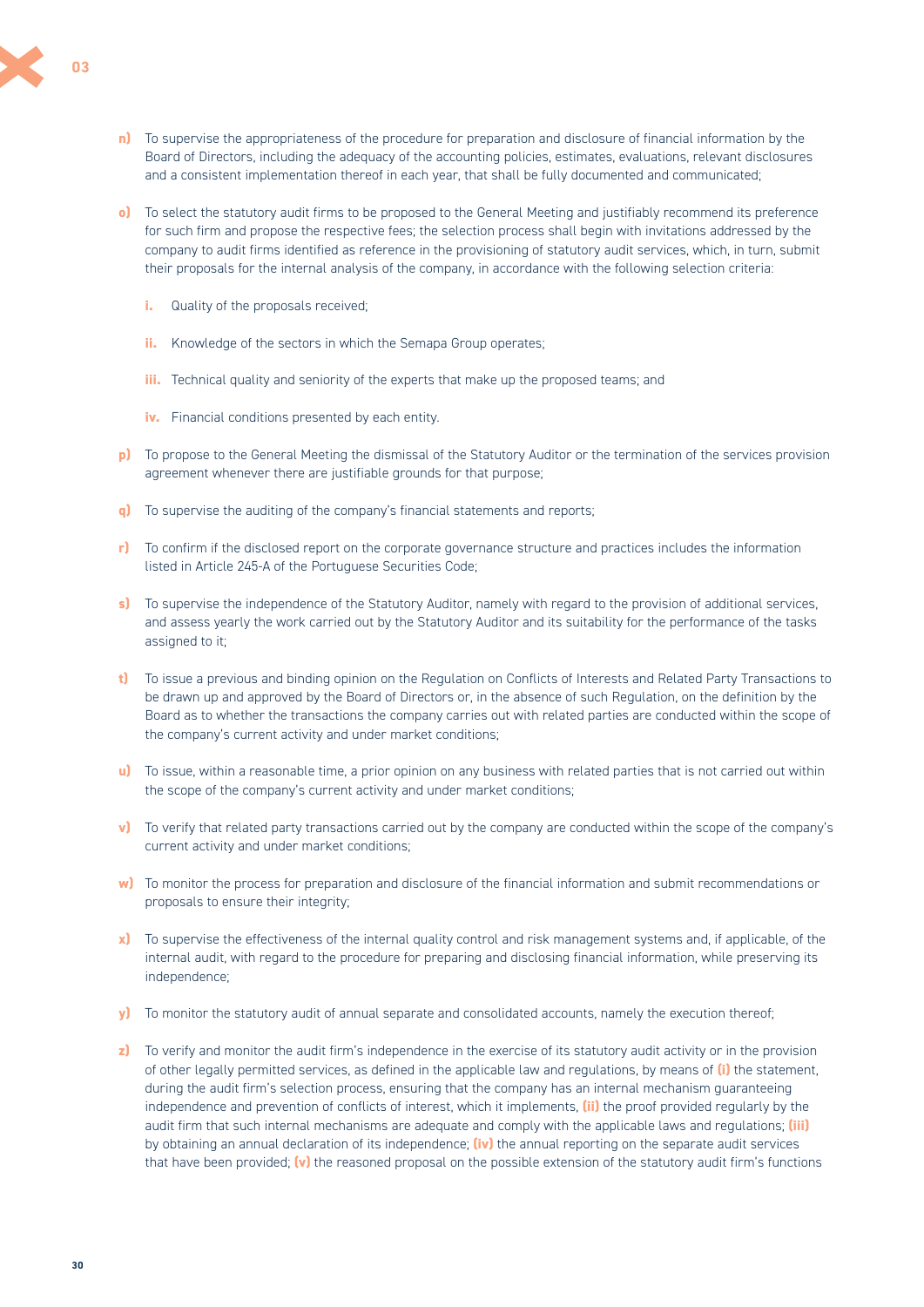n) To supervise the appropriateness of the procedure for preparation and disclosure of financial information by the Board of Directors, including the adequacy of the accounting policies, estimates, evaluations, relevant disclosures and a consistent implementation thereof in each year, that shall be fully documented and communicated;

o) To select the statutory audit firms to be proposed to the General Meeting and justifiably recommend its preference for such firm and propose the respective fees; the selection process shall begin with invitations addressed by the company to audit firms identified as reference in the provisioning of statutory audit services, which, in turn, submit their proposals for the internal analysis of the company, in accordance with the following selection criteria:

   i. Quality of the proposals received;

   ii. Knowledge of the sectors in which the Semapa Group operates;

   iii. Technical quality and seniority of the experts that make up the proposed teams; and

   iv. Financial conditions presented by each entity.

p) To propose to the General Meeting the dismissal of the Statutory Auditor or the termination of the services provision agreement whenever there are justifiable grounds for that purpose;

q) To supervise the auditing of the company's financial statements and reports;

r) To confirm if the disclosed report on the corporate governance structure and practices includes the information listed in Article 245-A of the Portuguese Securities Code;

s) To supervise the independence of the Statutory Auditor, namely with regard to the provision of additional services, and assess yearly the work carried out by the Statutory Auditor and its suitability for the performance of the tasks assigned to it;

t) To issue a previous and binding opinion on the Regulation on Conflicts of Interests and Related Party Transactions to be drawn up and approved by the Board of Directors or, in the absence of such Regulation, on the definition by the Board as to whether the transactions the company carries out with related parties are conducted within the scope of the company's current activity and under market conditions;

u) To issue, within a reasonable time, a prior opinion on any business with related parties that is not carried out within the scope of the company's current activity and under market conditions;

v) To verify that related party transactions carried out by the company are conducted within the scope of the company's current activity and under market conditions;

w) To monitor the process for preparation and disclosure of the financial information and submit recommendations or proposals to ensure their integrity;

x) To supervise the effectiveness of the internal quality control and risk management systems and, if applicable, of the internal audit, with regard to the procedure for preparing and disclosing financial information, while preserving its independence;

y) To monitor the statutory audit of annual separate and consolidated accounts, namely the execution thereof;

z) To verify and monitor the audit firm's independence in the exercise of its statutory audit activity or in the provision of other legally permitted services, as defined in the applicable law and regulations, by means of **(i)** the statement, during the audit firm's selection process, ensuring that the company has an internal mechanism guaranteeing independence and prevention of conflicts of interest, which it implements, **(ii)** the proof provided regularly by the audit firm that such internal mechanisms are adequate and comply with the applicable laws and regulations; **(iii)** by obtaining an annual declaration of its independence; **(iv)** the annual reporting on the separate audit services that have been provided; **(v)** the reasoned proposal on the possible extension of the statutory audit firm's functions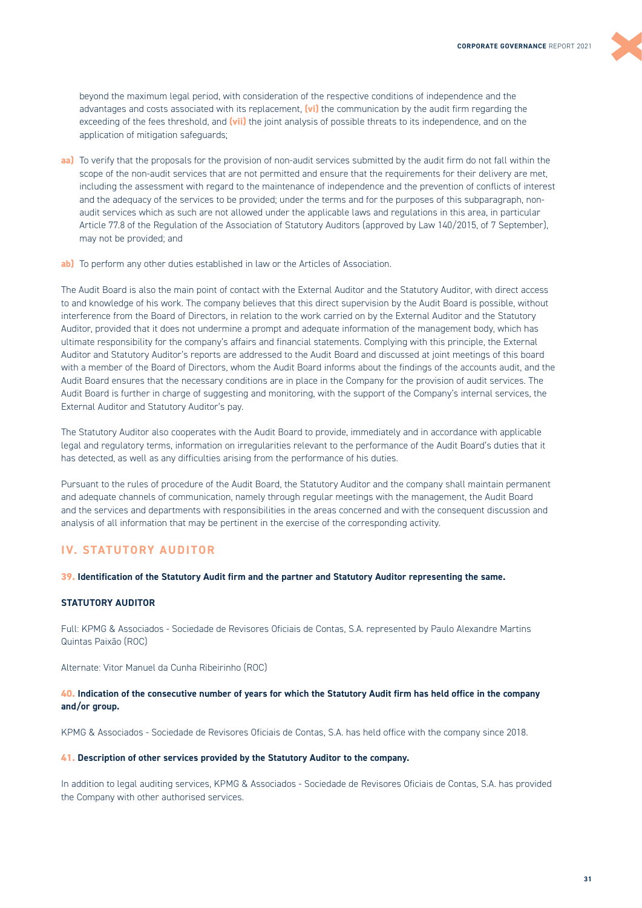beyond the maximum legal period, with consideration of the respective conditions of independence and the advantages and costs associated with its replacement, **(vi)** the communication by the audit firm regarding the exceeding of the fees threshold, and **(vii)** the joint analysis of possible threats to its independence, and on the application of mitigation safeguards;

**aa)** To verify that the proposals for the provision of non-audit services submitted by the audit firm do not fall within the scope of the non-audit services that are not permitted and ensure that the requirements for their delivery are met, including the assessment with regard to the maintenance of independence and the prevention of conflicts of interest and the adequacy of the services to be provided; under the terms and for the purposes of this subparagraph, non-audit services which as such are not allowed under the applicable laws and regulations in this area, in particular Article 77.8 of the Regulation of the Association of Statutory Auditors (approved by Law 140/2015, of 7 September), may not be provided; and

**ab)** To perform any other duties established in law or the Articles of Association.

The Audit Board is also the main point of contact with the External Auditor and the Statutory Auditor, with direct access to and knowledge of his work. The company believes that this direct supervision by the Audit Board is possible, without interference from the Board of Directors, in relation to the work carried on by the External Auditor and the Statutory Auditor, provided that it does not undermine a prompt and adequate information of the management body, which has ultimate responsibility for the company's affairs and financial statements. Complying with this principle, the External Auditor and Statutory Auditor's reports are addressed to the Audit Board and discussed at joint meetings of this board with a member of the Board of Directors, whom the Audit Board informs about the findings of the accounts audit, and the Audit Board ensures that the necessary conditions are in place in the Company for the provision of audit services. The Audit Board is further in charge of suggesting and monitoring, with the support of the Company's internal services, the External Auditor and Statutory Auditor's pay.

The Statutory Auditor also cooperates with the Audit Board to provide, immediately and in accordance with applicable legal and regulatory terms, information on irregularities relevant to the performance of the Audit Board's duties that it has detected, as well as any difficulties arising from the performance of his duties.

Pursuant to the rules of procedure of the Audit Board, the Statutory Auditor and the company shall maintain permanent and adequate channels of communication, namely through regular meetings with the management, the Audit Board and the services and departments with responsibilities in the areas concerned and with the consequent discussion and analysis of all information that may be pertinent in the exercise of the corresponding activity.

## IV. STATUTORY AUDITOR

### 39. Identification of the Statutory Audit firm and the partner and Statutory Auditor representing the same.

**STATUTORY AUDITOR**

Full: KPMG & Associados - Sociedade de Revisores Oficiais de Contas, S.A. represented by Paulo Alexandre Martins Quintas Paixão (ROC)

Alternate: Vitor Manuel da Cunha Ribeirinho (ROC)

### 40. Indication of the consecutive number of years for which the Statutory Audit firm has held office in the company and/or group.

KPMG & Associados - Sociedade de Revisores Oficiais de Contas, S.A. has held office with the company since 2018.

### 41. Description of other services provided by the Statutory Auditor to the company.

In addition to legal auditing services, KPMG & Associados - Sociedade de Revisores Oficiais de Contas, S.A. has provided the Company with other authorised services.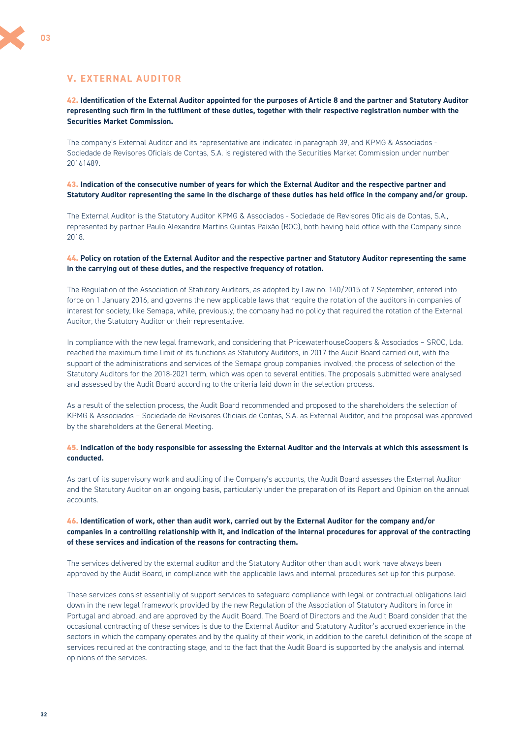## V. EXTERNAL AUDITOR

**42. Identification of the External Auditor appointed for the purposes of Article 8 and the partner and Statutory Auditor representing such firm in the fulfilment of these duties, together with their respective registration number with the Securities Market Commission.**

The company's External Auditor and its representative are indicated in paragraph 39, and KPMG & Associados - Sociedade de Revisores Oficiais de Contas, S.A. is registered with the Securities Market Commission under number 20161489.

**43. Indication of the consecutive number of years for which the External Auditor and the respective partner and Statutory Auditor representing the same in the discharge of these duties has held office in the company and/or group.**

The External Auditor is the Statutory Auditor KPMG & Associados - Sociedade de Revisores Oficiais de Contas, S.A., represented by partner Paulo Alexandre Martins Quintas Paixão (ROC), both having held office with the Company since 2018.

**44. Policy on rotation of the External Auditor and the respective partner and Statutory Auditor representing the same in the carrying out of these duties, and the respective frequency of rotation.**

The Regulation of the Association of Statutory Auditors, as adopted by Law no. 140/2015 of 7 September, entered into force on 1 January 2016, and governs the new applicable laws that require the rotation of the auditors in companies of interest for society, like Semapa, while, previously, the company had no policy that required the rotation of the External Auditor, the Statutory Auditor or their representative.

In compliance with the new legal framework, and considering that PricewaterhouseCoopers & Associados – SROC, Lda. reached the maximum time limit of its functions as Statutory Auditors, in 2017 the Audit Board carried out, with the support of the administrations and services of the Semapa group companies involved, the process of selection of the Statutory Auditors for the 2018-2021 term, which was open to several entities. The proposals submitted were analysed and assessed by the Audit Board according to the criteria laid down in the selection process.

As a result of the selection process, the Audit Board recommended and proposed to the shareholders the selection of KPMG & Associados – Sociedade de Revisores Oficiais de Contas, S.A. as External Auditor, and the proposal was approved by the shareholders at the General Meeting.

**45. Indication of the body responsible for assessing the External Auditor and the intervals at which this assessment is conducted.**

As part of its supervisory work and auditing of the Company's accounts, the Audit Board assesses the External Auditor and the Statutory Auditor on an ongoing basis, particularly under the preparation of its Report and Opinion on the annual accounts.

**46. Identification of work, other than audit work, carried out by the External Auditor for the company and/or companies in a controlling relationship with it, and indication of the internal procedures for approval of the contracting of these services and indication of the reasons for contracting them.**

The services delivered by the external auditor and the Statutory Auditor other than audit work have always been approved by the Audit Board, in compliance with the applicable laws and internal procedures set up for this purpose.

These services consist essentially of support services to safeguard compliance with legal or contractual obligations laid down in the new legal framework provided by the new Regulation of the Association of Statutory Auditors in force in Portugal and abroad, and are approved by the Audit Board. The Board of Directors and the Audit Board consider that the occasional contracting of these services is due to the External Auditor and Statutory Auditor's accrued experience in the sectors in which the company operates and by the quality of their work, in addition to the careful definition of the scope of services required at the contracting stage, and to the fact that the Audit Board is supported by the analysis and internal opinions of the services.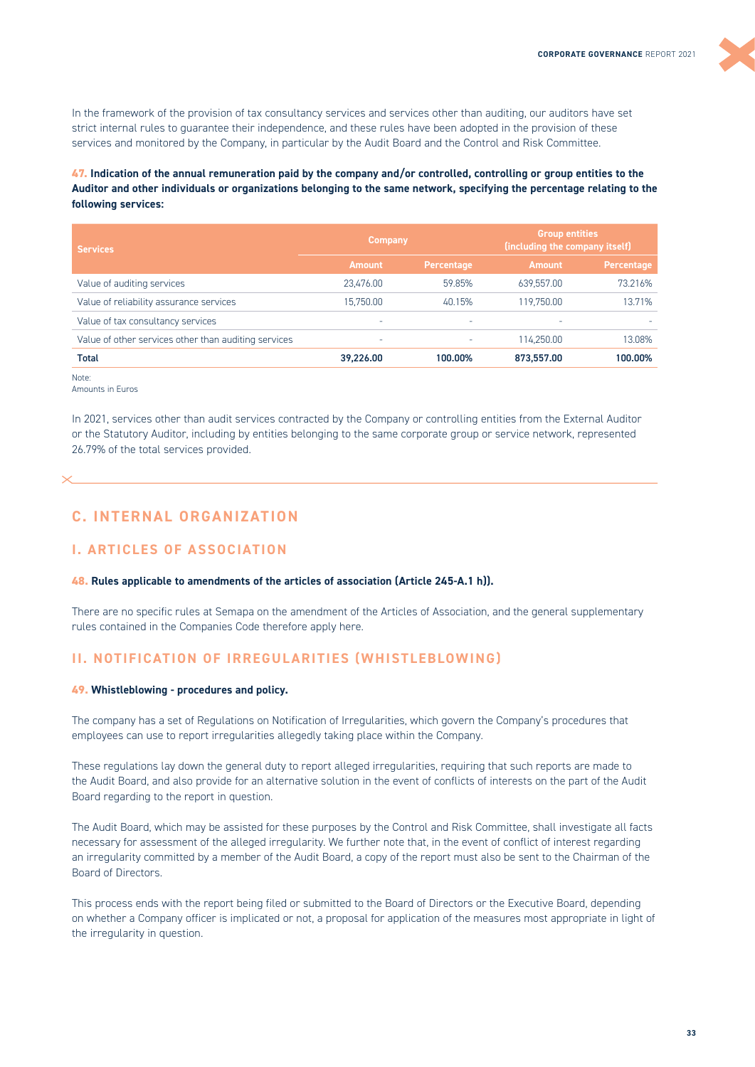In the framework of the provision of tax consultancy services and services other than auditing, our auditors have set strict internal rules to guarantee their independence, and these rules have been adopted in the provision of these services and monitored by the Company, in particular by the Audit Board and the Control and Risk Committee.

**47. Indication of the annual remuneration paid by the company and/or controlled, controlling or group entities to the Auditor and other individuals or organizations belonging to the same network, specifying the percentage relating to the following services:**

| Services | Company | | Group entities (including the company itself) | |
|---|---|---|---|---|
| | Amount | Percentage | Amount | Percentage |
| Value of auditing services | 23,476.00 | 59.85% | 639,557.00 | 73.216% |
| Value of reliability assurance services | 15,750.00 | 40.15% | 119,750.00 | 13.71% |
| Value of tax consultancy services | - | - | - | - |
| Value of other services other than auditing services | - | - | 114,250.00 | 13.08% |
| **Total** | **39,226.00** | **100.00%** | **873,557.00** | **100.00%** |

Note:
Amounts in Euros

In 2021, services other than audit services contracted by the Company or controlling entities from the External Auditor or the Statutory Auditor, including by entities belonging to the same corporate group or service network, represented 26.79% of the total services provided.

# C. INTERNAL ORGANIZATION

## I. ARTICLES OF ASSOCIATION

**48. Rules applicable to amendments of the articles of association (Article 245-A.1 h)).**

There are no specific rules at Semapa on the amendment of the Articles of Association, and the general supplementary rules contained in the Companies Code therefore apply here.

## II. NOTIFICATION OF IRREGULARITIES (WHISTLEBLOWING)

**49. Whistleblowing - procedures and policy.**

The company has a set of Regulations on Notification of Irregularities, which govern the Company's procedures that employees can use to report irregularities allegedly taking place within the Company.

These regulations lay down the general duty to report alleged irregularities, requiring that such reports are made to the Audit Board, and also provide for an alternative solution in the event of conflicts of interests on the part of the Audit Board regarding to the report in question.

The Audit Board, which may be assisted for these purposes by the Control and Risk Committee, shall investigate all facts necessary for assessment of the alleged irregularity. We further note that, in the event of conflict of interest regarding an irregularity committed by a member of the Audit Board, a copy of the report must also be sent to the Chairman of the Board of Directors.

This process ends with the report being filed or submitted to the Board of Directors or the Executive Board, depending on whether a Company officer is implicated or not, a proposal for application of the measures most appropriate in light of the irregularity in question.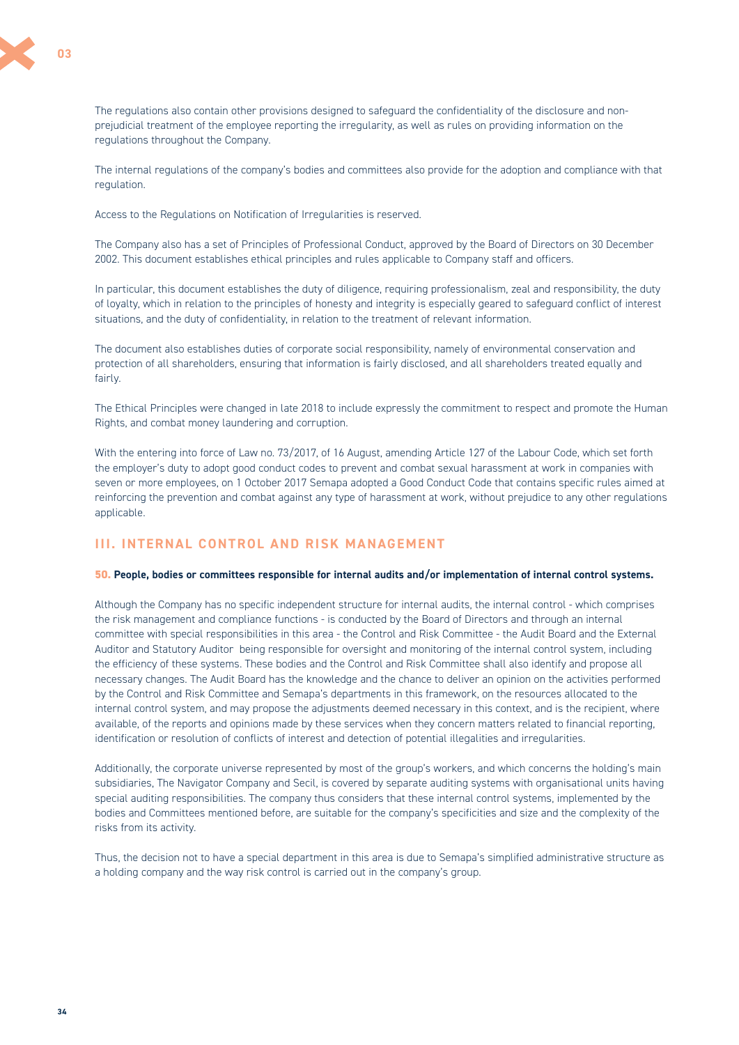The regulations also contain other provisions designed to safeguard the confidentiality of the disclosure and non-prejudicial treatment of the employee reporting the irregularity, as well as rules on providing information on the regulations throughout the Company.

The internal regulations of the company's bodies and committees also provide for the adoption and compliance with that regulation.

Access to the Regulations on Notification of Irregularities is reserved.

The Company also has a set of Principles of Professional Conduct, approved by the Board of Directors on 30 December 2002. This document establishes ethical principles and rules applicable to Company staff and officers.

In particular, this document establishes the duty of diligence, requiring professionalism, zeal and responsibility, the duty of loyalty, which in relation to the principles of honesty and integrity is especially geared to safeguard conflict of interest situations, and the duty of confidentiality, in relation to the treatment of relevant information.

The document also establishes duties of corporate social responsibility, namely of environmental conservation and protection of all shareholders, ensuring that information is fairly disclosed, and all shareholders treated equally and fairly.

The Ethical Principles were changed in late 2018 to include expressly the commitment to respect and promote the Human Rights, and combat money laundering and corruption.

With the entering into force of Law no. 73/2017, of 16 August, amending Article 127 of the Labour Code, which set forth the employer's duty to adopt good conduct codes to prevent and combat sexual harassment at work in companies with seven or more employees, on 1 October 2017 Semapa adopted a Good Conduct Code that contains specific rules aimed at reinforcing the prevention and combat against any type of harassment at work, without prejudice to any other regulations applicable.

## III. INTERNAL CONTROL AND RISK MANAGEMENT

**50. People, bodies or committees responsible for internal audits and/or implementation of internal control systems.**

Although the Company has no specific independent structure for internal audits, the internal control - which comprises the risk management and compliance functions - is conducted by the Board of Directors and through an internal committee with special responsibilities in this area - the Control and Risk Committee - the Audit Board and the External Auditor and Statutory Auditor being responsible for oversight and monitoring of the internal control system, including the efficiency of these systems. These bodies and the Control and Risk Committee shall also identify and propose all necessary changes. The Audit Board has the knowledge and the chance to deliver an opinion on the activities performed by the Control and Risk Committee and Semapa's departments in this framework, on the resources allocated to the internal control system, and may propose the adjustments deemed necessary in this context, and is the recipient, where available, of the reports and opinions made by these services when they concern matters related to financial reporting, identification or resolution of conflicts of interest and detection of potential illegalities and irregularities.

Additionally, the corporate universe represented by most of the group's workers, and which concerns the holding's main subsidiaries, The Navigator Company and Secil, is covered by separate auditing systems with organisational units having special auditing responsibilities. The company thus considers that these internal control systems, implemented by the bodies and Committees mentioned before, are suitable for the company's specificities and size and the complexity of the risks from its activity.

Thus, the decision not to have a special department in this area is due to Semapa's simplified administrative structure as a holding company and the way risk control is carried out in the company's group.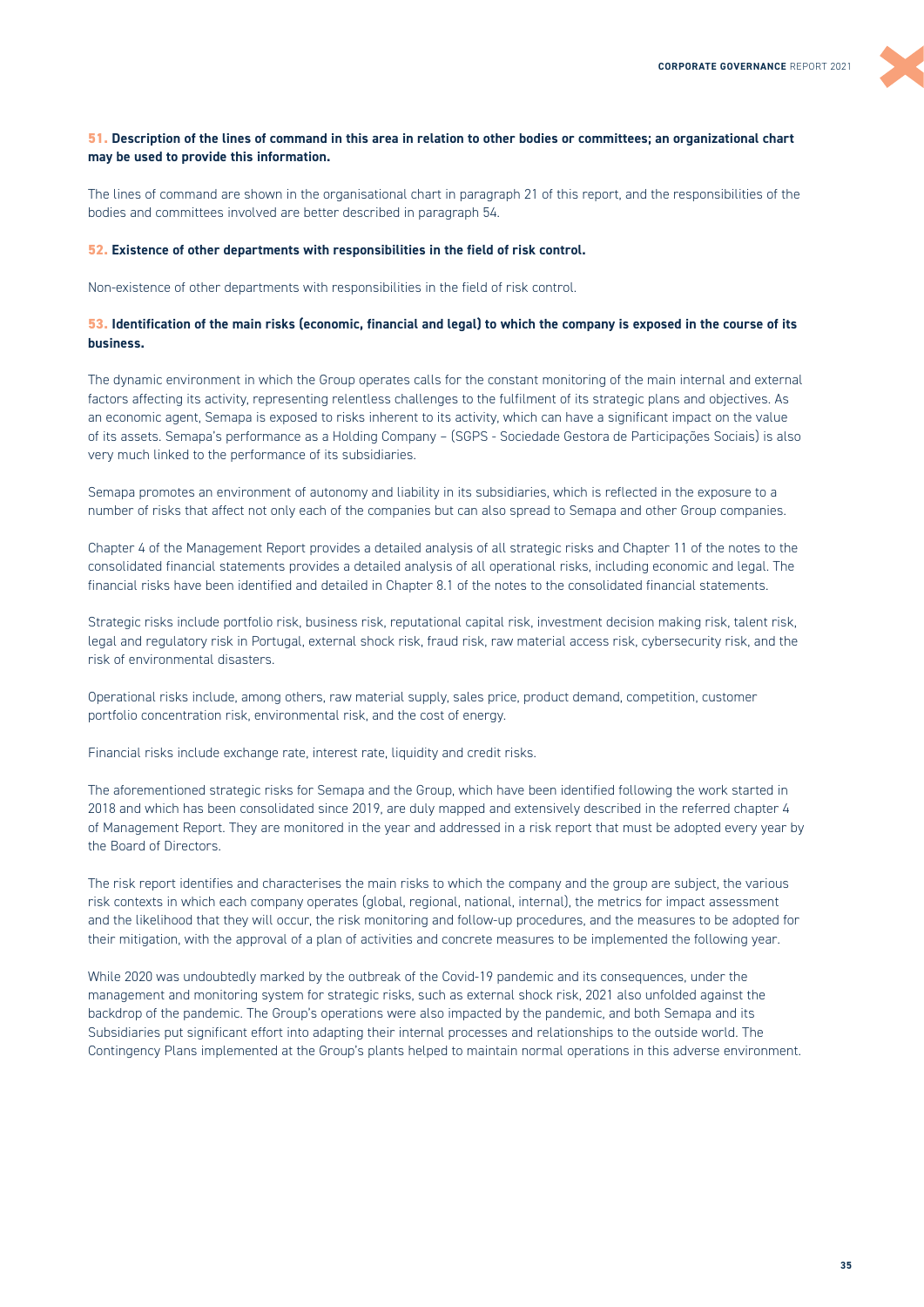**51. Description of the lines of command in this area in relation to other bodies or committees; an organizational chart may be used to provide this information.**

The lines of command are shown in the organisational chart in paragraph 21 of this report, and the responsibilities of the bodies and committees involved are better described in paragraph 54.

**52. Existence of other departments with responsibilities in the field of risk control.**

Non-existence of other departments with responsibilities in the field of risk control.

**53. Identification of the main risks (economic, financial and legal) to which the company is exposed in the course of its business.**

The dynamic environment in which the Group operates calls for the constant monitoring of the main internal and external factors affecting its activity, representing relentless challenges to the fulfilment of its strategic plans and objectives. As an economic agent, Semapa is exposed to risks inherent to its activity, which can have a significant impact on the value of its assets. Semapa's performance as a Holding Company – (SGPS - Sociedade Gestora de Participações Sociais) is also very much linked to the performance of its subsidiaries.

Semapa promotes an environment of autonomy and liability in its subsidiaries, which is reflected in the exposure to a number of risks that affect not only each of the companies but can also spread to Semapa and other Group companies.

Chapter 4 of the Management Report provides a detailed analysis of all strategic risks and Chapter 11 of the notes to the consolidated financial statements provides a detailed analysis of all operational risks, including economic and legal. The financial risks have been identified and detailed in Chapter 8.1 of the notes to the consolidated financial statements.

Strategic risks include portfolio risk, business risk, reputational capital risk, investment decision making risk, talent risk, legal and regulatory risk in Portugal, external shock risk, fraud risk, raw material access risk, cybersecurity risk, and the risk of environmental disasters.

Operational risks include, among others, raw material supply, sales price, product demand, competition, customer portfolio concentration risk, environmental risk, and the cost of energy.

Financial risks include exchange rate, interest rate, liquidity and credit risks.

The aforementioned strategic risks for Semapa and the Group, which have been identified following the work started in 2018 and which has been consolidated since 2019, are duly mapped and extensively described in the referred chapter 4 of Management Report. They are monitored in the year and addressed in a risk report that must be adopted every year by the Board of Directors.

The risk report identifies and characterises the main risks to which the company and the group are subject, the various risk contexts in which each company operates (global, regional, national, internal), the metrics for impact assessment and the likelihood that they will occur, the risk monitoring and follow-up procedures, and the measures to be adopted for their mitigation, with the approval of a plan of activities and concrete measures to be implemented the following year.

While 2020 was undoubtedly marked by the outbreak of the Covid-19 pandemic and its consequences, under the management and monitoring system for strategic risks, such as external shock risk, 2021 also unfolded against the backdrop of the pandemic. The Group's operations were also impacted by the pandemic, and both Semapa and its Subsidiaries put significant effort into adapting their internal processes and relationships to the outside world. The Contingency Plans implemented at the Group's plants helped to maintain normal operations in this adverse environment.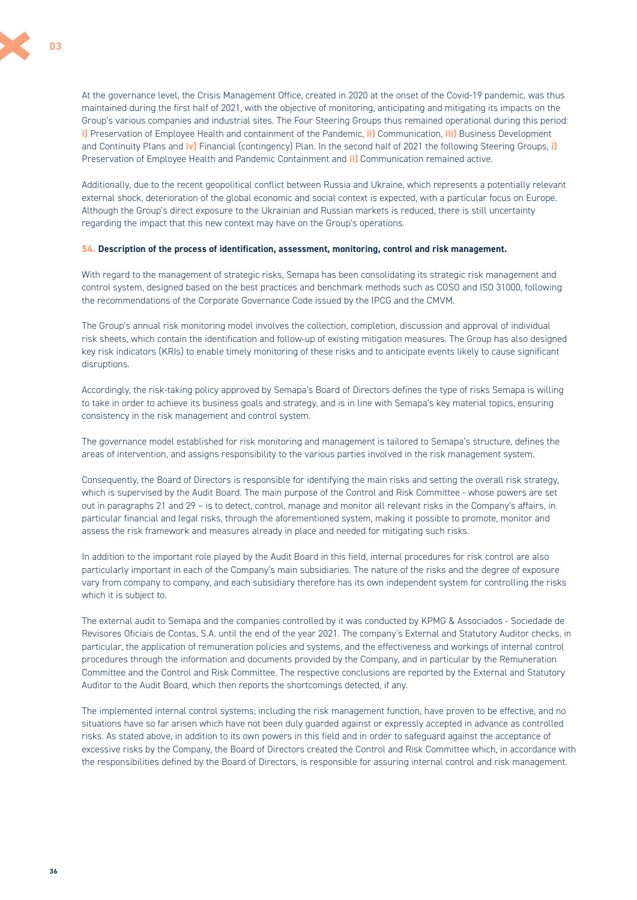At the governance level, the Crisis Management Office, created in 2020 at the onset of the Covid-19 pandemic, was thus maintained during the first half of 2021, with the objective of monitoring, anticipating and mitigating its impacts on the Group's various companies and industrial sites. The Four Steering Groups thus remained operational during this period: **i)** Preservation of Employee Health and containment of the Pandemic, **ii)** Communication, **iii)** Business Development and Continuity Plans and **iv)** Financial (contingency) Plan. In the second half of 2021 the following Steering Groups, **i)** Preservation of Employee Health and Pandemic Containment and **ii)** Communication remained active.

Additionally, due to the recent geopolitical conflict between Russia and Ukraine, which represents a potentially relevant external shock, deterioration of the global economic and social context is expected, with a particular focus on Europe. Although the Group's direct exposure to the Ukrainian and Russian markets is reduced, there is still uncertainty regarding the impact that this new context may have on the Group's operations.

### 54. Description of the process of identification, assessment, monitoring, control and risk management.

With regard to the management of strategic risks, Semapa has been consolidating its strategic risk management and control system, designed based on the best practices and benchmark methods such as COSO and ISO 31000, following the recommendations of the Corporate Governance Code issued by the IPCG and the CMVM.

The Group's annual risk monitoring model involves the collection, completion, discussion and approval of individual risk sheets, which contain the identification and follow-up of existing mitigation measures. The Group has also designed key risk indicators (KRIs) to enable timely monitoring of these risks and to anticipate events likely to cause significant disruptions.

Accordingly, the risk-taking policy approved by Semapa's Board of Directors defines the type of risks Semapa is willing to take in order to achieve its business goals and strategy, and is in line with Semapa's key material topics, ensuring consistency in the risk management and control system.

The governance model established for risk monitoring and management is tailored to Semapa's structure, defines the areas of intervention, and assigns responsibility to the various parties involved in the risk management system.

Consequently, the Board of Directors is responsible for identifying the main risks and setting the overall risk strategy, which is supervised by the Audit Board. The main purpose of the Control and Risk Committee - whose powers are set out in paragraphs 21 and 29 – is to detect, control, manage and monitor all relevant risks in the Company's affairs, in particular financial and legal risks, through the aforementioned system, making it possible to promote, monitor and assess the risk framework and measures already in place and needed for mitigating such risks.

In addition to the important role played by the Audit Board in this field, internal procedures for risk control are also particularly important in each of the Company's main subsidiaries. The nature of the risks and the degree of exposure vary from company to company, and each subsidiary therefore has its own independent system for controlling the risks which it is subject to.

The external audit to Semapa and the companies controlled by it was conducted by KPMG & Associados - Sociedade de Revisores Oficiais de Contas, S.A. until the end of the year 2021. The company's External and Statutory Auditor checks, in particular, the application of remuneration policies and systems, and the effectiveness and workings of internal control procedures through the information and documents provided by the Company, and in particular by the Remuneration Committee and the Control and Risk Committee. The respective conclusions are reported by the External and Statutory Auditor to the Audit Board, which then reports the shortcomings detected, if any.

The implemented internal control systems, including the risk management function, have proven to be effective, and no situations have so far arisen which have not been duly guarded against or expressly accepted in advance as controlled risks. As stated above, in addition to its own powers in this field and in order to safeguard against the acceptance of excessive risks by the Company, the Board of Directors created the Control and Risk Committee which, in accordance with the responsibilities defined by the Board of Directors, is responsible for assuring internal control and risk management.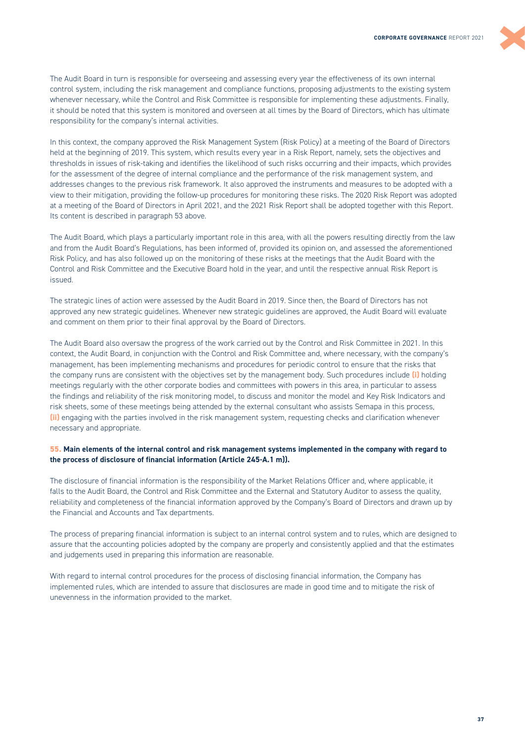The Audit Board in turn is responsible for overseeing and assessing every year the effectiveness of its own internal control system, including the risk management and compliance functions, proposing adjustments to the existing system whenever necessary, while the Control and Risk Committee is responsible for implementing these adjustments. Finally, it should be noted that this system is monitored and overseen at all times by the Board of Directors, which has ultimate responsibility for the company's internal activities.

In this context, the company approved the Risk Management System (Risk Policy) at a meeting of the Board of Directors held at the beginning of 2019. This system, which results every year in a Risk Report, namely, sets the objectives and thresholds in issues of risk-taking and identifies the likelihood of such risks occurring and their impacts, which provides for the assessment of the degree of internal compliance and the performance of the risk management system, and addresses changes to the previous risk framework. It also approved the instruments and measures to be adopted with a view to their mitigation, providing the follow-up procedures for monitoring these risks. The 2020 Risk Report was adopted at a meeting of the Board of Directors in April 2021, and the 2021 Risk Report shall be adopted together with this Report. Its content is described in paragraph 53 above.

The Audit Board, which plays a particularly important role in this area, with all the powers resulting directly from the law and from the Audit Board's Regulations, has been informed of, provided its opinion on, and assessed the aforementioned Risk Policy, and has also followed up on the monitoring of these risks at the meetings that the Audit Board with the Control and Risk Committee and the Executive Board hold in the year, and until the respective annual Risk Report is issued.

The strategic lines of action were assessed by the Audit Board in 2019. Since then, the Board of Directors has not approved any new strategic guidelines. Whenever new strategic guidelines are approved, the Audit Board will evaluate and comment on them prior to their final approval by the Board of Directors.

The Audit Board also oversaw the progress of the work carried out by the Control and Risk Committee in 2021. In this context, the Audit Board, in conjunction with the Control and Risk Committee and, where necessary, with the company's management, has been implementing mechanisms and procedures for periodic control to ensure that the risks that the company runs are consistent with the objectives set by the management body. Such procedures include **(i)** holding meetings regularly with the other corporate bodies and committees with powers in this area, in particular to assess the findings and reliability of the risk monitoring model, to discuss and monitor the model and Key Risk Indicators and risk sheets, some of these meetings being attended by the external consultant who assists Semapa in this process, **(ii)** engaging with the parties involved in the risk management system, requesting checks and clarification whenever necessary and appropriate.

**55. Main elements of the internal control and risk management systems implemented in the company with regard to the process of disclosure of financial information (Article 245-A.1 m)).**

The disclosure of financial information is the responsibility of the Market Relations Officer and, where applicable, it falls to the Audit Board, the Control and Risk Committee and the External and Statutory Auditor to assess the quality, reliability and completeness of the financial information approved by the Company's Board of Directors and drawn up by the Financial and Accounts and Tax departments.

The process of preparing financial information is subject to an internal control system and to rules, which are designed to assure that the accounting policies adopted by the company are properly and consistently applied and that the estimates and judgements used in preparing this information are reasonable.

With regard to internal control procedures for the process of disclosing financial information, the Company has implemented rules, which are intended to assure that disclosures are made in good time and to mitigate the risk of unevenness in the information provided to the market.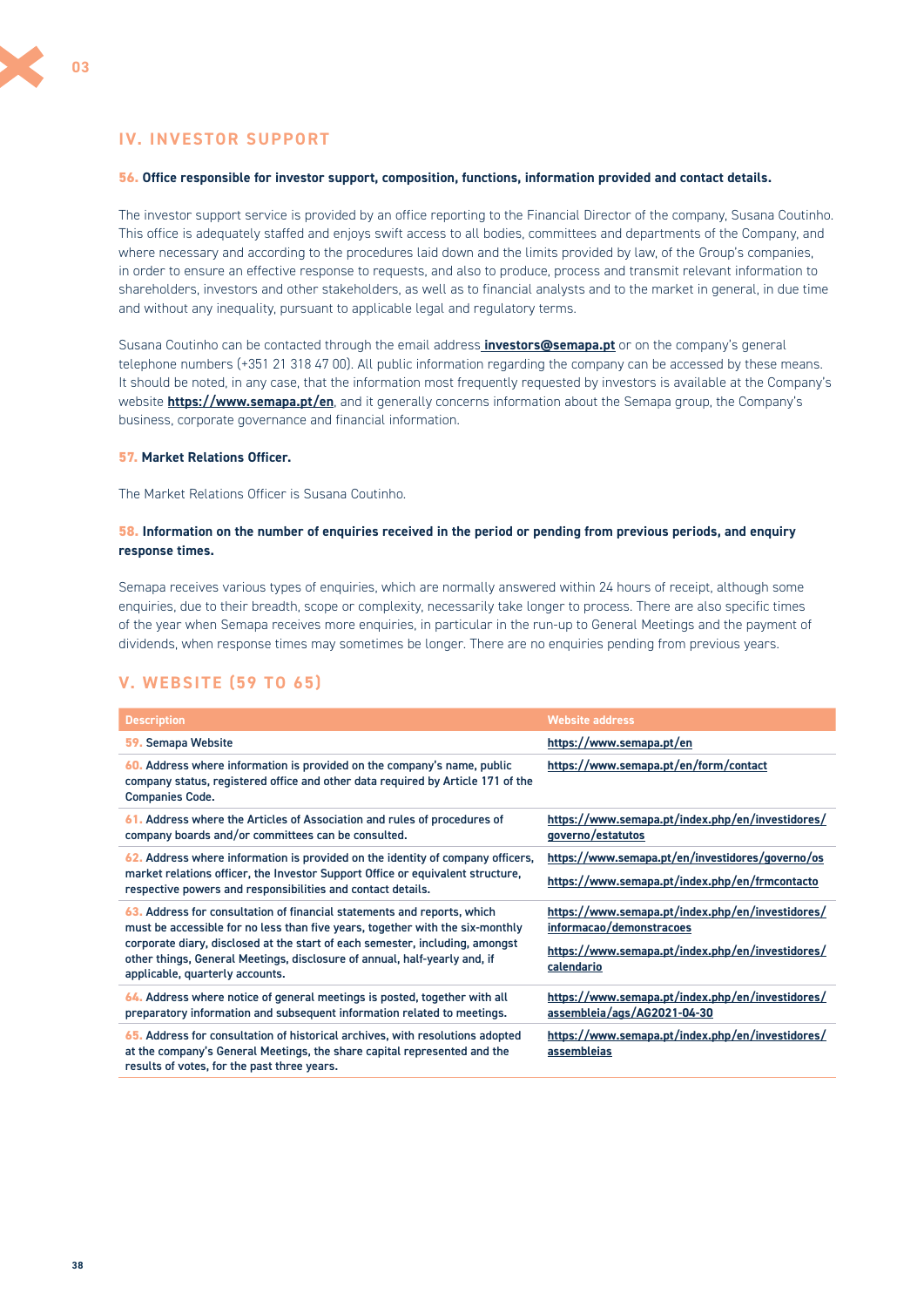## IV. INVESTOR SUPPORT

**56. Office responsible for investor support, composition, functions, information provided and contact details.**

The investor support service is provided by an office reporting to the Financial Director of the company, Susana Coutinho. This office is adequately staffed and enjoys swift access to all bodies, committees and departments of the Company, and where necessary and according to the procedures laid down and the limits provided by law, of the Group's companies, in order to ensure an effective response to requests, and also to produce, process and transmit relevant information to shareholders, investors and other stakeholders, as well as to financial analysts and to the market in general, in due time and without any inequality, pursuant to applicable legal and regulatory terms.

Susana Coutinho can be contacted through the email address **investors@semapa.pt** or on the company's general telephone numbers (+351 21 318 47 00). All public information regarding the company can be accessed by these means. It should be noted, in any case, that the information most frequently requested by investors is available at the Company's website **https://www.semapa.pt/en**, and it generally concerns information about the Semapa group, the Company's business, corporate governance and financial information.

**57. Market Relations Officer.**

The Market Relations Officer is Susana Coutinho.

**58. Information on the number of enquiries received in the period or pending from previous periods, and enquiry response times.**

Semapa receives various types of enquiries, which are normally answered within 24 hours of receipt, although some enquiries, due to their breadth, scope or complexity, necessarily take longer to process. There are also specific times of the year when Semapa receives more enquiries, in particular in the run-up to General Meetings and the payment of dividends, when response times may sometimes be longer. There are no enquiries pending from previous years.

## V. WEBSITE (59 TO 65)

| Description | Website address |
|---|---|
| 59. Semapa Website | https://www.semapa.pt/en |
| 60. Address where information is provided on the company's name, public company status, registered office and other data required by Article 171 of the Companies Code. | https://www.semapa.pt/en/form/contact |
| 61. Address where the Articles of Association and rules of procedures of company boards and/or committees can be consulted. | https://www.semapa.pt/index.php/en/investidores/governo/estatutos |
| 62. Address where information is provided on the identity of company officers, market relations officer, the Investor Support Office or equivalent structure, respective powers and responsibilities and contact details. | https://www.semapa.pt/en/investidores/governo/os<br>https://www.semapa.pt/index.php/en/frmcontacto |
| 63. Address for consultation of financial statements and reports, which must be accessible for no less than five years, together with the six-monthly corporate diary, disclosed at the start of each semester, including, amongst other things, General Meetings, disclosure of annual, half-yearly and, if applicable, quarterly accounts. | https://www.semapa.pt/index.php/en/investidores/informacao/demonstracoes<br>https://www.semapa.pt/index.php/en/investidores/calendario |
| 64. Address where notice of general meetings is posted, together with all preparatory information and subsequent information related to meetings. | https://www.semapa.pt/index.php/en/investidores/assembleia/ags/AG2021-04-30 |
| 65. Address for consultation of historical archives, with resolutions adopted at the company's General Meetings, the share capital represented and the results of votes, for the past three years. | https://www.semapa.pt/index.php/en/investidores/assembleias |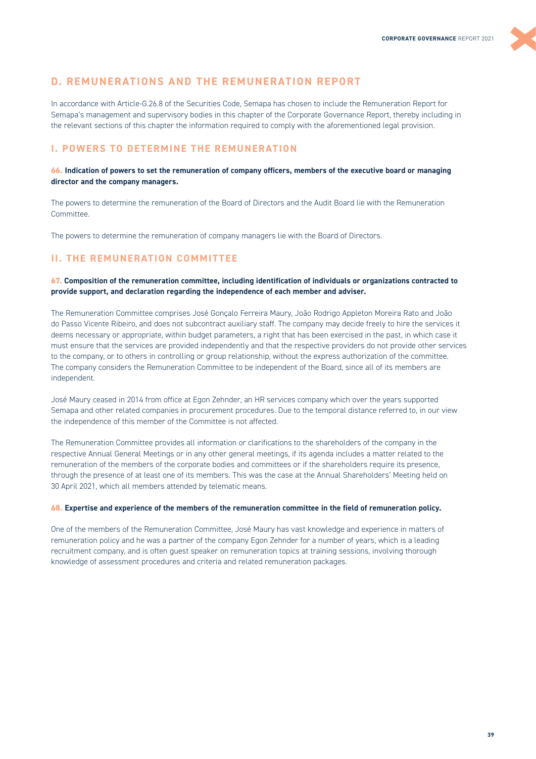## D. REMUNERATIONS AND THE REMUNERATION REPORT

In accordance with Article-G.26.8 of the Securities Code, Semapa has chosen to include the Remuneration Report for Semapa's management and supervisory bodies in this chapter of the Corporate Governance Report, thereby including in the relevant sections of this chapter the information required to comply with the aforementioned legal provision.

### I. POWERS TO DETERMINE THE REMUNERATION

**66. Indication of powers to set the remuneration of company officers, members of the executive board or managing director and the company managers.**

The powers to determine the remuneration of the Board of Directors and the Audit Board lie with the Remuneration Committee.

The powers to determine the remuneration of company managers lie with the Board of Directors.

### II. THE REMUNERATION COMMITTEE

**67. Composition of the remuneration committee, including identification of individuals or organizations contracted to provide support, and declaration regarding the independence of each member and adviser.**

The Remuneration Committee comprises José Gonçalo Ferreira Maury, João Rodrigo Appleton Moreira Rato and João do Passo Vicente Ribeiro, and does not subcontract auxiliary staff. The company may decide freely to hire the services it deems necessary or appropriate, within budget parameters, a right that has been exercised in the past, in which case it must ensure that the services are provided independently and that the respective providers do not provide other services to the company, or to others in controlling or group relationship, without the express authorization of the committee. The company considers the Remuneration Committee to be independent of the Board, since all of its members are independent.

José Maury ceased in 2014 from office at Egon Zehnder, an HR services company which over the years supported Semapa and other related companies in procurement procedures. Due to the temporal distance referred to, in our view the independence of this member of the Committee is not affected.

The Remuneration Committee provides all information or clarifications to the shareholders of the company in the respective Annual General Meetings or in any other general meetings, if its agenda includes a matter related to the remuneration of the members of the corporate bodies and committees or if the shareholders require its presence, through the presence of at least one of its members. This was the case at the Annual Shareholders' Meeting held on 30 April 2021, which all members attended by telematic means.

**68. Expertise and experience of the members of the remuneration committee in the field of remuneration policy.**

One of the members of the Remuneration Committee, José Maury has vast knowledge and experience in matters of remuneration policy and he was a partner of the company Egon Zehnder for a number of years, which is a leading recruitment company, and is often guest speaker on remuneration topics at training sessions, involving thorough knowledge of assessment procedures and criteria and related remuneration packages.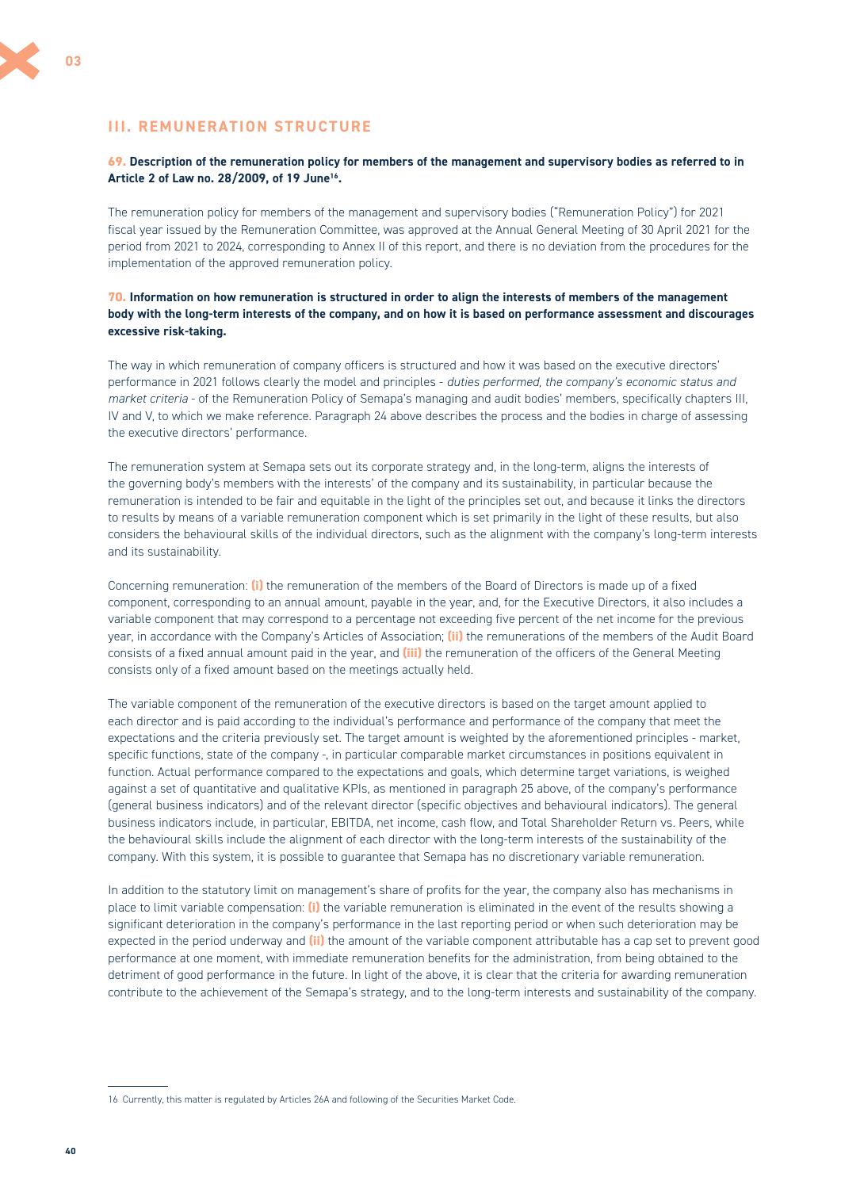## III. REMUNERATION STRUCTURE

**69. Description of the remuneration policy for members of the management and supervisory bodies as referred to in Article 2 of Law no. 28/2009, of 19 June[16].**

The remuneration policy for members of the management and supervisory bodies ("Remuneration Policy") for 2021 fiscal year issued by the Remuneration Committee, was approved at the Annual General Meeting of 30 April 2021 for the period from 2021 to 2024, corresponding to Annex II of this report, and there is no deviation from the procedures for the implementation of the approved remuneration policy.

**70. Information on how remuneration is structured in order to align the interests of members of the management body with the long-term interests of the company, and on how it is based on performance assessment and discourages excessive risk-taking.**

The way in which remuneration of company officers is structured and how it was based on the executive directors' performance in 2021 follows clearly the model and principles - *duties performed, the company's economic status and market criteria* - of the Remuneration Policy of Semapa's managing and audit bodies' members, specifically chapters III, IV and V, to which we make reference. Paragraph 24 above describes the process and the bodies in charge of assessing the executive directors' performance.

The remuneration system at Semapa sets out its corporate strategy and, in the long-term, aligns the interests of the governing body's members with the interests' of the company and its sustainability, in particular because the remuneration is intended to be fair and equitable in the light of the principles set out, and because it links the directors to results by means of a variable remuneration component which is set primarily in the light of these results, but also considers the behavioural skills of the individual directors, such as the alignment with the company's long-term interests and its sustainability.

Concerning remuneration: **(i)** the remuneration of the members of the Board of Directors is made up of a fixed component, corresponding to an annual amount, payable in the year, and, for the Executive Directors, it also includes a variable component that may correspond to a percentage not exceeding five percent of the net income for the previous year, in accordance with the Company's Articles of Association; **(ii)** the remunerations of the members of the Audit Board consists of a fixed annual amount paid in the year, and **(iii)** the remuneration of the officers of the General Meeting consists only of a fixed amount based on the meetings actually held.

The variable component of the remuneration of the executive directors is based on the target amount applied to each director and is paid according to the individual's performance and performance of the company that meet the expectations and the criteria previously set. The target amount is weighted by the aforementioned principles - market, specific functions, state of the company -, in particular comparable market circumstances in positions equivalent in function. Actual performance compared to the expectations and goals, which determine target variations, is weighed against a set of quantitative and qualitative KPIs, as mentioned in paragraph 25 above, of the company's performance (general business indicators) and of the relevant director (specific objectives and behavioural indicators). The general business indicators include, in particular, EBITDA, net income, cash flow, and Total Shareholder Return vs. Peers, while the behavioural skills include the alignment of each director with the long-term interests of the sustainability of the company. With this system, it is possible to guarantee that Semapa has no discretionary variable remuneration.

In addition to the statutory limit on management's share of profits for the year, the company also has mechanisms in place to limit variable compensation: **(i)** the variable remuneration is eliminated in the event of the results showing a significant deterioration in the company's performance in the last reporting period or when such deterioration may be expected in the period underway and **(ii)** the amount of the variable component attributable has a cap set to prevent good performance at one moment, with immediate remuneration benefits for the administration, from being obtained to the detriment of good performance in the future. In light of the above, it is clear that the criteria for awarding remuneration contribute to the achievement of the Semapa's strategy, and to the long-term interests and sustainability of the company.

---

16 Currently, this matter is regulated by Articles 26A and following of the Securities Market Code.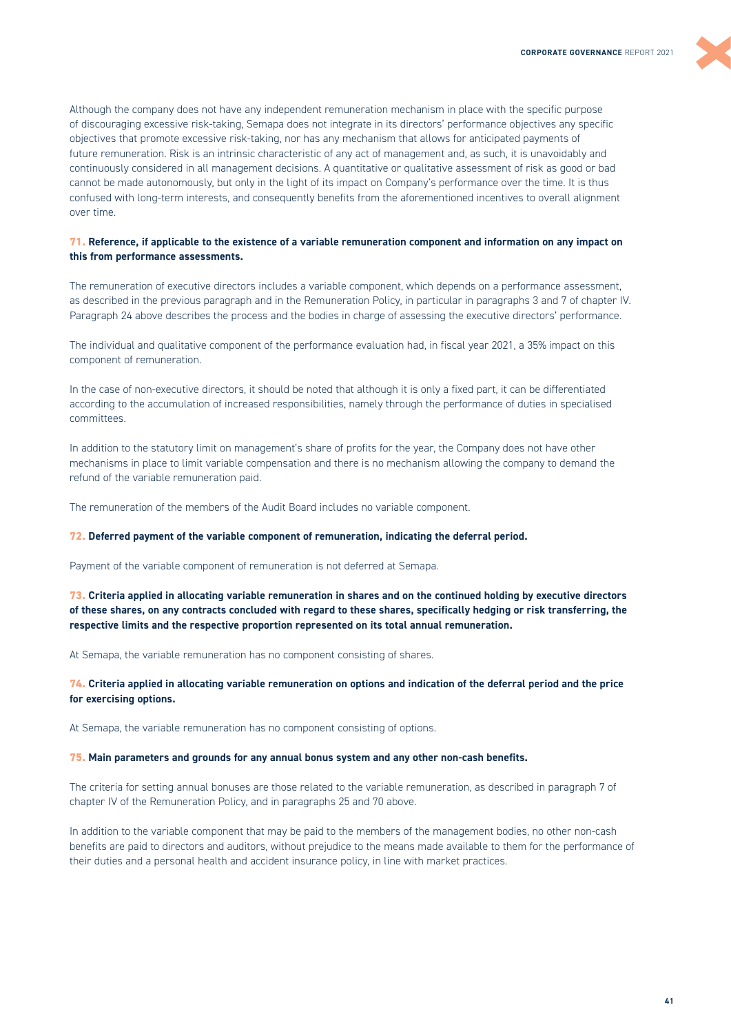Although the company does not have any independent remuneration mechanism in place with the specific purpose of discouraging excessive risk-taking, Semapa does not integrate in its directors' performance objectives any specific objectives that promote excessive risk-taking, nor has any mechanism that allows for anticipated payments of future remuneration. Risk is an intrinsic characteristic of any act of management and, as such, it is unavoidably and continuously considered in all management decisions. A quantitative or qualitative assessment of risk as good or bad cannot be made autonomously, but only in the light of its impact on Company's performance over the time. It is thus confused with long-term interests, and consequently benefits from the aforementioned incentives to overall alignment over time.

**71. Reference, if applicable to the existence of a variable remuneration component and information on any impact on this from performance assessments.**

The remuneration of executive directors includes a variable component, which depends on a performance assessment, as described in the previous paragraph and in the Remuneration Policy, in particular in paragraphs 3 and 7 of chapter IV. Paragraph 24 above describes the process and the bodies in charge of assessing the executive directors' performance.

The individual and qualitative component of the performance evaluation had, in fiscal year 2021, a 35% impact on this component of remuneration.

In the case of non-executive directors, it should be noted that although it is only a fixed part, it can be differentiated according to the accumulation of increased responsibilities, namely through the performance of duties in specialised committees.

In addition to the statutory limit on management's share of profits for the year, the Company does not have other mechanisms in place to limit variable compensation and there is no mechanism allowing the company to demand the refund of the variable remuneration paid.

The remuneration of the members of the Audit Board includes no variable component.

**72. Deferred payment of the variable component of remuneration, indicating the deferral period.**

Payment of the variable component of remuneration is not deferred at Semapa.

**73. Criteria applied in allocating variable remuneration in shares and on the continued holding by executive directors of these shares, on any contracts concluded with regard to these shares, specifically hedging or risk transferring, the respective limits and the respective proportion represented on its total annual remuneration.**

At Semapa, the variable remuneration has no component consisting of shares.

**74. Criteria applied in allocating variable remuneration on options and indication of the deferral period and the price for exercising options.**

At Semapa, the variable remuneration has no component consisting of options.

**75. Main parameters and grounds for any annual bonus system and any other non-cash benefits.**

The criteria for setting annual bonuses are those related to the variable remuneration, as described in paragraph 7 of chapter IV of the Remuneration Policy, and in paragraphs 25 and 70 above.

In addition to the variable component that may be paid to the members of the management bodies, no other non-cash benefits are paid to directors and auditors, without prejudice to the means made available to them for the performance of their duties and a personal health and accident insurance policy, in line with market practices.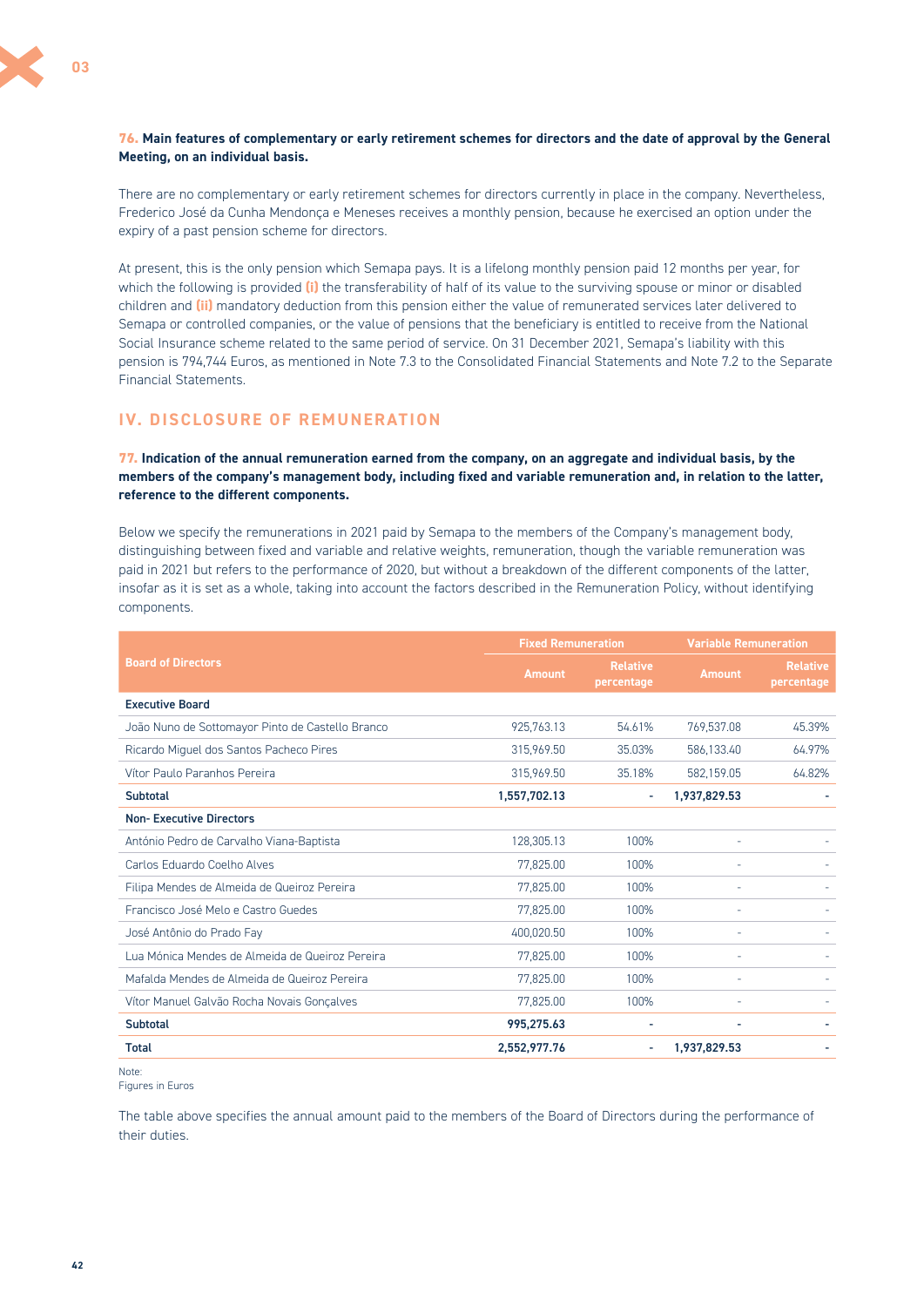**76. Main features of complementary or early retirement schemes for directors and the date of approval by the General Meeting, on an individual basis.**

There are no complementary or early retirement schemes for directors currently in place in the company. Nevertheless, Frederico José da Cunha Mendonça e Meneses receives a monthly pension, because he exercised an option under the expiry of a past pension scheme for directors.

At present, this is the only pension which Semapa pays. It is a lifelong monthly pension paid 12 months per year, for which the following is provided **(i)** the transferability of half of its value to the surviving spouse or minor or disabled children and **(ii)** mandatory deduction from this pension either the value of remunerated services later delivered to Semapa or controlled companies, or the value of pensions that the beneficiary is entitled to receive from the National Social Insurance scheme related to the same period of service. On 31 December 2021, Semapa's liability with this pension is 794,744 Euros, as mentioned in Note 7.3 to the Consolidated Financial Statements and Note 7.2 to the Separate Financial Statements.

## IV. DISCLOSURE OF REMUNERATION

**77. Indication of the annual remuneration earned from the company, on an aggregate and individual basis, by the members of the company's management body, including fixed and variable remuneration and, in relation to the latter, reference to the different components.**

Below we specify the remunerations in 2021 paid by Semapa to the members of the Company's management body, distinguishing between fixed and variable and relative weights, remuneration, though the variable remuneration was paid in 2021 but refers to the performance of 2020, but without a breakdown of the different components of the latter, insofar as it is set as a whole, taking into account the factors described in the Remuneration Policy, without identifying components.

| Board of Directors | Fixed Remuneration | | Variable Remuneration | |
|---|---|---|---|---|
| | Amount | Relative percentage | Amount | Relative percentage |
| **Executive Board** | | | | |
| João Nuno de Sottomayor Pinto de Castello Branco | 925,763.13 | 54.61% | 769,537.08 | 45.39% |
| Ricardo Miguel dos Santos Pacheco Pires | 315,969.50 | 35.03% | 586,133.40 | 64.97% |
| Vítor Paulo Paranhos Pereira | 315,969.50 | 35.18% | 582,159.05 | 64.82% |
| **Subtotal** | **1,557,702.13** | **-** | **1,937,829.53** | **-** |
| **Non- Executive Directors** | | | | |
| António Pedro de Carvalho Viana-Baptista | 128,305.13 | 100% | - | - |
| Carlos Eduardo Coelho Alves | 77,825.00 | 100% | - | - |
| Filipa Mendes de Almeida de Queiroz Pereira | 77,825.00 | 100% | - | - |
| Francisco José Melo e Castro Guedes | 77,825.00 | 100% | - | - |
| José Antônio do Prado Fay | 400,020.50 | 100% | - | - |
| Lua Mónica Mendes de Almeida de Queiroz Pereira | 77,825.00 | 100% | - | - |
| Mafalda Mendes de Almeida de Queiroz Pereira | 77,825.00 | 100% | - | - |
| Vítor Manuel Galvão Rocha Novais Gonçalves | 77,825.00 | 100% | - | - |
| **Subtotal** | **995,275.63** | **-** | **-** | **-** |
| **Total** | **2,552,977.76** | **-** | **1,937,829.53** | **-** |

Note:
Figures in Euros

The table above specifies the annual amount paid to the members of the Board of Directors during the performance of their duties.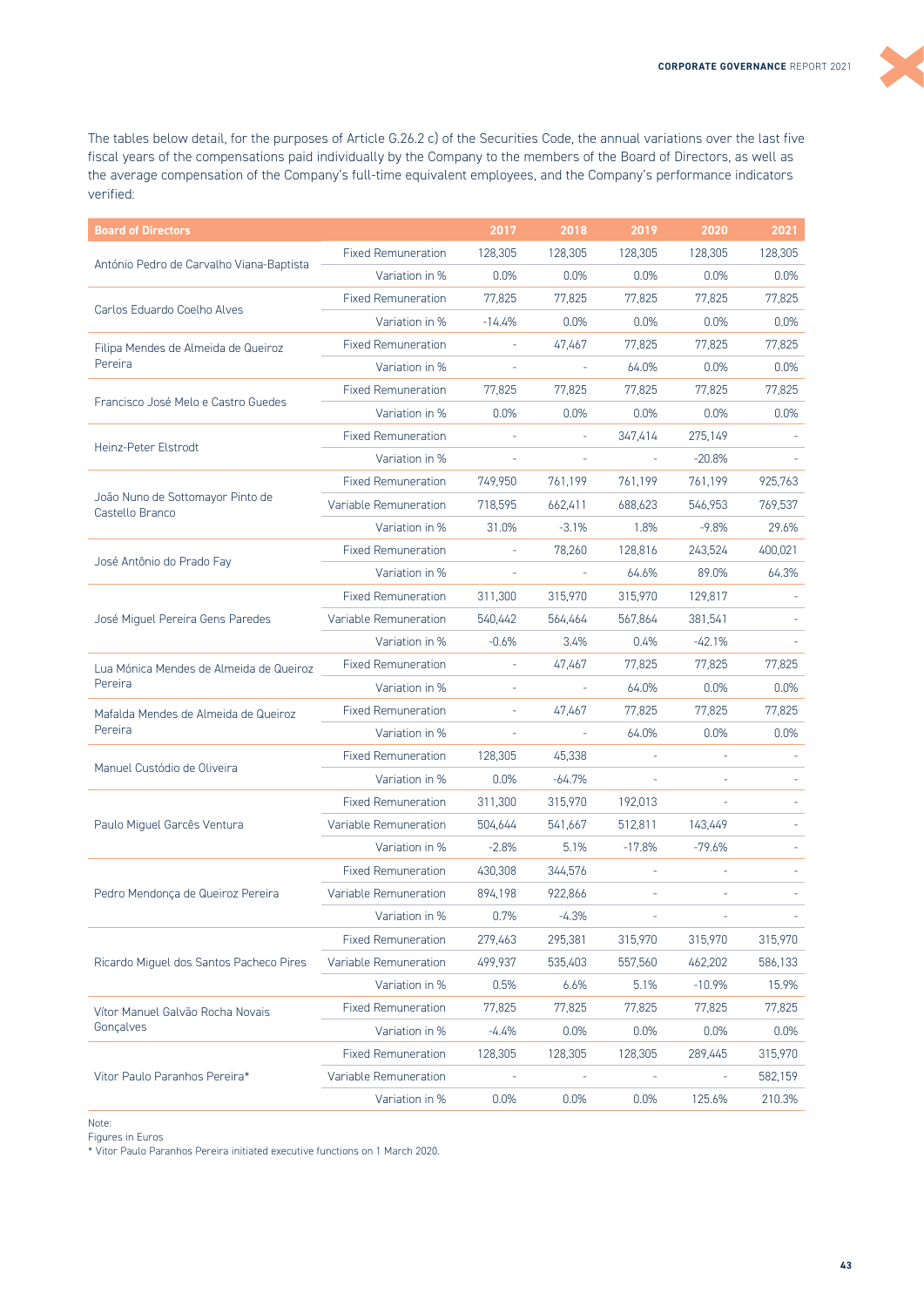The tables below detail, for the purposes of Article G.26.2 c) of the Securities Code, the annual variations over the last five fiscal years of the compensations paid individually by the Company to the members of the Board of Directors, as well as the average compensation of the Company's full-time equivalent employees, and the Company's performance indicators verified:

| Board of Directors | | 2017 | 2018 | 2019 | 2020 | 2021 |
|---|---|---|---|---|---|---|
| António Pedro de Carvalho Viana-Baptista | Fixed Remuneration | 128,305 | 128,305 | 128,305 | 128,305 | 128,305 |
| | Variation in % | 0.0% | 0.0% | 0.0% | 0.0% | 0.0% |
| Carlos Eduardo Coelho Alves | Fixed Remuneration | 77,825 | 77,825 | 77,825 | 77,825 | 77,825 |
| | Variation in % | -14.4% | 0.0% | 0.0% | 0.0% | 0.0% |
| Filipa Mendes de Almeida de Queiroz Pereira | Fixed Remuneration | - | 47,467 | 77,825 | 77,825 | 77,825 |
| | Variation in % | - | - | 64.0% | 0.0% | 0.0% |
| Francisco José Melo e Castro Guedes | Fixed Remuneration | 77,825 | 77,825 | 77,825 | 77,825 | 77,825 |
| | Variation in % | 0.0% | 0.0% | 0.0% | 0.0% | 0.0% |
| Heinz-Peter Elstrodt | Fixed Remuneration | - | - | 347,414 | 275,149 | - |
| | Variation in % | - | - | - | -20.8% | - |
| João Nuno de Sottomayor Pinto de Castello Branco | Fixed Remuneration | 749,950 | 761,199 | 761,199 | 761,199 | 925,763 |
| | Variable Remuneration | 718,595 | 662,411 | 688,623 | 546,953 | 769,537 |
| | Variation in % | 31.0% | -3.1% | 1.8% | -9.8% | 29.6% |
| José Antônio do Prado Fay | Fixed Remuneration | - | 78,260 | 128,816 | 243,524 | 400,021 |
| | Variation in % | - | - | 64.6% | 89.0% | 64.3% |
| José Miguel Pereira Gens Paredes | Fixed Remuneration | 311,300 | 315,970 | 315,970 | 129,817 | - |
| | Variable Remuneration | 540,442 | 564,464 | 567,864 | 381,541 | - |
| | Variation in % | -0.6% | 3.4% | 0.4% | -42.1% | - |
| Lua Mónica Mendes de Almeida de Queiroz Pereira | Fixed Remuneration | - | 47,467 | 77,825 | 77,825 | 77,825 |
| | Variation in % | - | - | 64.0% | 0.0% | 0.0% |
| Mafalda Mendes de Almeida de Queiroz Pereira | Fixed Remuneration | - | 47,467 | 77,825 | 77,825 | 77,825 |
| | Variation in % | - | - | 64.0% | 0.0% | 0.0% |
| Manuel Custódio de Oliveira | Fixed Remuneration | 128,305 | 45,338 | - | - | - |
| | Variation in % | 0.0% | -64.7% | - | - | - |
| Paulo Miguel Garcês Ventura | Fixed Remuneration | 311,300 | 315,970 | 192,013 | - | - |
| | Variable Remuneration | 504,644 | 541,667 | 512,811 | 143,449 | - |
| | Variation in % | -2.8% | 5.1% | -17.8% | -79.6% | - |
| Pedro Mendonça de Queiroz Pereira | Fixed Remuneration | 430,308 | 344,576 | - | - | - |
| | Variable Remuneration | 894,198 | 922,866 | - | - | - |
| | Variation in % | 0.7% | -4.3% | - | - | - |
| Ricardo Miguel dos Santos Pacheco Pires | Fixed Remuneration | 279,463 | 295,381 | 315,970 | 315,970 | 315,970 |
| | Variable Remuneration | 499,937 | 535,403 | 557,560 | 462,202 | 586,133 |
| | Variation in % | 0.5% | 6.6% | 5.1% | -10.9% | 15.9% |
| Vítor Manuel Galvão Rocha Novais Gonçalves | Fixed Remuneration | 77,825 | 77,825 | 77,825 | 77,825 | 77,825 |
| | Variation in % | -4.4% | 0.0% | 0.0% | 0.0% | 0.0% |
| Vitor Paulo Paranhos Pereira* | Fixed Remuneration | 128,305 | 128,305 | 128,305 | 289,445 | 315,970 |
| | Variable Remuneration | - | - | - | - | 582,159 |
| | Variation in % | 0.0% | 0.0% | 0.0% | 125.6% | 210.3% |

Note:
Figures in Euros
* Vitor Paulo Paranhos Pereira initiated executive functions on 1 March 2020.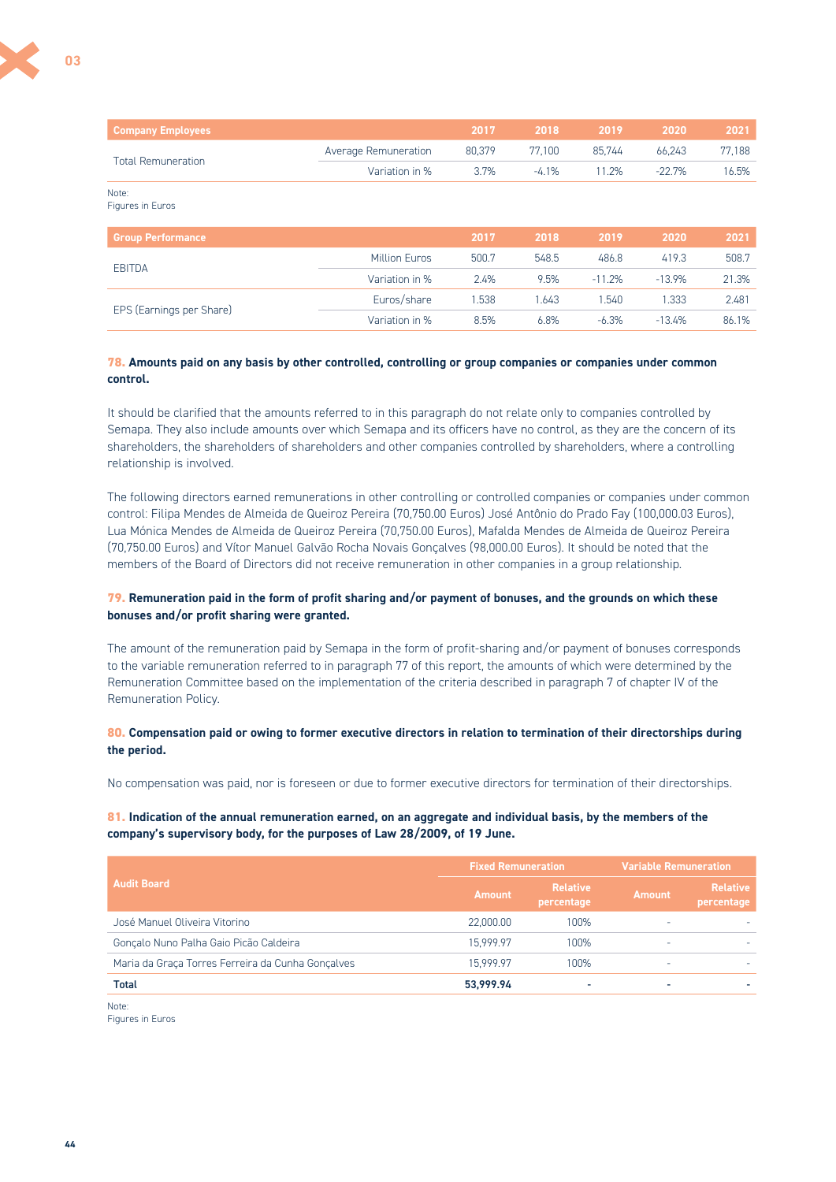| Company Employees | | 2017 | 2018 | 2019 | 2020 | 2021 |
|---|---|---|---|---|---|---|
| Total Remuneration | Average Remuneration | 80,379 | 77,100 | 85,744 | 66,243 | 77,188 |
| | Variation in % | 3.7% | -4.1% | 11.2% | -22.7% | 16.5% |

Note:
Figures in Euros

| Group Performance | | 2017 | 2018 | 2019 | 2020 | 2021 |
|---|---|---|---|---|---|---|
| EBITDA | Million Euros | 500.7 | 548.5 | 486.8 | 419.3 | 508.7 |
| | Variation in % | 2.4% | 9.5% | -11.2% | -13.9% | 21.3% |
| EPS (Earnings per Share) | Euros/share | 1.538 | 1.643 | 1.540 | 1.333 | 2.481 |
| | Variation in % | 8.5% | 6.8% | -6.3% | -13.4% | 86.1% |

### 78. Amounts paid on any basis by other controlled, controlling or group companies or companies under common control.

It should be clarified that the amounts referred to in this paragraph do not relate only to companies controlled by Semapa. They also include amounts over which Semapa and its officers have no control, as they are the concern of its shareholders, the shareholders of shareholders and other companies controlled by shareholders, where a controlling relationship is involved.

The following directors earned remunerations in other controlling or controlled companies or companies under common control: Filipa Mendes de Almeida de Queiroz Pereira (70,750.00 Euros) José Antônio do Prado Fay (100,000.03 Euros), Lua Mónica Mendes de Almeida de Queiroz Pereira (70,750.00 Euros), Mafalda Mendes de Almeida de Queiroz Pereira (70,750.00 Euros) and Vítor Manuel Galvão Rocha Novais Gonçalves (98,000.00 Euros). It should be noted that the members of the Board of Directors did not receive remuneration in other companies in a group relationship.

### 79. Remuneration paid in the form of profit sharing and/or payment of bonuses, and the grounds on which these bonuses and/or profit sharing were granted.

The amount of the remuneration paid by Semapa in the form of profit-sharing and/or payment of bonuses corresponds to the variable remuneration referred to in paragraph 77 of this report, the amounts of which were determined by the Remuneration Committee based on the implementation of the criteria described in paragraph 7 of chapter IV of the Remuneration Policy.

### 80. Compensation paid or owing to former executive directors in relation to termination of their directorships during the period.

No compensation was paid, nor is foreseen or due to former executive directors for termination of their directorships.

### 81. Indication of the annual remuneration earned, on an aggregate and individual basis, by the members of the company's supervisory body, for the purposes of Law 28/2009, of 19 June.

| Audit Board | Fixed Remuneration | | Variable Remuneration | |
|---|---|---|---|---|
| | Amount | Relative percentage | Amount | Relative percentage |
| José Manuel Oliveira Vitorino | 22,000.00 | 100% | - | - |
| Gonçalo Nuno Palha Gaio Picão Caldeira | 15,999.97 | 100% | - | - |
| Maria da Graça Torres Ferreira da Cunha Gonçalves | 15,999.97 | 100% | - | - |
| **Total** | **53,999.94** | **-** | **-** | **-** |

Note:
Figures in Euros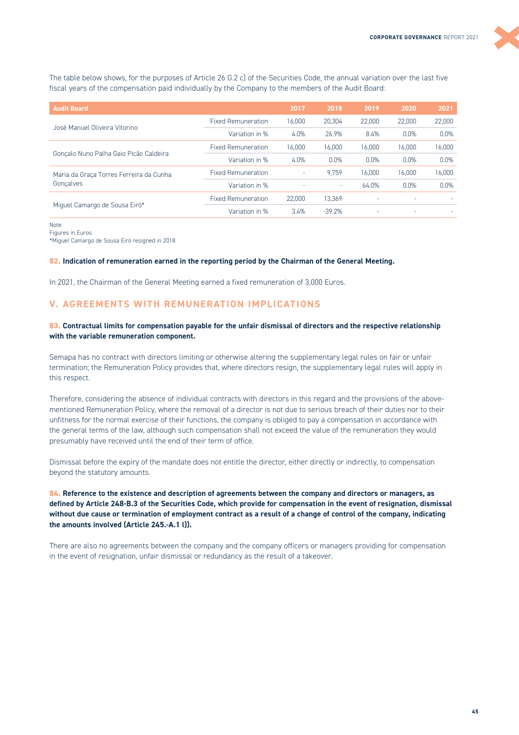The table below shows, for the purposes of Article 26 G.2 c) of the Securities Code, the annual variation over the last five fiscal years of the compensation paid individually by the Company to the members of the Audit Board:

| Audit Board | | 2017 | 2018 | 2019 | 2020 | 2021 |
|---|---|---|---|---|---|---|
| José Manuel Oliveira Vitorino | Fixed Remuneration | 16,000 | 20,304 | 22,000 | 22,000 | 22,000 |
| | Variation in % | 4.0% | 26.9% | 8.4% | 0.0% | 0.0% |
| Gonçalo Nuno Palha Gaio Picão Caldeira | Fixed Remuneration | 16,000 | 16,000 | 16,000 | 16,000 | 16,000 |
| | Variation in % | 4.0% | 0.0% | 0.0% | 0.0% | 0.0% |
| Maria da Graça Torres Ferreira da Cunha Gonçalves | Fixed Remuneration | - | 9,759 | 16,000 | 16,000 | 16,000 |
| | Variation in % | - | - | 64.0% | 0.0% | 0.0% |
| Miguel Camargo de Sousa Eiró* | Fixed Remuneration | 22,000 | 13,369 | - | - | - |
| | Variation in % | 3.4% | -39.2% | - | - | - |

Note:
Figures in Euros
*Miguel Camargo de Sousa Eiró resigned in 2018.

**82. Indication of remuneration earned in the reporting period by the Chairman of the General Meeting.**

In 2021, the Chairman of the General Meeting earned a fixed remuneration of 3,000 Euros.

## V. AGREEMENTS WITH REMUNERATION IMPLICATIONS

**83. Contractual limits for compensation payable for the unfair dismissal of directors and the respective relationship with the variable remuneration component.**

Semapa has no contract with directors limiting or otherwise altering the supplementary legal rules on fair or unfair termination; the Remuneration Policy provides that, where directors resign, the supplementary legal rules will apply in this respect.

Therefore, considering the absence of individual contracts with directors in this regard and the provisions of the above-mentioned Remuneration Policy, where the removal of a director is not due to serious breach of their duties nor to their unfitness for the normal exercise of their functions, the company is obliged to pay a compensation in accordance with the general terms of the law, although such compensation shall not exceed the value of the remuneration they would presumably have received until the end of their term of office.

Dismissal before the expiry of the mandate does not entitle the director, either directly or indirectly, to compensation beyond the statutory amounts.

**84. Reference to the existence and description of agreements between the company and directors or managers, as defined by Article 248-B.3 of the Securities Code, which provide for compensation in the event of resignation, dismissal without due cause or termination of employment contract as a result of a change of control of the company, indicating the amounts involved (Article 245.-A.1 l)).**

There are also no agreements between the company and the company officers or managers providing for compensation in the event of resignation, unfair dismissal or redundancy as the result of a takeover.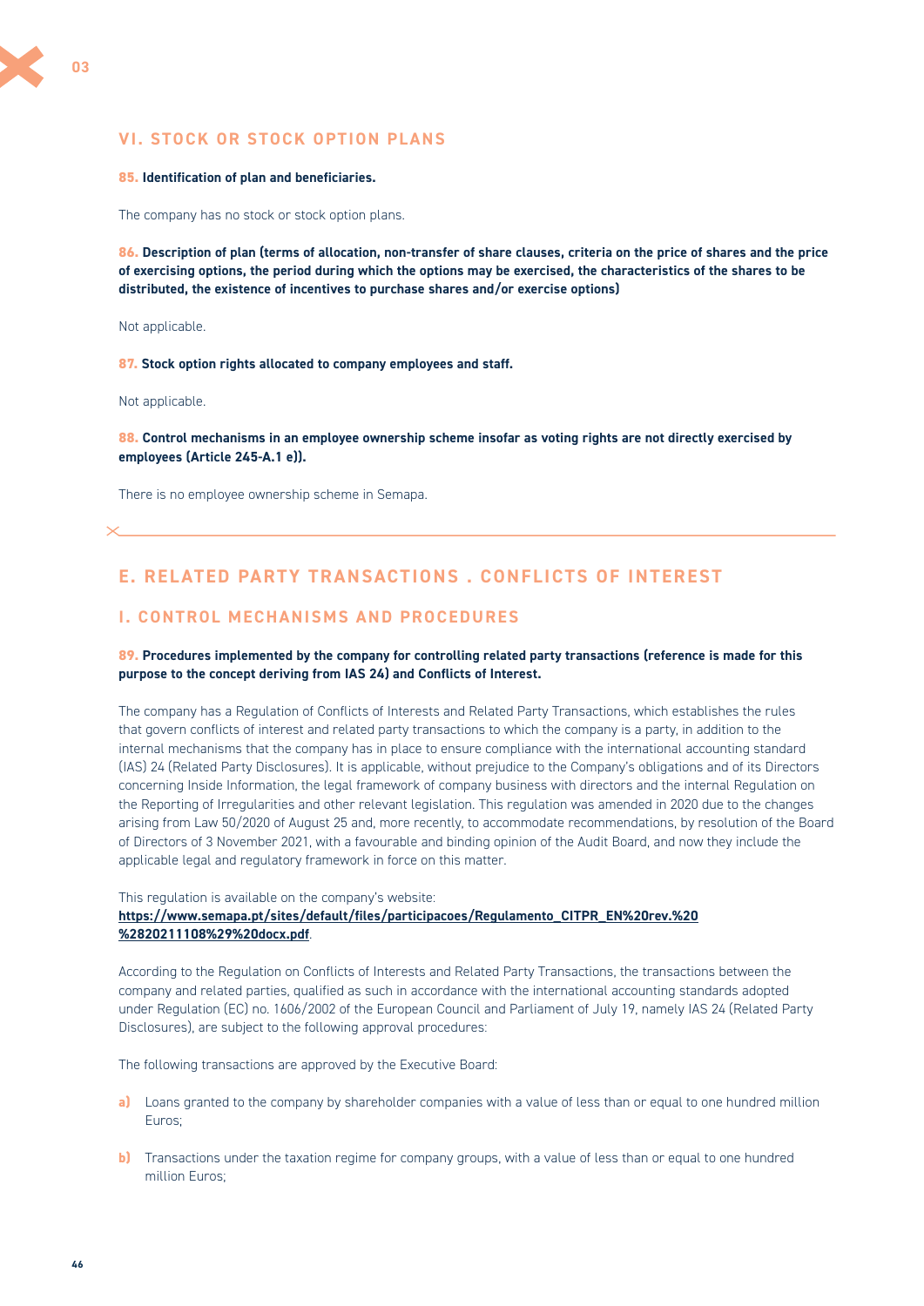## VI. STOCK OR STOCK OPTION PLANS

**85. Identification of plan and beneficiaries.**

The company has no stock or stock option plans.

**86. Description of plan (terms of allocation, non-transfer of share clauses, criteria on the price of shares and the price of exercising options, the period during which the options may be exercised, the characteristics of the shares to be distributed, the existence of incentives to purchase shares and/or exercise options)**

Not applicable.

**87. Stock option rights allocated to company employees and staff.**

Not applicable.

**88. Control mechanisms in an employee ownership scheme insofar as voting rights are not directly exercised by employees (Article 245-A.1 e)).**

There is no employee ownership scheme in Semapa.

---

# E. RELATED PARTY TRANSACTIONS . CONFLICTS OF INTEREST

## I. CONTROL MECHANISMS AND PROCEDURES

**89. Procedures implemented by the company for controlling related party transactions (reference is made for this purpose to the concept deriving from IAS 24) and Conflicts of Interest.**

The company has a Regulation of Conflicts of Interests and Related Party Transactions, which establishes the rules that govern conflicts of interest and related party transactions to which the company is a party, in addition to the internal mechanisms that the company has in place to ensure compliance with the international accounting standard (IAS) 24 (Related Party Disclosures). It is applicable, without prejudice to the Company's obligations and of its Directors concerning Inside Information, the legal framework of company business with directors and the internal Regulation on the Reporting of Irregularities and other relevant legislation. This regulation was amended in 2020 due to the changes arising from Law 50/2020 of August 25 and, more recently, to accommodate recommendations, by resolution of the Board of Directors of 3 November 2021, with a favourable and binding opinion of the Audit Board, and now they include the applicable legal and regulatory framework in force on this matter.

This regulation is available on the company's website:
**https://www.semapa.pt/sites/default/files/participacoes/Regulamento_CITPR_EN%20rev.%20%2820211108%29%20docx.pdf**.

According to the Regulation on Conflicts of Interests and Related Party Transactions, the transactions between the company and related parties, qualified as such in accordance with the international accounting standards adopted under Regulation (EC) no. 1606/2002 of the European Council and Parliament of July 19, namely IAS 24 (Related Party Disclosures), are subject to the following approval procedures:

The following transactions are approved by the Executive Board:

**a)** Loans granted to the company by shareholder companies with a value of less than or equal to one hundred million Euros;

**b)** Transactions under the taxation regime for company groups, with a value of less than or equal to one hundred million Euros;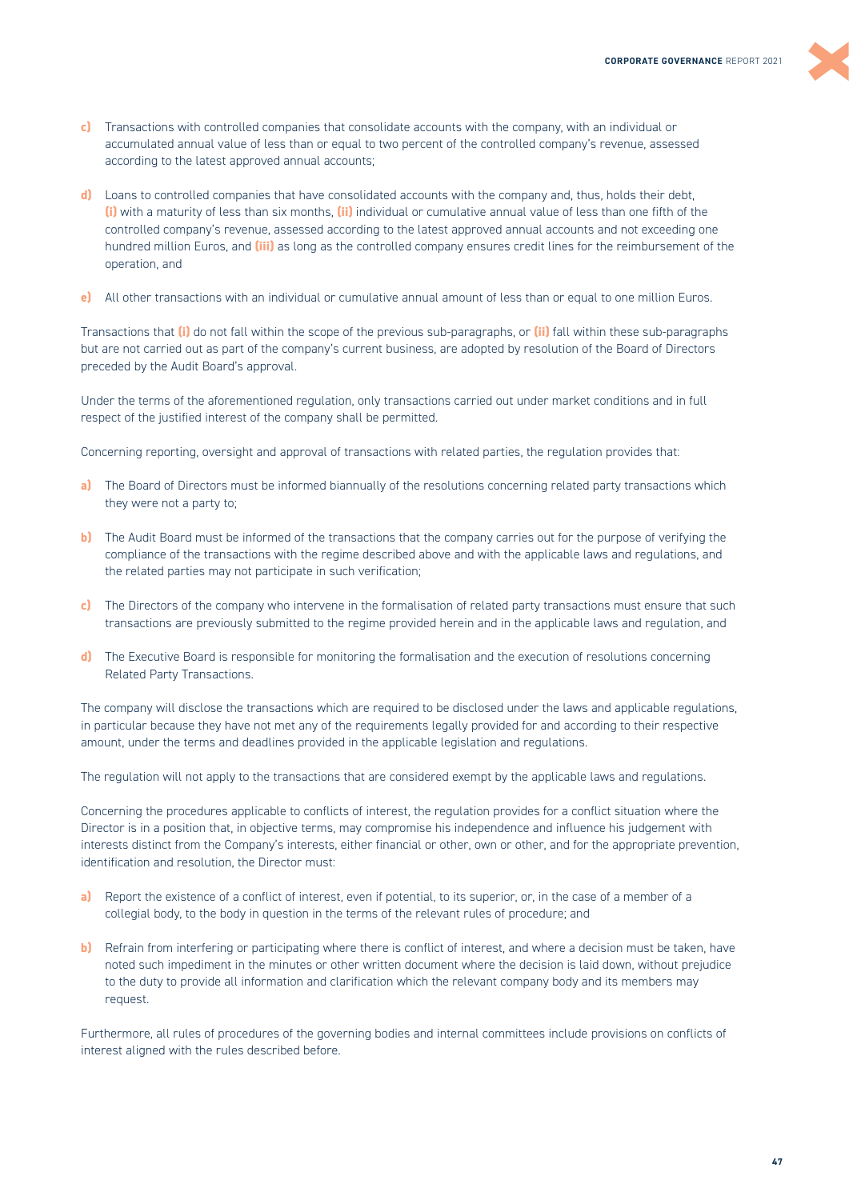**c)** Transactions with controlled companies that consolidate accounts with the company, with an individual or accumulated annual value of less than or equal to two percent of the controlled company's revenue, assessed according to the latest approved annual accounts;

**d)** Loans to controlled companies that have consolidated accounts with the company and, thus, holds their debt, **(i)** with a maturity of less than six months, **(ii)** individual or cumulative annual value of less than one fifth of the controlled company's revenue, assessed according to the latest approved annual accounts and not exceeding one hundred million Euros, and **(iii)** as long as the controlled company ensures credit lines for the reimbursement of the operation, and

**e)** All other transactions with an individual or cumulative annual amount of less than or equal to one million Euros.

Transactions that **(i)** do not fall within the scope of the previous sub-paragraphs, or **(ii)** fall within these sub-paragraphs but are not carried out as part of the company's current business, are adopted by resolution of the Board of Directors preceded by the Audit Board's approval.

Under the terms of the aforementioned regulation, only transactions carried out under market conditions and in full respect of the justified interest of the company shall be permitted.

Concerning reporting, oversight and approval of transactions with related parties, the regulation provides that:

**a)** The Board of Directors must be informed biannually of the resolutions concerning related party transactions which they were not a party to;

**b)** The Audit Board must be informed of the transactions that the company carries out for the purpose of verifying the compliance of the transactions with the regime described above and with the applicable laws and regulations, and the related parties may not participate in such verification;

**c)** The Directors of the company who intervene in the formalisation of related party transactions must ensure that such transactions are previously submitted to the regime provided herein and in the applicable laws and regulation, and

**d)** The Executive Board is responsible for monitoring the formalisation and the execution of resolutions concerning Related Party Transactions.

The company will disclose the transactions which are required to be disclosed under the laws and applicable regulations, in particular because they have not met any of the requirements legally provided for and according to their respective amount, under the terms and deadlines provided in the applicable legislation and regulations.

The regulation will not apply to the transactions that are considered exempt by the applicable laws and regulations.

Concerning the procedures applicable to conflicts of interest, the regulation provides for a conflict situation where the Director is in a position that, in objective terms, may compromise his independence and influence his judgement with interests distinct from the Company's interests, either financial or other, own or other, and for the appropriate prevention, identification and resolution, the Director must:

**a)** Report the existence of a conflict of interest, even if potential, to its superior, or, in the case of a member of a collegial body, to the body in question in the terms of the relevant rules of procedure; and

**b)** Refrain from interfering or participating where there is conflict of interest, and where a decision must be taken, have noted such impediment in the minutes or other written document where the decision is laid down, without prejudice to the duty to provide all information and clarification which the relevant company body and its members may request.

Furthermore, all rules of procedures of the governing bodies and internal committees include provisions on conflicts of interest aligned with the rules described before.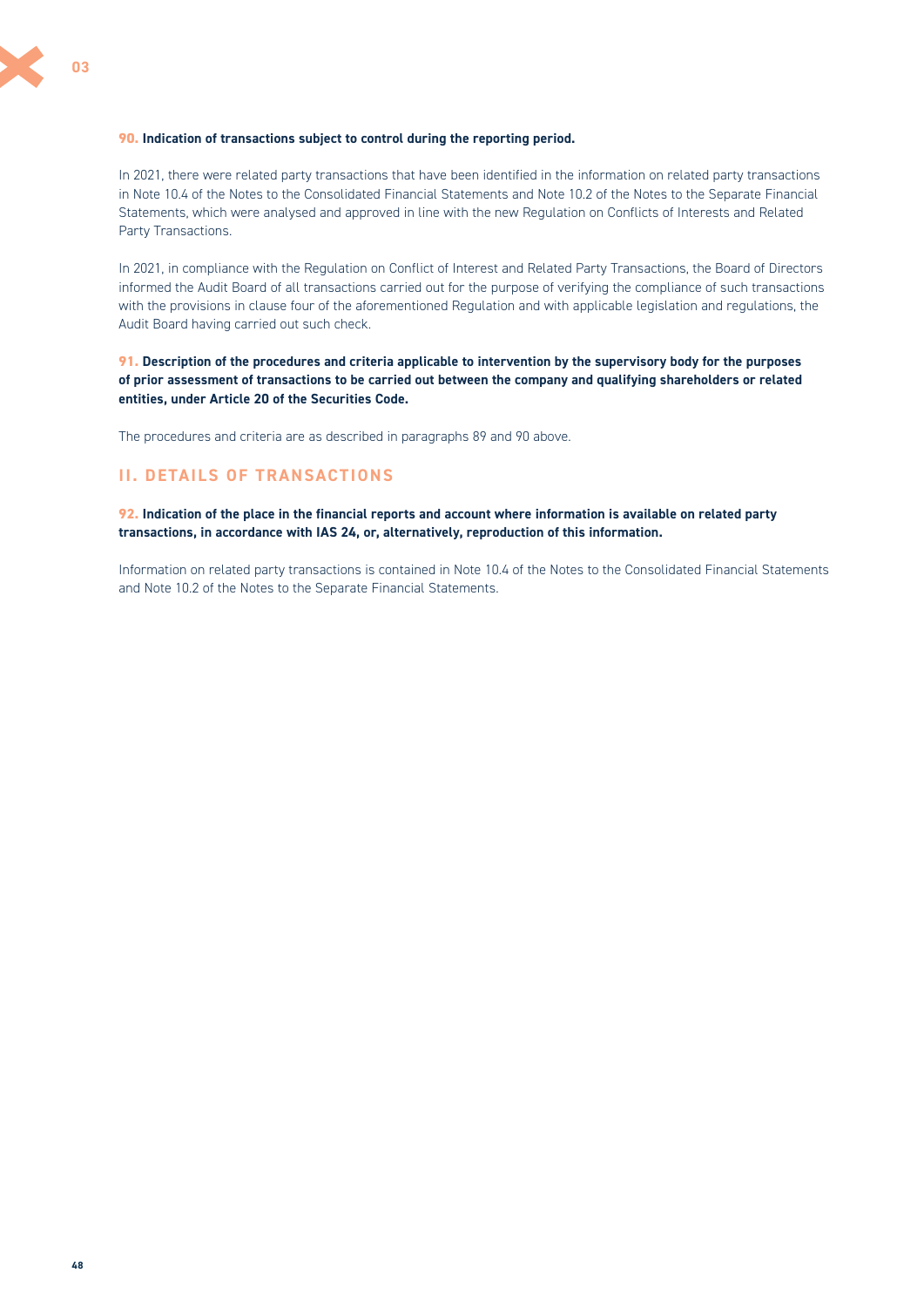**90. Indication of transactions subject to control during the reporting period.**

In 2021, there were related party transactions that have been identified in the information on related party transactions in Note 10.4 of the Notes to the Consolidated Financial Statements and Note 10.2 of the Notes to the Separate Financial Statements, which were analysed and approved in line with the new Regulation on Conflicts of Interests and Related Party Transactions.

In 2021, in compliance with the Regulation on Conflict of Interest and Related Party Transactions, the Board of Directors informed the Audit Board of all transactions carried out for the purpose of verifying the compliance of such transactions with the provisions in clause four of the aforementioned Regulation and with applicable legislation and regulations, the Audit Board having carried out such check.

**91. Description of the procedures and criteria applicable to intervention by the supervisory body for the purposes of prior assessment of transactions to be carried out between the company and qualifying shareholders or related entities, under Article 20 of the Securities Code.**

The procedures and criteria are as described in paragraphs 89 and 90 above.

## II. DETAILS OF TRANSACTIONS

**92. Indication of the place in the financial reports and account where information is available on related party transactions, in accordance with IAS 24, or, alternatively, reproduction of this information.**

Information on related party transactions is contained in Note 10.4 of the Notes to the Consolidated Financial Statements and Note 10.2 of the Notes to the Separate Financial Statements.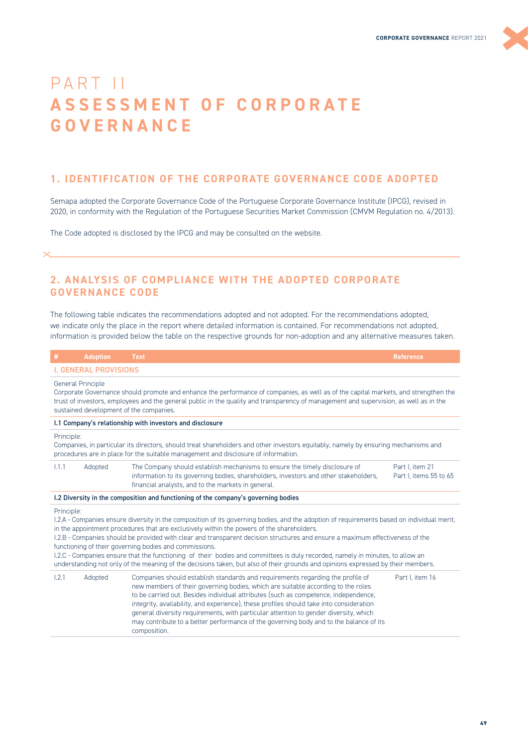# PART II
# ASSESSMENT OF CORPORATE GOVERNANCE

## 1. IDENTIFICATION OF THE CORPORATE GOVERNANCE CODE ADOPTED

Semapa adopted the Corporate Governance Code of the Portuguese Corporate Governance Institute (IPCG), revised in 2020, in conformity with the Regulation of the Portuguese Securities Market Commission (CMVM Regulation no. 4/2013).

The Code adopted is disclosed by the IPCG and may be consulted on the website.

## 2. ANALYSIS OF COMPLIANCE WITH THE ADOPTED CORPORATE GOVERNANCE CODE

The following table indicates the recommendations adopted and not adopted. For the recommendations adopted, we indicate only the place in the report where detailed information is contained. For recommendations not adopted, information is provided below the table on the respective grounds for non-adoption and any alternative measures taken.

| # | Adoption | Text | Reference |
|---|---|---|---|
| **I. GENERAL PROVISIONS** | | | |
| General Principle<br>Corporate Governance should promote and enhance the performance of companies, as well as of the capital markets, and strengthen the trust of investors, employees and the general public in the quality and transparency of management and supervision, as well as in the sustained development of the companies. | | | |
| **I.1 Company's relationship with investors and disclosure** | | | |
| Principle:<br>Companies, in particular its directors, should treat shareholders and other investors equitably, namely by ensuring mechanisms and procedures are in place for the suitable management and disclosure of information. | | | |
| I.1.1 | Adopted | The Company should establish mechanisms to ensure the timely disclosure of information to its governing bodies, shareholders, investors and other stakeholders, financial analysts, and to the markets in general. | Part I, item 21<br>Part I, items 55 to 65 |
| **I.2 Diversity in the composition and functioning of the company's governing bodies** | | | |
| Principle:<br>I.2.A - Companies ensure diversity in the composition of its governing bodies, and the adoption of requirements based on individual merit, in the appointment procedures that are exclusively within the powers of the shareholders.<br>I.2.B - Companies should be provided with clear and transparent decision structures and ensure a maximum effectiveness of the functioning of their governing bodies and commissions.<br>I.2.C - Companies ensure that the functioning of their bodies and committees is duly recorded, namely in minutes, to allow an understanding not only of the meaning of the decisions taken, but also of their grounds and opinions expressed by their members. | | | |
| I.2.1 | Adopted | Companies should establish standards and requirements regarding the profile of new members of their governing bodies, which are suitable according to the roles to be carried out. Besides individual attributes (such as competence, independence, integrity, availability, and experience), these profiles should take into consideration general diversity requirements, with particular attention to gender diversity, which may contribute to a better performance of the governing body and to the balance of its composition. | Part I, item 16 |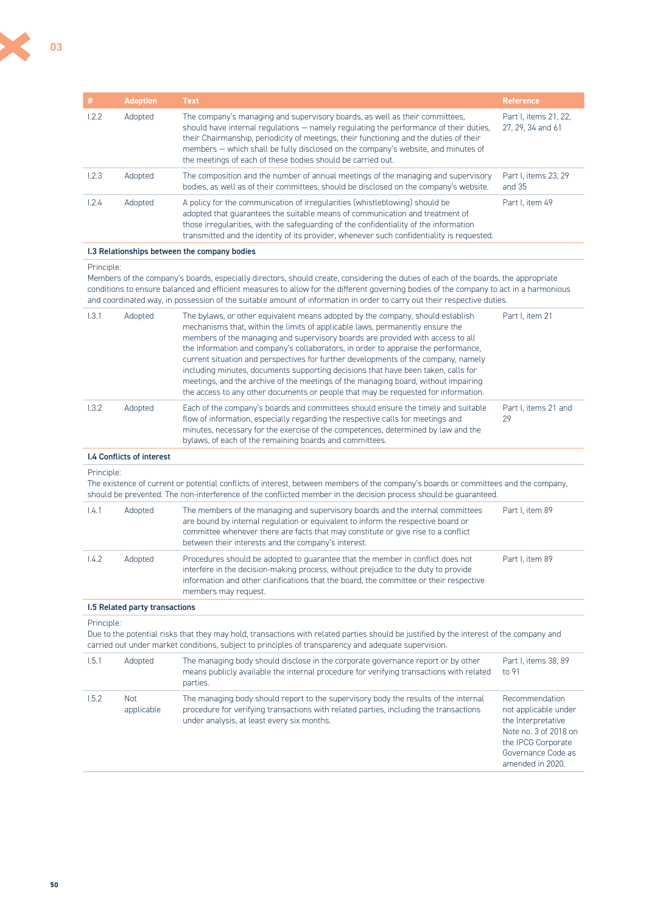| # | Adoption | Text | Reference |
|---|---|---|---|
| I.2.2 | Adopted | The company's managing and supervisory boards, as well as their committees, should have internal regulations — namely regulating the performance of their duties, their Chairmanship, periodicity of meetings, their functioning and the duties of their members — which shall be fully disclosed on the company's website, and minutes of the meetings of each of these bodies should be carried out. | Part I, items 21, 22, 27, 29, 34 and 61 |
| I.2.3 | Adopted | The composition and the number of annual meetings of the managing and supervisory bodies, as well as of their committees, should be disclosed on the company's website. | Part I, items 23, 29 and 35 |
| I.2.4 | Adopted | A policy for the communication of irregularities (whistleblowing) should be adopted that guarantees the suitable means of communication and treatment of those irregularities, with the safeguarding of the confidentiality of the information transmitted and the identity of its provider, whenever such confidentiality is requested. | Part I, item 49 |
| **I.3 Relationships between the company bodies** | | | |
| Principle: Members of the company's boards, especially directors, should create, considering the duties of each of the boards, the appropriate conditions to ensure balanced and efficient measures to allow for the different governing bodies of the company to act in a harmonious and coordinated way, in possession of the suitable amount of information in order to carry out their respective duties. | | | |
| I.3.1 | Adopted | The bylaws, or other equivalent means adopted by the company, should establish mechanisms that, within the limits of applicable laws, permanently ensure the members of the managing and supervisory boards are provided with access to all the information and company's collaborators, in order to appraise the performance, current situation and perspectives for further developments of the company, namely including minutes, documents supporting decisions that have been taken, calls for meetings, and the archive of the meetings of the managing board, without impairing the access to any other documents or people that may be requested for information. | Part I, item 21 |
| I.3.2 | Adopted | Each of the company's boards and committees should ensure the timely and suitable flow of information, especially regarding the respective calls for meetings and minutes, necessary for the exercise of the competences, determined by law and the bylaws, of each of the remaining boards and committees. | Part I, items 21 and 29 |
| **I.4 Conflicts of interest** | | | |
| Principle: The existence of current or potential conflicts of interest, between members of the company's boards or committees and the company, should be prevented. The non-interference of the conflicted member in the decision process should be guaranteed. | | | |
| I.4.1 | Adopted | The members of the managing and supervisory boards and the internal committees are bound by internal regulation or equivalent to inform the respective board or committee whenever there are facts that may constitute or give rise to a conflict between their interests and the company's interest. | Part I, item 89 |
| I.4.2 | Adopted | Procedures should be adopted to guarantee that the member in conflict does not interfere in the decision-making process, without prejudice to the duty to provide information and other clarifications that the board, the committee or their respective members may request. | Part I, item 89 |
| **I.5 Related party transactions** | | | |
| Principle: Due to the potential risks that they may hold, transactions with related parties should be justified by the interest of the company and carried out under market conditions, subject to principles of transparency and adequate supervision. | | | |
| I.5.1 | Adopted | The managing body should disclose in the corporate governance report or by other means publicly available the internal procedure for verifying transactions with related parties. | Part I, items 38, 89 to 91 |
| I.5.2 | Not applicable | The managing body should report to the supervisory body the results of the internal procedure for verifying transactions with related parties, including the transactions under analysis, at least every six months. | Recommendation not applicable under the Interpretative Note no. 3 of 2018 on the IPCG Corporate Governance Code as amended in 2020. |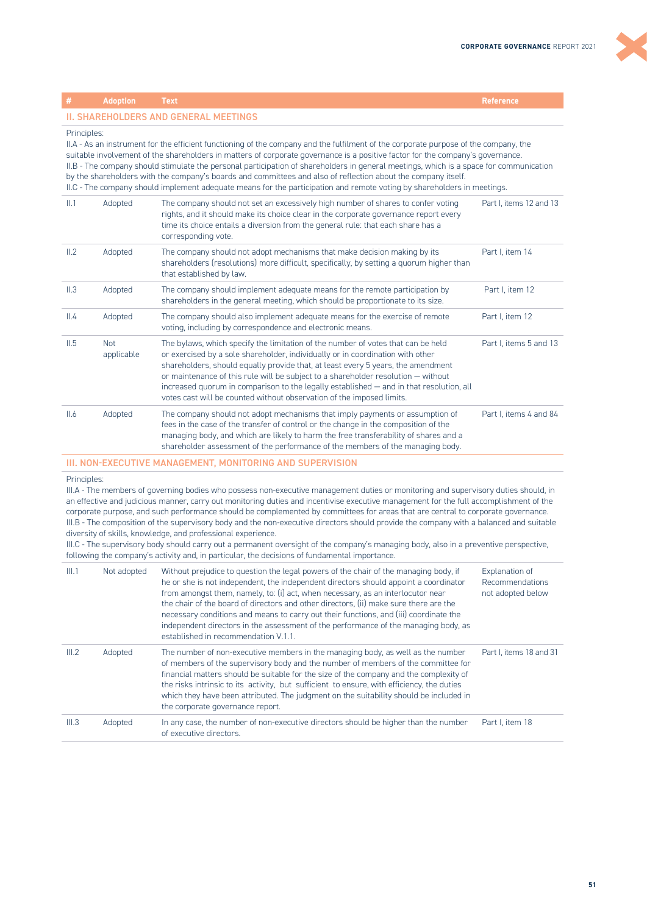| # | Adoption | Text | Reference |
|---|---|---|---|
| **II. SHAREHOLDERS AND GENERAL MEETINGS** | | | |
| Principles:<br>II.A - As an instrument for the efficient functioning of the company and the fulfilment of the corporate purpose of the company, the suitable involvement of the shareholders in matters of corporate governance is a positive factor for the company's governance.<br>II.B - The company should stimulate the personal participation of shareholders in general meetings, which is a space for communication by the shareholders with the company's boards and committees and also of reflection about the company itself.<br>II.C - The company should implement adequate means for the participation and remote voting by shareholders in meetings. | | | |
| II.1 | Adopted | The company should not set an excessively high number of shares to confer voting rights, and it should make its choice clear in the corporate governance report every time its choice entails a diversion from the general rule: that each share has a corresponding vote. | Part I, items 12 and 13 |
| II.2 | Adopted | The company should not adopt mechanisms that make decision making by its shareholders (resolutions) more difficult, specifically, by setting a quorum higher than that established by law. | Part I, item 14 |
| II.3 | Adopted | The company should implement adequate means for the remote participation by shareholders in the general meeting, which should be proportionate to its size. | Part I, item 12 |
| II.4 | Adopted | The company should also implement adequate means for the exercise of remote voting, including by correspondence and electronic means. | Part I, item 12 |
| II.5 | Not applicable | The bylaws, which specify the limitation of the number of votes that can be held or exercised by a sole shareholder, individually or in coordination with other shareholders, should equally provide that, at least every 5 years, the amendment or maintenance of this rule will be subject to a shareholder resolution — without increased quorum in comparison to the legally established — and in that resolution, all votes cast will be counted without observation of the imposed limits. | Part I, items 5 and 13 |
| II.6 | Adopted | The company should not adopt mechanisms that imply payments or assumption of fees in the case of the transfer of control or the change in the composition of the managing body, and which are likely to harm the free transferability of shares and a shareholder assessment of the performance of the members of the managing body. | Part I, items 4 and 84 |
| **III. NON-EXECUTIVE MANAGEMENT, MONITORING AND SUPERVISION** | | | |
| Principles:<br>III.A - The members of governing bodies who possess non-executive management duties or monitoring and supervisory duties should, in an effective and judicious manner, carry out monitoring duties and incentivise executive management for the full accomplishment of the corporate purpose, and such performance should be complemented by committees for areas that are central to corporate governance.<br>III.B - The composition of the supervisory body and the non-executive directors should provide the company with a balanced and suitable diversity of skills, knowledge, and professional experience.<br>III.C - The supervisory body should carry out a permanent oversight of the company's managing body, also in a preventive perspective, following the company's activity and, in particular, the decisions of fundamental importance. | | | |
| III.1 | Not adopted | Without prejudice to question the legal powers of the chair of the managing body, if he or she is not independent, the independent directors should appoint a coordinator from amongst them, namely, to: (i) act, when necessary, as an interlocutor near the chair of the board of directors and other directors, (ii) make sure there are the necessary conditions and means to carry out their functions, and (iii) coordinate the independent directors in the assessment of the performance of the managing body, as established in recommendation V.1.1. | Explanation of Recommendations not adopted below |
| III.2 | Adopted | The number of non-executive members in the managing body, as well as the number of members of the supervisory body and the number of members of the committee for financial matters should be suitable for the size of the company and the complexity of the risks intrinsic to its activity, but sufficient to ensure, with efficiency, the duties which they have been attributed. The judgment on the suitability should be included in the corporate governance report. | Part I, items 18 and 31 |
| III.3 | Adopted | In any case, the number of non-executive directors should be higher than the number of executive directors. | Part I, item 18 |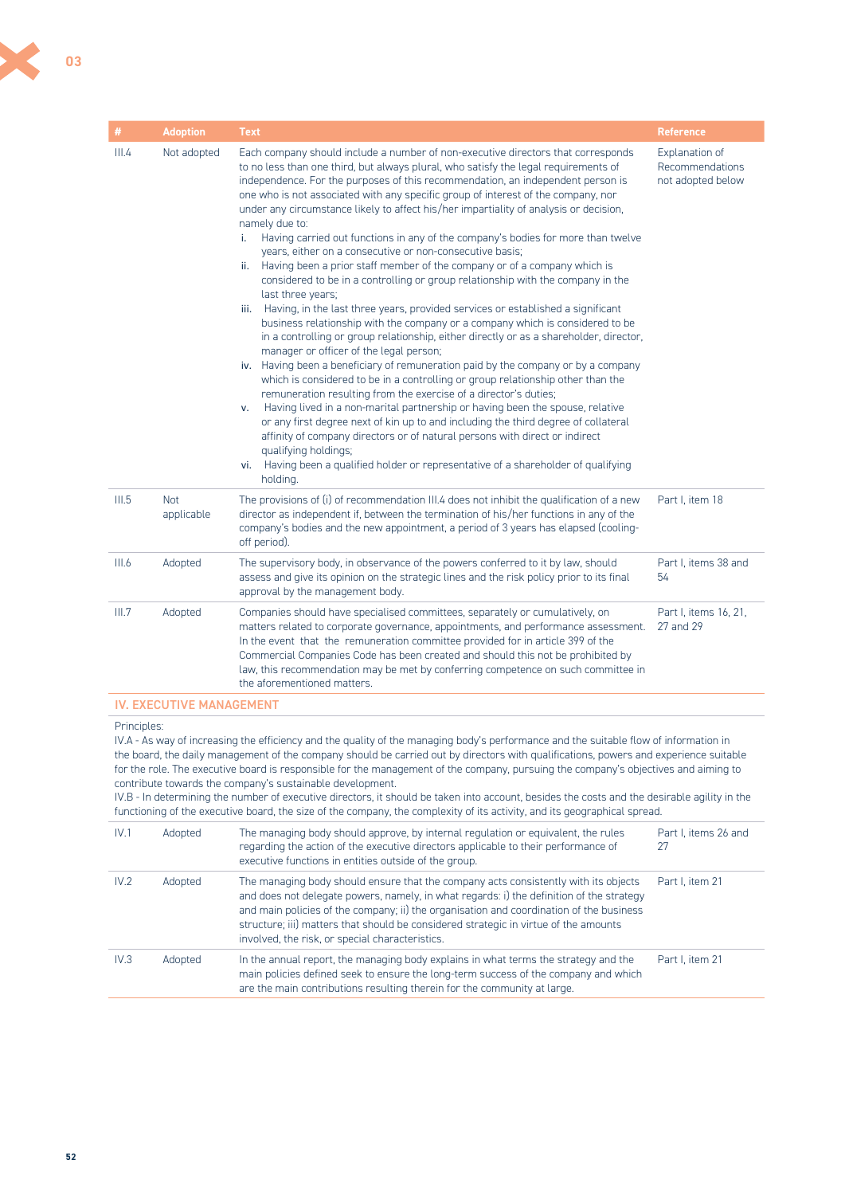| # | Adoption | Text | Reference |
|---|---|---|---|
| III.4 | Not adopted | Each company should include a number of non-executive directors that corresponds to no less than one third, but always plural, who satisfy the legal requirements of independence. For the purposes of this recommendation, an independent person is one who is not associated with any specific group of interest of the company, nor under any circumstance likely to affect his/her impartiality of analysis or decision, namely due to:<br>i. Having carried out functions in any of the company's bodies for more than twelve years, either on a consecutive or non-consecutive basis;<br>ii. Having been a prior staff member of the company or of a company which is considered to be in a controlling or group relationship with the company in the last three years;<br>iii. Having, in the last three years, provided services or established a significant business relationship with the company or a company which is considered to be in a controlling or group relationship, either directly or as a shareholder, director, manager or officer of the legal person;<br>iv. Having been a beneficiary of remuneration paid by the company or by a company which is considered to be in a controlling or group relationship other than the remuneration resulting from the exercise of a director's duties;<br>v. Having lived in a non-marital partnership or having been the spouse, relative or any first degree next of kin up to and including the third degree of collateral affinity of company directors or of natural persons with direct or indirect qualifying holdings;<br>vi. Having been a qualified holder or representative of a shareholder of qualifying holding. | Explanation of Recommendations not adopted below |
| III.5 | Not applicable | The provisions of (i) of recommendation III.4 does not inhibit the qualification of a new director as independent if, between the termination of his/her functions in any of the company's bodies and the new appointment, a period of 3 years has elapsed (cooling-off period). | Part I, item 18 |
| III.6 | Adopted | The supervisory body, in observance of the powers conferred to it by law, should assess and give its opinion on the strategic lines and the risk policy prior to its final approval by the management body. | Part I, items 38 and 54 |
| III.7 | Adopted | Companies should have specialised committees, separately or cumulatively, on matters related to corporate governance, appointments, and performance assessment. In the event that the remuneration committee provided for in article 399 of the Commercial Companies Code has been created and should this not be prohibited by law, this recommendation may be met by conferring competence on such committee in the aforementioned matters. | Part I, items 16, 21, 27 and 29 |

## IV. EXECUTIVE MANAGEMENT

Principles:

IV.A - As way of increasing the efficiency and the quality of the managing body's performance and the suitable flow of information in the board, the daily management of the company should be carried out by directors with qualifications, powers and experience suitable for the role. The executive board is responsible for the management of the company, pursuing the company's objectives and aiming to contribute towards the company's sustainable development.

IV.B - In determining the number of executive directors, it should be taken into account, besides the costs and the desirable agility in the functioning of the executive board, the size of the company, the complexity of its activity, and its geographical spread.

| # | Adoption | Text | Reference |
|---|---|---|---|
| IV.1 | Adopted | The managing body should approve, by internal regulation or equivalent, the rules regarding the action of the executive directors applicable to their performance of executive functions in entities outside of the group. | Part I, items 26 and 27 |
| IV.2 | Adopted | The managing body should ensure that the company acts consistently with its objects and does not delegate powers, namely, in what regards: i) the definition of the strategy and main policies of the company; ii) the organisation and coordination of the business structure; iii) matters that should be considered strategic in virtue of the amounts involved, the risk, or special characteristics. | Part I, item 21 |
| IV.3 | Adopted | In the annual report, the managing body explains in what terms the strategy and the main policies defined seek to ensure the long-term success of the company and which are the main contributions resulting therein for the community at large. | Part I, item 21 |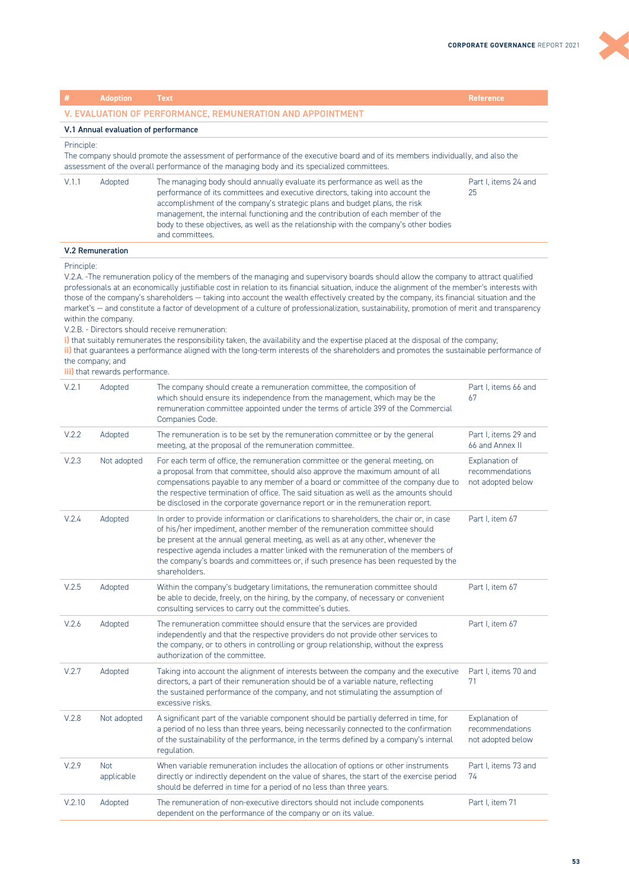| # | Adoption | Text | Reference |
|---|---|---|---|
| **V. EVALUATION OF PERFORMANCE, REMUNERATION AND APPOINTMENT** | | | |
| **V.1 Annual evaluation of performance** | | | |
| Principle: The company should promote the assessment of performance of the executive board and of its members individually, and also the assessment of the overall performance of the managing body and its specialized committees. | | | |
| V.1.1 | Adopted | The managing body should annually evaluate its performance as well as the performance of its committees and executive directors, taking into account the accomplishment of the company's strategic plans and budget plans, the risk management, the internal functioning and the contribution of each member of the body to these objectives, as well as the relationship with the company's other bodies and committees. | Part I, items 24 and 25 |
| **V.2 Remuneration** | | | |
| Principle: V.2.A. -The remuneration policy of the members of the managing and supervisory boards should allow the company to attract qualified professionals at an economically justifiable cost in relation to its financial situation, induce the alignment of the member's interests with those of the company's shareholders — taking into account the wealth effectively created by the company, its financial situation and the market's — and constitute a factor of development of a culture of professionalization, sustainability, promotion of merit and transparency within the company. V.2.B. - Directors should receive remuneration: i) that suitably remunerates the responsibility taken, the availability and the expertise placed at the disposal of the company; ii) that guarantees a performance aligned with the long-term interests of the shareholders and promotes the sustainable performance of the company; and iii) that rewards performance. | | | |
| V.2.1 | Adopted | The company should create a remuneration committee, the composition of which should ensure its independence from the management, which may be the remuneration committee appointed under the terms of article 399 of the Commercial Companies Code. | Part I, items 66 and 67 |
| V.2.2 | Adopted | The remuneration is to be set by the remuneration committee or by the general meeting, at the proposal of the remuneration committee. | Part I, items 29 and 66 and Annex II |
| V.2.3 | Not adopted | For each term of office, the remuneration committee or the general meeting, on a proposal from that committee, should also approve the maximum amount of all compensations payable to any member of a board or committee of the company due to the respective termination of office. The said situation as well as the amounts should be disclosed in the corporate governance report or in the remuneration report. | Explanation of recommendations not adopted below |
| V.2.4 | Adopted | In order to provide information or clarifications to shareholders, the chair or, in case of his/her impediment, another member of the remuneration committee should be present at the annual general meeting, as well as at any other, whenever the respective agenda includes a matter linked with the remuneration of the members of the company's boards and committees or, if such presence has been requested by the shareholders. | Part I, item 67 |
| V.2.5 | Adopted | Within the company's budgetary limitations, the remuneration committee should be able to decide, freely, on the hiring, by the company, of necessary or convenient consulting services to carry out the committee's duties. | Part I, item 67 |
| V.2.6 | Adopted | The remuneration committee should ensure that the services are provided independently and that the respective providers do not provide other services to the company, or to others in controlling or group relationship, without the express authorization of the committee. | Part I, item 67 |
| V.2.7 | Adopted | Taking into account the alignment of interests between the company and the executive directors, a part of their remuneration should be of a variable nature, reflecting the sustained performance of the company, and not stimulating the assumption of excessive risks. | Part I, items 70 and 71 |
| V.2.8 | Not adopted | A significant part of the variable component should be partially deferred in time, for a period of no less than three years, being necessarily connected to the confirmation of the sustainability of the performance, in the terms defined by a company's internal regulation. | Explanation of recommendations not adopted below |
| V.2.9 | Not applicable | When variable remuneration includes the allocation of options or other instruments directly or indirectly dependent on the value of shares, the start of the exercise period should be deferred in time for a period of no less than three years. | Part I, items 73 and 74 |
| V.2.10 | Adopted | The remuneration of non-executive directors should not include components dependent on the performance of the company or on its value. | Part I, item 71 |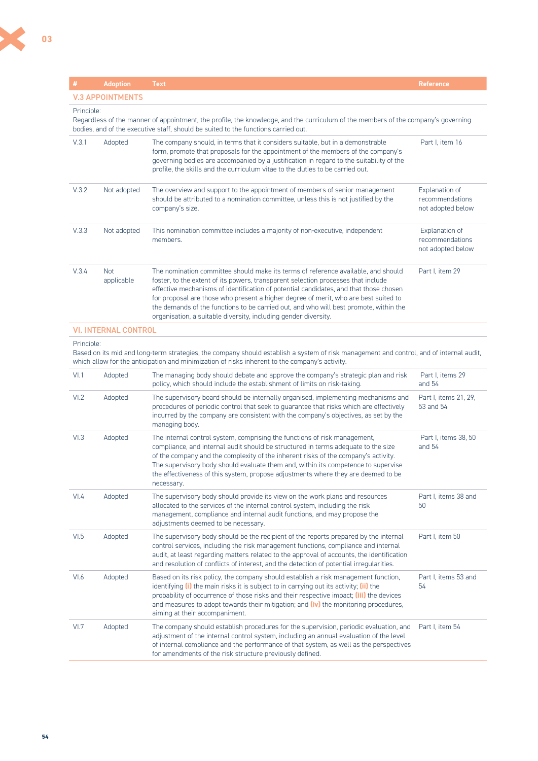| # | Adoption | Text | Reference |
|---|---|---|---|
| **V.3 APPOINTMENTS** | | | |
| Principle: Regardless of the manner of appointment, the profile, the knowledge, and the curriculum of the members of the company's governing bodies, and of the executive staff, should be suited to the functions carried out. | | | |
| V.3.1 | Adopted | The company should, in terms that it considers suitable, but in a demonstrable form, promote that proposals for the appointment of the members of the company's governing bodies are accompanied by a justification in regard to the suitability of the profile, the skills and the curriculum vitae to the duties to be carried out. | Part I, item 16 |
| V.3.2 | Not adopted | The overview and support to the appointment of members of senior management should be attributed to a nomination committee, unless this is not justified by the company's size. | Explanation of recommendations not adopted below |
| V.3.3 | Not adopted | This nomination committee includes a majority of non-executive, independent members. | Explanation of recommendations not adopted below |
| V.3.4 | Not applicable | The nomination committee should make its terms of reference available, and should foster, to the extent of its powers, transparent selection processes that include effective mechanisms of identification of potential candidates, and that those chosen for proposal are those who present a higher degree of merit, who are best suited to the demands of the functions to be carried out, and who will best promote, within the organisation, a suitable diversity, including gender diversity. | Part I, item 29 |
| **VI. INTERNAL CONTROL** | | | |
| Principle: Based on its mid and long-term strategies, the company should establish a system of risk management and control, and of internal audit, which allow for the anticipation and minimization of risks inherent to the company's activity. | | | |
| VI.1 | Adopted | The managing body should debate and approve the company's strategic plan and risk policy, which should include the establishment of limits on risk-taking. | Part I, items 29 and 54 |
| VI.2 | Adopted | The supervisory board should be internally organised, implementing mechanisms and procedures of periodic control that seek to guarantee that risks which are effectively incurred by the company are consistent with the company's objectives, as set by the managing body. | Part I, items 21, 29, 53 and 54 |
| VI.3 | Adopted | The internal control system, comprising the functions of risk management, compliance, and internal audit should be structured in terms adequate to the size of the company and the complexity of the inherent risks of the company's activity. The supervisory body should evaluate them and, within its competence to supervise the effectiveness of this system, propose adjustments where they are deemed to be necessary. | Part I, items 38, 50 and 54 |
| VI.4 | Adopted | The supervisory body should provide its view on the work plans and resources allocated to the services of the internal control system, including the risk management, compliance and internal audit functions, and may propose the adjustments deemed to be necessary. | Part I, items 38 and 50 |
| VI.5 | Adopted | The supervisory body should be the recipient of the reports prepared by the internal control services, including the risk management functions, compliance and internal audit, at least regarding matters related to the approval of accounts, the identification and resolution of conflicts of interest, and the detection of potential irregularities. | Part I, item 50 |
| VI.6 | Adopted | Based on its risk policy, the company should establish a risk management function, identifying (i) the main risks it is subject to in carrying out its activity; (ii) the probability of occurrence of those risks and their respective impact; (iii) the devices and measures to adopt towards their mitigation; and (iv) the monitoring procedures, aiming at their accompaniment. | Part I, items 53 and 54 |
| VI.7 | Adopted | The company should establish procedures for the supervision, periodic evaluation, and adjustment of the internal control system, including an annual evaluation of the level of internal compliance and the performance of that system, as well as the perspectives for amendments of the risk structure previously defined. | Part I, item 54 |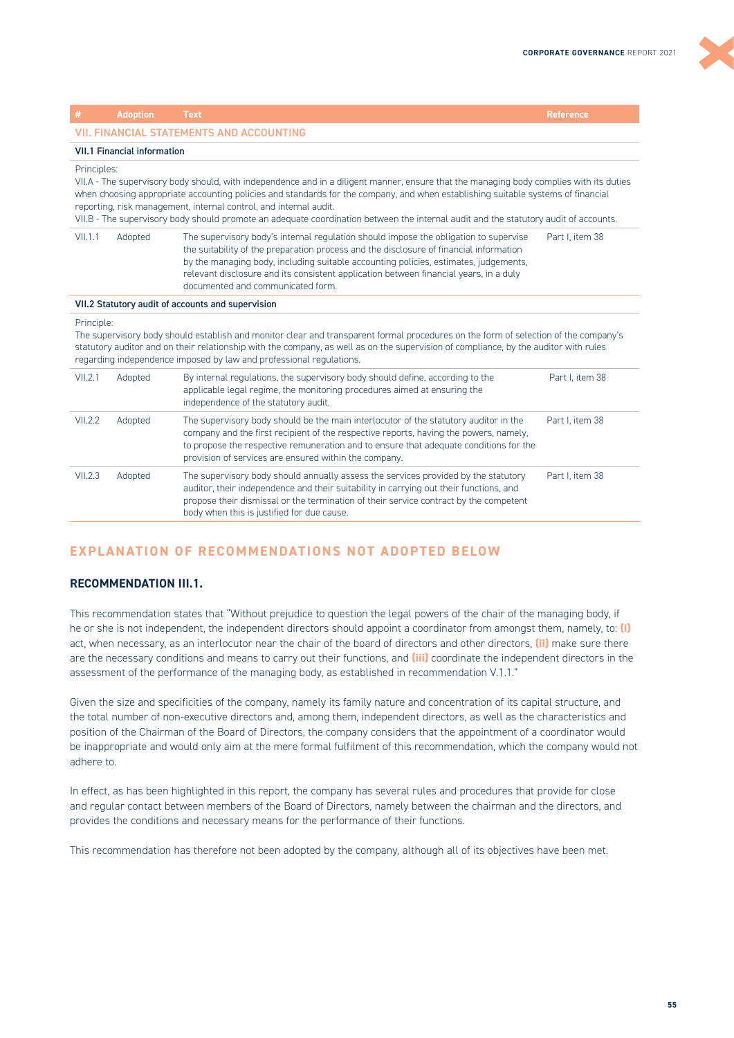| # | Adoption | Text | Reference |
|---|---|---|---|
| **VII. FINANCIAL STATEMENTS AND ACCOUNTING** | | | |
| **VII.1 Financial information** | | | |
| Principles: VII.A - The supervisory body should, with independence and in a diligent manner, ensure that the managing body complies with its duties when choosing appropriate accounting policies and standards for the company, and when establishing suitable systems of financial reporting, risk management, internal control, and internal audit. VII.B - The supervisory body should promote an adequate coordination between the internal audit and the statutory audit of accounts. | | | |
| VII.1.1 | Adopted | The supervisory body's internal regulation should impose the obligation to supervise the suitability of the preparation process and the disclosure of financial information by the managing body, including suitable accounting policies, estimates, judgements, relevant disclosure and its consistent application between financial years, in a duly documented and communicated form. | Part I, item 38 |
| **VII.2 Statutory audit of accounts and supervision** | | | |
| Principle: The supervisory body should establish and monitor clear and transparent formal procedures on the form of selection of the company's statutory auditor and on their relationship with the company, as well as on the supervision of compliance, by the auditor with rules regarding independence imposed by law and professional regulations. | | | |
| VII.2.1 | Adopted | By internal regulations, the supervisory body should define, according to the applicable legal regime, the monitoring procedures aimed at ensuring the independence of the statutory audit. | Part I, item 38 |
| VII.2.2 | Adopted | The supervisory body should be the main interlocutor of the statutory auditor in the company and the first recipient of the respective reports, having the powers, namely, to propose the respective remuneration and to ensure that adequate conditions for the provision of services are ensured within the company. | Part I, item 38 |
| VII.2.3 | Adopted | The supervisory body should annually assess the services provided by the statutory auditor, their independence and their suitability in carrying out their functions, and propose their dismissal or the termination of their service contract by the competent body when this is justified for due cause. | Part I, item 38 |

## EXPLANATION OF RECOMMENDATIONS NOT ADOPTED BELOW

### RECOMMENDATION III.1.

This recommendation states that "Without prejudice to question the legal powers of the chair of the managing body, if he or she is not independent, the independent directors should appoint a coordinator from amongst them, namely, to: **(i)** act, when necessary, as an interlocutor near the chair of the board of directors and other directors, **(ii)** make sure there are the necessary conditions and means to carry out their functions, and **(iii)** coordinate the independent directors in the assessment of the performance of the managing body, as established in recommendation V.1.1."

Given the size and specificities of the company, namely its family nature and concentration of its capital structure, and the total number of non-executive directors and, among them, independent directors, as well as the characteristics and position of the Chairman of the Board of Directors, the company considers that the appointment of a coordinator would be inappropriate and would only aim at the mere formal fulfilment of this recommendation, which the company would not adhere to.

In effect, as has been highlighted in this report, the company has several rules and procedures that provide for close and regular contact between members of the Board of Directors, namely between the chairman and the directors, and provides the conditions and necessary means for the performance of their functions.

This recommendation has therefore not been adopted by the company, although all of its objectives have been met.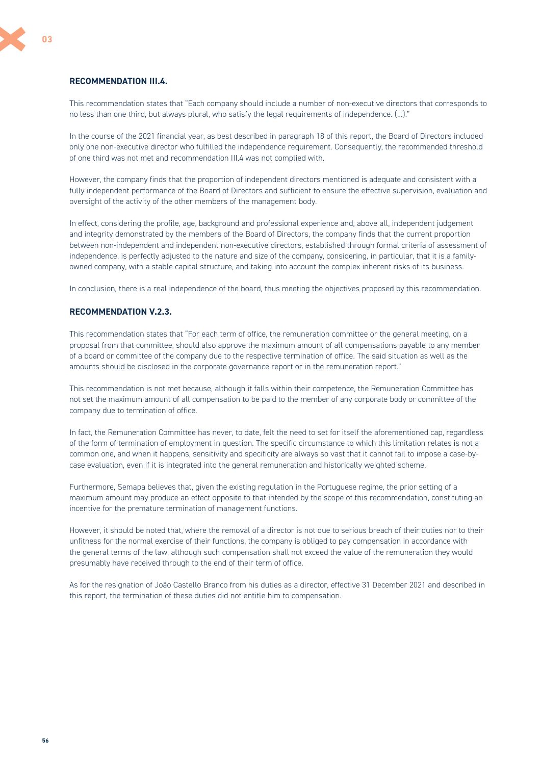### RECOMMENDATION III.4.

This recommendation states that "Each company should include a number of non-executive directors that corresponds to no less than one third, but always plural, who satisfy the legal requirements of independence. (...)."

In the course of the 2021 financial year, as best described in paragraph 18 of this report, the Board of Directors included only one non-executive director who fulfilled the independence requirement. Consequently, the recommended threshold of one third was not met and recommendation III.4 was not complied with.

However, the company finds that the proportion of independent directors mentioned is adequate and consistent with a fully independent performance of the Board of Directors and sufficient to ensure the effective supervision, evaluation and oversight of the activity of the other members of the management body.

In effect, considering the profile, age, background and professional experience and, above all, independent judgement and integrity demonstrated by the members of the Board of Directors, the company finds that the current proportion between non-independent and independent non-executive directors, established through formal criteria of assessment of independence, is perfectly adjusted to the nature and size of the company, considering, in particular, that it is a family-owned company, with a stable capital structure, and taking into account the complex inherent risks of its business.

In conclusion, there is a real independence of the board, thus meeting the objectives proposed by this recommendation.

### RECOMMENDATION V.2.3.

This recommendation states that "For each term of office, the remuneration committee or the general meeting, on a proposal from that committee, should also approve the maximum amount of all compensations payable to any member of a board or committee of the company due to the respective termination of office. The said situation as well as the amounts should be disclosed in the corporate governance report or in the remuneration report."

This recommendation is not met because, although it falls within their competence, the Remuneration Committee has not set the maximum amount of all compensation to be paid to the member of any corporate body or committee of the company due to termination of office.

In fact, the Remuneration Committee has never, to date, felt the need to set for itself the aforementioned cap, regardless of the form of termination of employment in question. The specific circumstance to which this limitation relates is not a common one, and when it happens, sensitivity and specificity are always so vast that it cannot fail to impose a case-by-case evaluation, even if it is integrated into the general remuneration and historically weighted scheme.

Furthermore, Semapa believes that, given the existing regulation in the Portuguese regime, the prior setting of a maximum amount may produce an effect opposite to that intended by the scope of this recommendation, constituting an incentive for the premature termination of management functions.

However, it should be noted that, where the removal of a director is not due to serious breach of their duties nor to their unfitness for the normal exercise of their functions, the company is obliged to pay compensation in accordance with the general terms of the law, although such compensation shall not exceed the value of the remuneration they would presumably have received through to the end of their term of office.

As for the resignation of João Castello Branco from his duties as a director, effective 31 December 2021 and described in this report, the termination of these duties did not entitle him to compensation.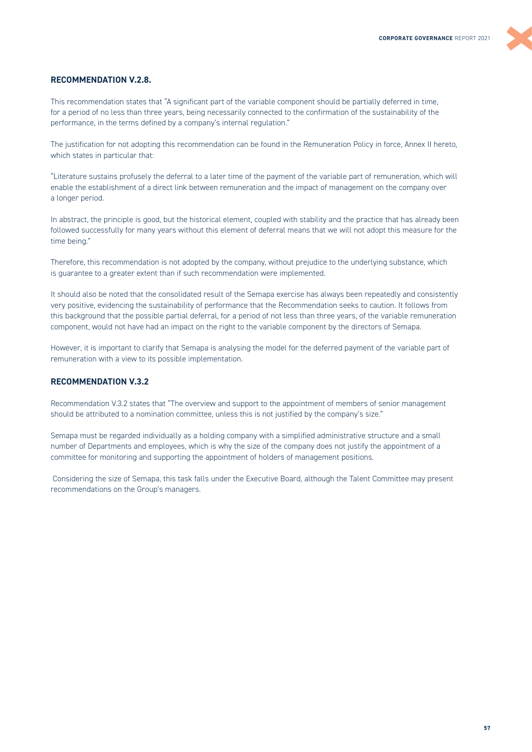## RECOMMENDATION V.2.8.

This recommendation states that "A significant part of the variable component should be partially deferred in time, for a period of no less than three years, being necessarily connected to the confirmation of the sustainability of the performance, in the terms defined by a company's internal regulation."

The justification for not adopting this recommendation can be found in the Remuneration Policy in force, Annex II hereto, which states in particular that:

"Literature sustains profusely the deferral to a later time of the payment of the variable part of remuneration, which will enable the establishment of a direct link between remuneration and the impact of management on the company over a longer period.

In abstract, the principle is good, but the historical element, coupled with stability and the practice that has already been followed successfully for many years without this element of deferral means that we will not adopt this measure for the time being."

Therefore, this recommendation is not adopted by the company, without prejudice to the underlying substance, which is guarantee to a greater extent than if such recommendation were implemented.

It should also be noted that the consolidated result of the Semapa exercise has always been repeatedly and consistently very positive, evidencing the sustainability of performance that the Recommendation seeks to caution. It follows from this background that the possible partial deferral, for a period of not less than three years, of the variable remuneration component, would not have had an impact on the right to the variable component by the directors of Semapa.

However, it is important to clarify that Semapa is analysing the model for the deferred payment of the variable part of remuneration with a view to its possible implementation.

## RECOMMENDATION V.3.2

Recommendation V.3.2 states that "The overview and support to the appointment of members of senior management should be attributed to a nomination committee, unless this is not justified by the company's size."

Semapa must be regarded individually as a holding company with a simplified administrative structure and a small number of Departments and employees, which is why the size of the company does not justify the appointment of a committee for monitoring and supporting the appointment of holders of management positions.

Considering the size of Semapa, this task falls under the Executive Board, although the Talent Committee may present recommendations on the Group's managers.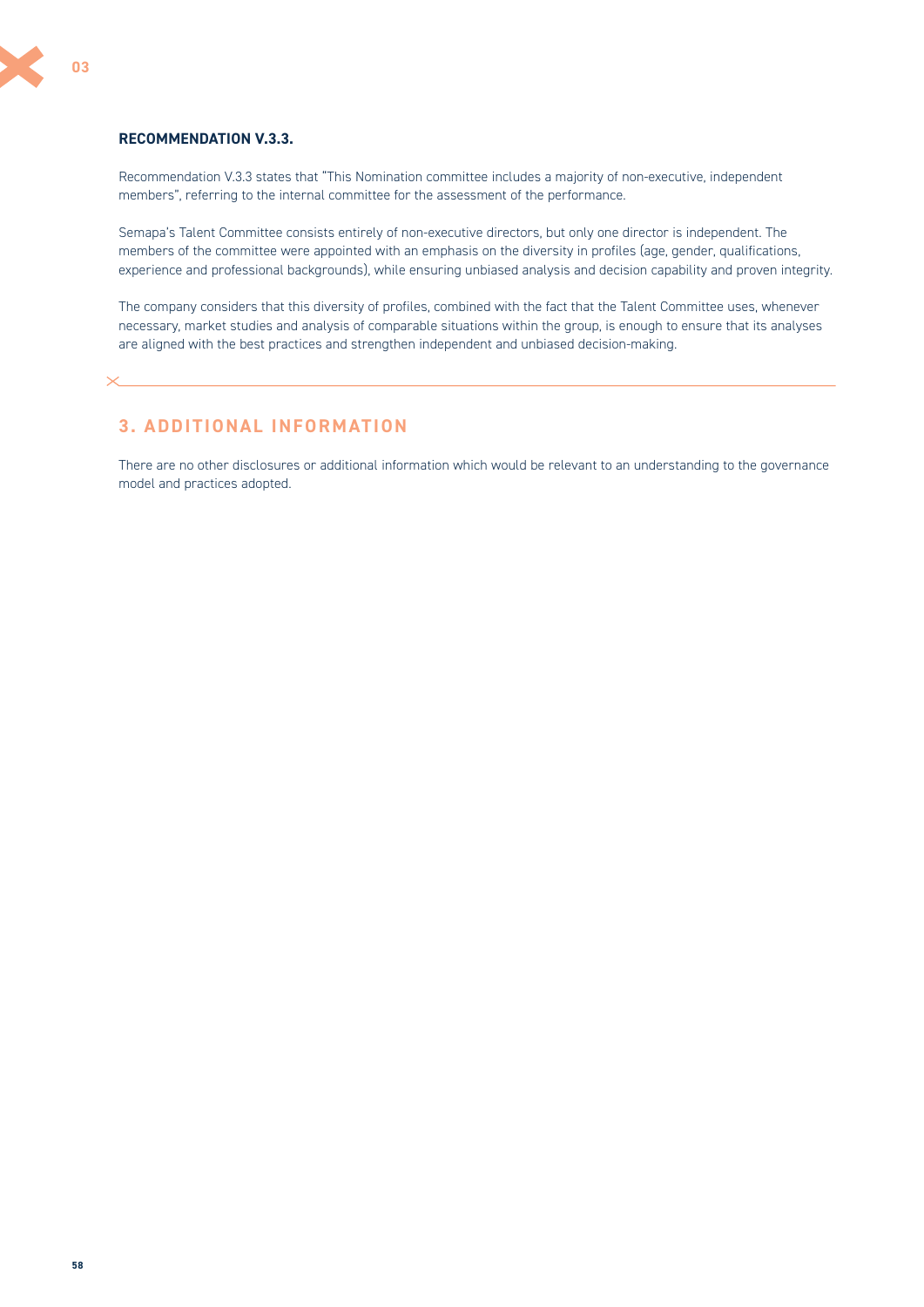### RECOMMENDATION V.3.3.

Recommendation V.3.3 states that "This Nomination committee includes a majority of non-executive, independent members", referring to the internal committee for the assessment of the performance.

Semapa's Talent Committee consists entirely of non-executive directors, but only one director is independent. The members of the committee were appointed with an emphasis on the diversity in profiles (age, gender, qualifications, experience and professional backgrounds), while ensuring unbiased analysis and decision capability and proven integrity.

The company considers that this diversity of profiles, combined with the fact that the Talent Committee uses, whenever necessary, market studies and analysis of comparable situations within the group, is enough to ensure that its analyses are aligned with the best practices and strengthen independent and unbiased decision-making.

## 3. ADDITIONAL INFORMATION

There are no other disclosures or additional information which would be relevant to an understanding to the governance model and practices adopted.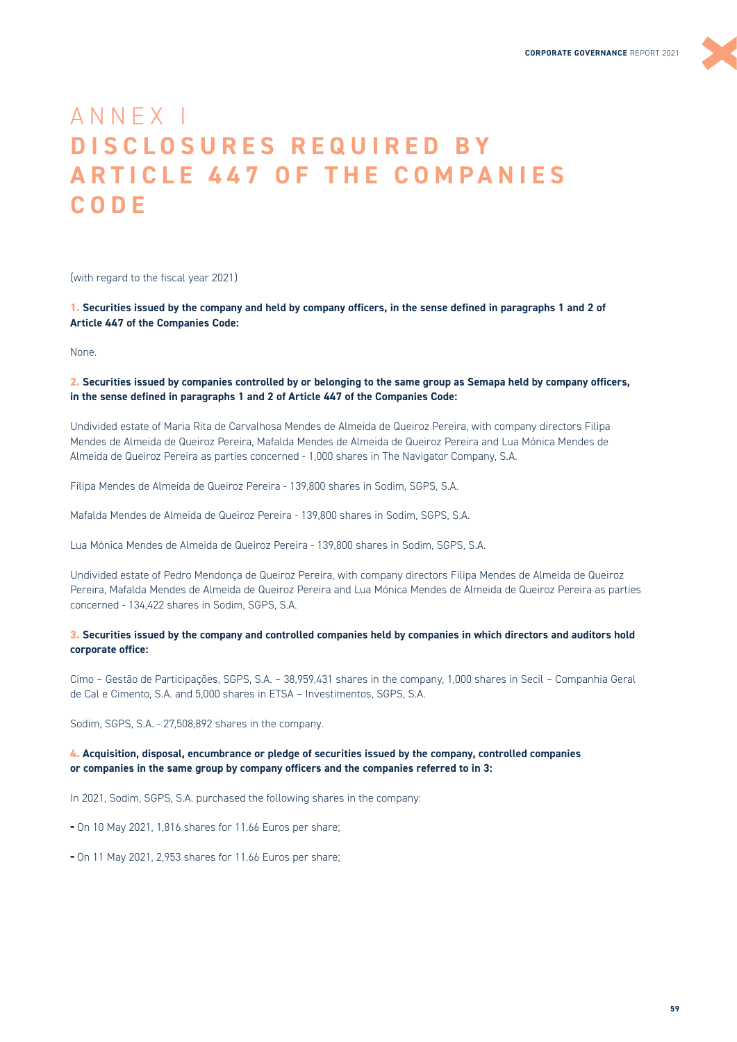# ANNEX I
# DISCLOSURES REQUIRED BY ARTICLE 447 OF THE COMPANIES CODE

(with regard to the fiscal year 2021)

**1. Securities issued by the company and held by company officers, in the sense defined in paragraphs 1 and 2 of Article 447 of the Companies Code:**

None.

**2. Securities issued by companies controlled by or belonging to the same group as Semapa held by company officers, in the sense defined in paragraphs 1 and 2 of Article 447 of the Companies Code:**

Undivided estate of Maria Rita de Carvalhosa Mendes de Almeida de Queiroz Pereira, with company directors Filipa Mendes de Almeida de Queiroz Pereira, Mafalda Mendes de Almeida de Queiroz Pereira and Lua Mónica Mendes de Almeida de Queiroz Pereira as parties concerned - 1,000 shares in The Navigator Company, S.A.

Filipa Mendes de Almeida de Queiroz Pereira - 139,800 shares in Sodim, SGPS, S.A.

Mafalda Mendes de Almeida de Queiroz Pereira - 139,800 shares in Sodim, SGPS, S.A.

Lua Mónica Mendes de Almeida de Queiroz Pereira - 139,800 shares in Sodim, SGPS, S.A.

Undivided estate of Pedro Mendonça de Queiroz Pereira, with company directors Filipa Mendes de Almeida de Queiroz Pereira, Mafalda Mendes de Almeida de Queiroz Pereira and Lua Mónica Mendes de Almeida de Queiroz Pereira as parties concerned - 134,422 shares in Sodim, SGPS, S.A.

**3. Securities issued by the company and controlled companies held by companies in which directors and auditors hold corporate office:**

Cimo – Gestão de Participações, SGPS, S.A. – 38,959,431 shares in the company, 1,000 shares in Secil – Companhia Geral de Cal e Cimento, S.A. and 5,000 shares in ETSA – Investimentos, SGPS, S.A.

Sodim, SGPS, S.A. - 27,508,892 shares in the company.

**4. Acquisition, disposal, encumbrance or pledge of securities issued by the company, controlled companies or companies in the same group by company officers and the companies referred to in 3:**

In 2021, Sodim, SGPS, S.A. purchased the following shares in the company:

- On 10 May 2021, 1,816 shares for 11.66 Euros per share;
- On 11 May 2021, 2,953 shares for 11.66 Euros per share;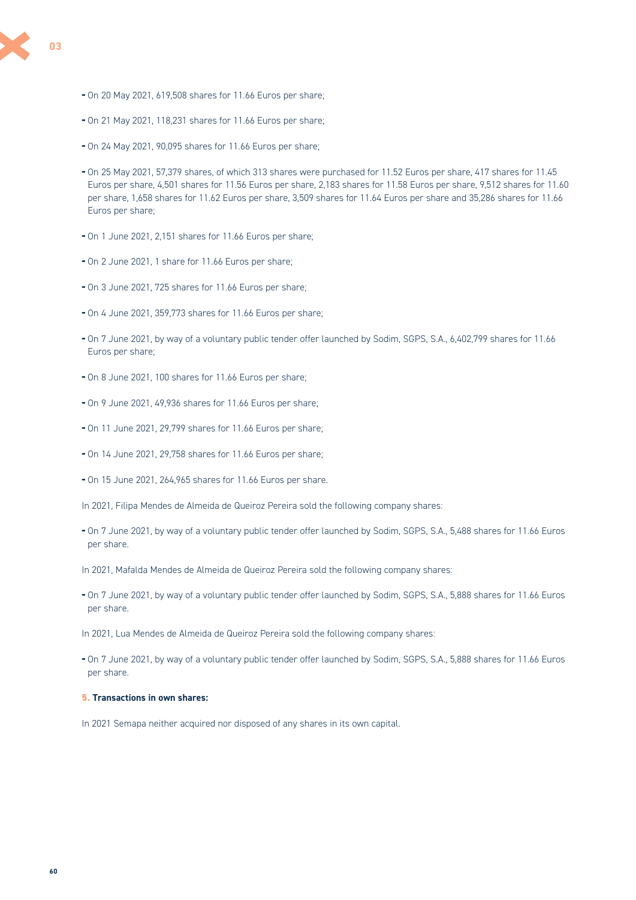- On 20 May 2021, 619,508 shares for 11.66 Euros per share;
- On 21 May 2021, 118,231 shares for 11.66 Euros per share;
- On 24 May 2021, 90,095 shares for 11.66 Euros per share;
- On 25 May 2021, 57,379 shares, of which 313 shares were purchased for 11.52 Euros per share, 417 shares for 11.45 Euros per share, 4,501 shares for 11.56 Euros per share, 2,183 shares for 11.58 Euros per share, 9,512 shares for 11.60 per share, 1,658 shares for 11.62 Euros per share, 3,509 shares for 11.64 Euros per share and 35,286 shares for 11.66 Euros per share;
- On 1 June 2021, 2,151 shares for 11.66 Euros per share;
- On 2 June 2021, 1 share for 11.66 Euros per share;
- On 3 June 2021, 725 shares for 11.66 Euros per share;
- On 4 June 2021, 359,773 shares for 11.66 Euros per share;
- On 7 June 2021, by way of a voluntary public tender offer launched by Sodim, SGPS, S.A., 6,402,799 shares for 11.66 Euros per share;
- On 8 June 2021, 100 shares for 11.66 Euros per share;
- On 9 June 2021, 49,936 shares for 11.66 Euros per share;
- On 11 June 2021, 29,799 shares for 11.66 Euros per share;
- On 14 June 2021, 29,758 shares for 11.66 Euros per share;
- On 15 June 2021, 264,965 shares for 11.66 Euros per share.

In 2021, Filipa Mendes de Almeida de Queiroz Pereira sold the following company shares:

- On 7 June 2021, by way of a voluntary public tender offer launched by Sodim, SGPS, S.A., 5,488 shares for 11.66 Euros per share.

In 2021, Mafalda Mendes de Almeida de Queiroz Pereira sold the following company shares:

- On 7 June 2021, by way of a voluntary public tender offer launched by Sodim, SGPS, S.A., 5,888 shares for 11.66 Euros per share.

In 2021, Lua Mendes de Almeida de Queiroz Pereira sold the following company shares:

- On 7 June 2021, by way of a voluntary public tender offer launched by Sodim, SGPS, S.A., 5,888 shares for 11.66 Euros per share.

**5. Transactions in own shares:**

In 2021 Semapa neither acquired nor disposed of any shares in its own capital.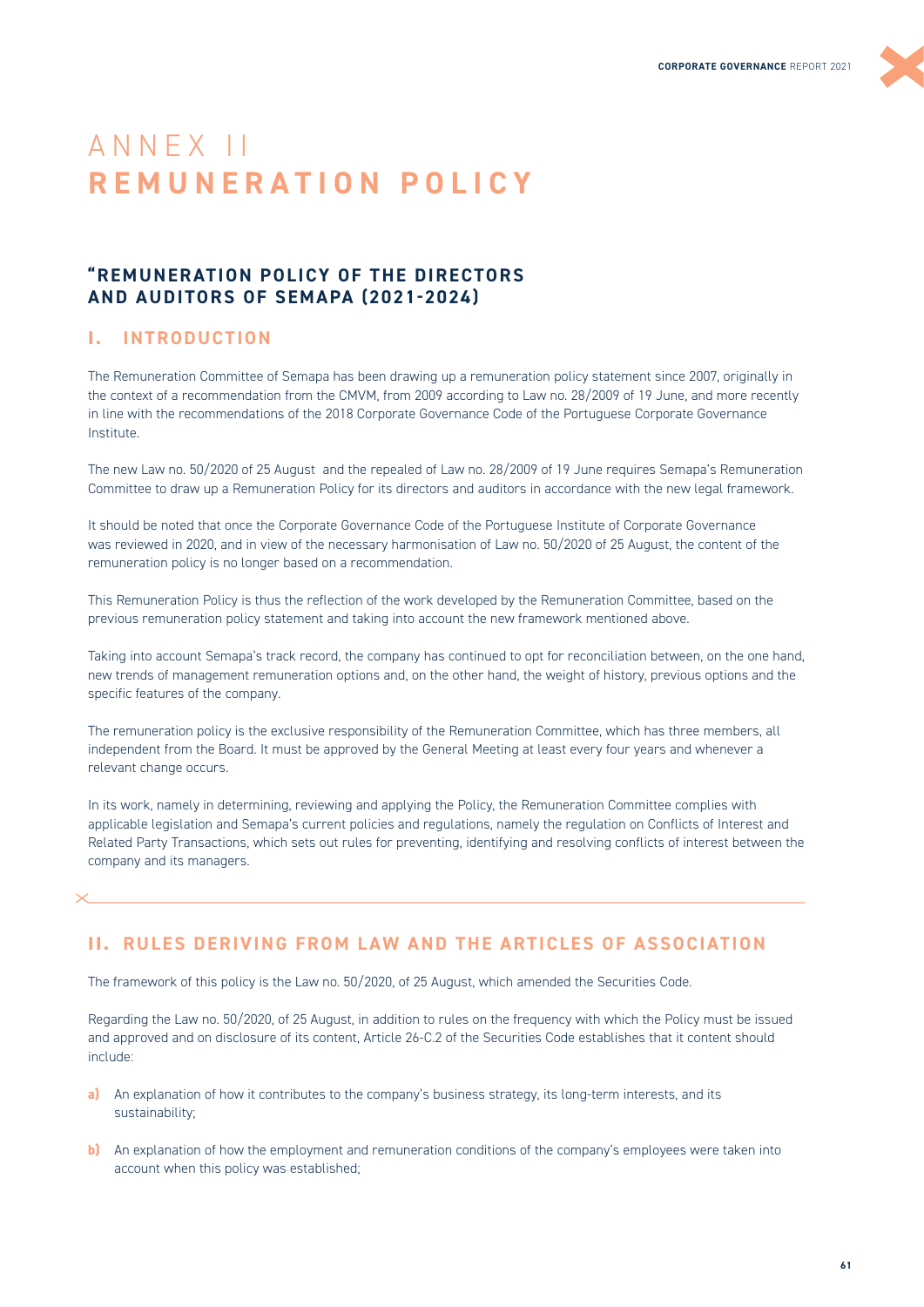# ANNEX II
# REMUNERATION POLICY

## "REMUNERATION POLICY OF THE DIRECTORS AND AUDITORS OF SEMAPA (2021-2024)

### I. INTRODUCTION

The Remuneration Committee of Semapa has been drawing up a remuneration policy statement since 2007, originally in the context of a recommendation from the CMVM, from 2009 according to Law no. 28/2009 of 19 June, and more recently in line with the recommendations of the 2018 Corporate Governance Code of the Portuguese Corporate Governance Institute.

The new Law no. 50/2020 of 25 August and the repealed of Law no. 28/2009 of 19 June requires Semapa's Remuneration Committee to draw up a Remuneration Policy for its directors and auditors in accordance with the new legal framework.

It should be noted that once the Corporate Governance Code of the Portuguese Institute of Corporate Governance was reviewed in 2020, and in view of the necessary harmonisation of Law no. 50/2020 of 25 August, the content of the remuneration policy is no longer based on a recommendation.

This Remuneration Policy is thus the reflection of the work developed by the Remuneration Committee, based on the previous remuneration policy statement and taking into account the new framework mentioned above.

Taking into account Semapa's track record, the company has continued to opt for reconciliation between, on the one hand, new trends of management remuneration options and, on the other hand, the weight of history, previous options and the specific features of the company.

The remuneration policy is the exclusive responsibility of the Remuneration Committee, which has three members, all independent from the Board. It must be approved by the General Meeting at least every four years and whenever a relevant change occurs.

In its work, namely in determining, reviewing and applying the Policy, the Remuneration Committee complies with applicable legislation and Semapa's current policies and regulations, namely the regulation on Conflicts of Interest and Related Party Transactions, which sets out rules for preventing, identifying and resolving conflicts of interest between the company and its managers.

### II. RULES DERIVING FROM LAW AND THE ARTICLES OF ASSOCIATION

The framework of this policy is the Law no. 50/2020, of 25 August, which amended the Securities Code.

Regarding the Law no. 50/2020, of 25 August, in addition to rules on the frequency with which the Policy must be issued and approved and on disclosure of its content, Article 26-C.2 of the Securities Code establishes that it content should include:

**a)** An explanation of how it contributes to the company's business strategy, its long-term interests, and its sustainability;

**b)** An explanation of how the employment and remuneration conditions of the company's employees were taken into account when this policy was established;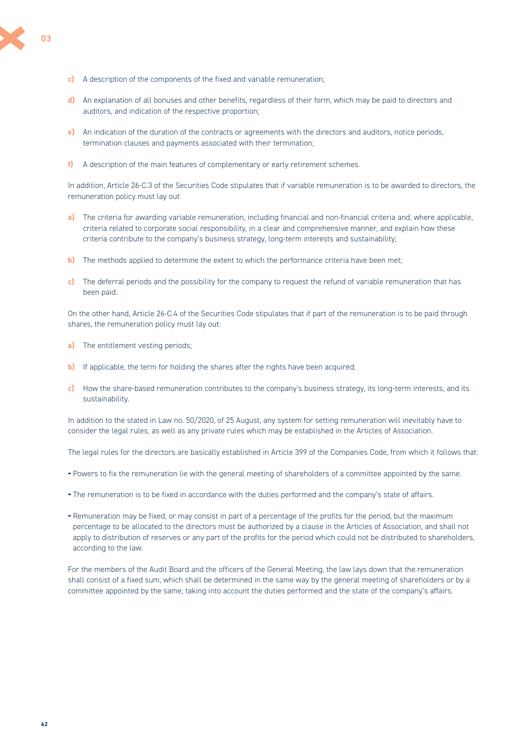c) A description of the components of the fixed and variable remuneration;

d) An explanation of all bonuses and other benefits, regardless of their form, which may be paid to directors and auditors, and indication of the respective proportion;

e) An indication of the duration of the contracts or agreements with the directors and auditors, notice periods, termination clauses and payments associated with their termination;

f) A description of the main features of complementary or early retirement schemes.

In addition, Article 26-C.3 of the Securities Code stipulates that if variable remuneration is to be awarded to directors, the remuneration policy must lay out:

a) The criteria for awarding variable remuneration, including financial and non-financial criteria and, where applicable, criteria related to corporate social responsibility, in a clear and comprehensive manner, and explain how these criteria contribute to the company's business strategy, long-term interests and sustainability;

b) The methods applied to determine the extent to which the performance criteria have been met;

c) The deferral periods and the possibility for the company to request the refund of variable remuneration that has been paid.

On the other hand, Article 26-C.4 of the Securities Code stipulates that if part of the remuneration is to be paid through shares, the remuneration policy must lay out:

a) The entitlement vesting periods;

b) If applicable, the term for holding the shares after the rights have been acquired;

c) How the share-based remuneration contributes to the company's business strategy, its long-term interests, and its sustainability.

In addition to the stated in Law no. 50/2020, of 25 August, any system for setting remuneration will inevitably have to consider the legal rules, as well as any private rules which may be established in the Articles of Association.

The legal rules for the directors are basically established in Article 399 of the Companies Code, from which it follows that:

- Powers to fix the remuneration lie with the general meeting of shareholders of a committee appointed by the same.
- The remuneration is to be fixed in accordance with the duties performed and the company's state of affairs.
- Remuneration may be fixed, or may consist in part of a percentage of the profits for the period, but the maximum percentage to be allocated to the directors must be authorized by a clause in the Articles of Association, and shall not apply to distribution of reserves or any part of the profits for the period which could not be distributed to shareholders, according to the law.

For the members of the Audit Board and the officers of the General Meeting, the law lays down that the remuneration shall consist of a fixed sum, which shall be determined in the same way by the general meeting of shareholders or by a committee appointed by the same, taking into account the duties performed and the state of the company's affairs.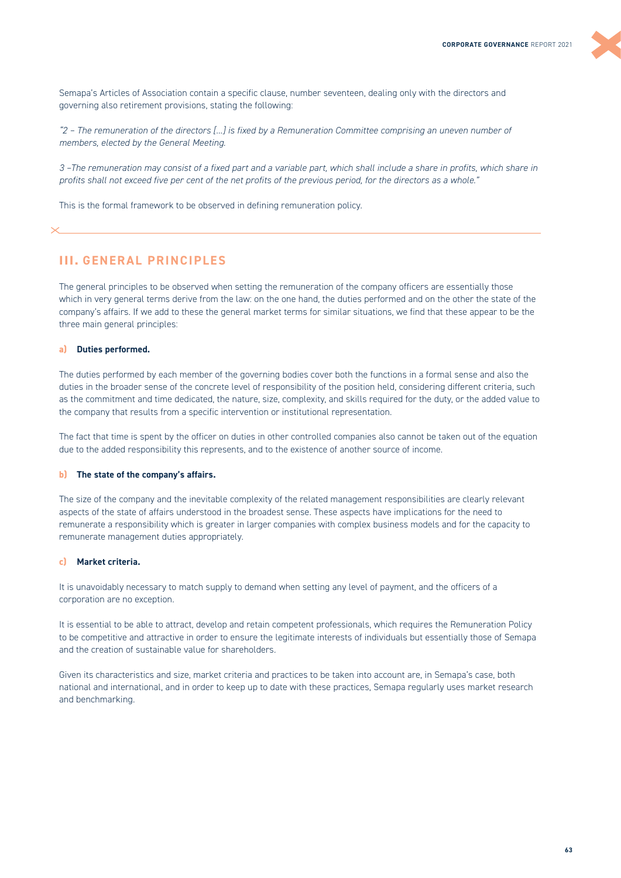Semapa's Articles of Association contain a specific clause, number seventeen, dealing only with the directors and governing also retirement provisions, stating the following:

*"2 – The remuneration of the directors [...] is fixed by a Remuneration Committee comprising an uneven number of members, elected by the General Meeting.*

*3 –The remuneration may consist of a fixed part and a variable part, which shall include a share in profits, which share in profits shall not exceed five per cent of the net profits of the previous period, for the directors as a whole."*

This is the formal framework to be observed in defining remuneration policy.

## III. GENERAL PRINCIPLES

The general principles to be observed when setting the remuneration of the company officers are essentially those which in very general terms derive from the law: on the one hand, the duties performed and on the other the state of the company's affairs. If we add to these the general market terms for similar situations, we find that these appear to be the three main general principles:

**a) Duties performed.**

The duties performed by each member of the governing bodies cover both the functions in a formal sense and also the duties in the broader sense of the concrete level of responsibility of the position held, considering different criteria, such as the commitment and time dedicated, the nature, size, complexity, and skills required for the duty, or the added value to the company that results from a specific intervention or institutional representation.

The fact that time is spent by the officer on duties in other controlled companies also cannot be taken out of the equation due to the added responsibility this represents, and to the existence of another source of income.

**b) The state of the company's affairs.**

The size of the company and the inevitable complexity of the related management responsibilities are clearly relevant aspects of the state of affairs understood in the broadest sense. These aspects have implications for the need to remunerate a responsibility which is greater in larger companies with complex business models and for the capacity to remunerate management duties appropriately.

**c) Market criteria.**

It is unavoidably necessary to match supply to demand when setting any level of payment, and the officers of a corporation are no exception.

It is essential to be able to attract, develop and retain competent professionals, which requires the Remuneration Policy to be competitive and attractive in order to ensure the legitimate interests of individuals but essentially those of Semapa and the creation of sustainable value for shareholders.

Given its characteristics and size, market criteria and practices to be taken into account are, in Semapa's case, both national and international, and in order to keep up to date with these practices, Semapa regularly uses market research and benchmarking.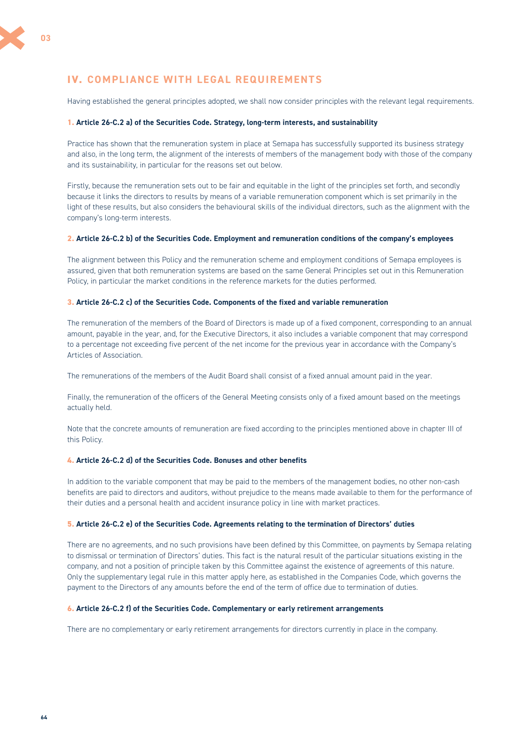## IV. COMPLIANCE WITH LEGAL REQUIREMENTS

Having established the general principles adopted, we shall now consider principles with the relevant legal requirements.

### 1. Article 26-C.2 a) of the Securities Code. Strategy, long-term interests, and sustainability

Practice has shown that the remuneration system in place at Semapa has successfully supported its business strategy and also, in the long term, the alignment of the interests of members of the management body with those of the company and its sustainability, in particular for the reasons set out below.

Firstly, because the remuneration sets out to be fair and equitable in the light of the principles set forth, and secondly because it links the directors to results by means of a variable remuneration component which is set primarily in the light of these results, but also considers the behavioural skills of the individual directors, such as the alignment with the company's long-term interests.

### 2. Article 26-C.2 b) of the Securities Code. Employment and remuneration conditions of the company's employees

The alignment between this Policy and the remuneration scheme and employment conditions of Semapa employees is assured, given that both remuneration systems are based on the same General Principles set out in this Remuneration Policy, in particular the market conditions in the reference markets for the duties performed.

### 3. Article 26-C.2 c) of the Securities Code. Components of the fixed and variable remuneration

The remuneration of the members of the Board of Directors is made up of a fixed component, corresponding to an annual amount, payable in the year, and, for the Executive Directors, it also includes a variable component that may correspond to a percentage not exceeding five percent of the net income for the previous year in accordance with the Company's Articles of Association.

The remunerations of the members of the Audit Board shall consist of a fixed annual amount paid in the year.

Finally, the remuneration of the officers of the General Meeting consists only of a fixed amount based on the meetings actually held.

Note that the concrete amounts of remuneration are fixed according to the principles mentioned above in chapter III of this Policy.

### 4. Article 26-C.2 d) of the Securities Code. Bonuses and other benefits

In addition to the variable component that may be paid to the members of the management bodies, no other non-cash benefits are paid to directors and auditors, without prejudice to the means made available to them for the performance of their duties and a personal health and accident insurance policy in line with market practices.

### 5. Article 26-C.2 e) of the Securities Code. Agreements relating to the termination of Directors' duties

There are no agreements, and no such provisions have been defined by this Committee, on payments by Semapa relating to dismissal or termination of Directors' duties. This fact is the natural result of the particular situations existing in the company, and not a position of principle taken by this Committee against the existence of agreements of this nature. Only the supplementary legal rule in this matter apply here, as established in the Companies Code, which governs the payment to the Directors of any amounts before the end of the term of office due to termination of duties.

### 6. Article 26-C.2 f) of the Securities Code. Complementary or early retirement arrangements

There are no complementary or early retirement arrangements for directors currently in place in the company.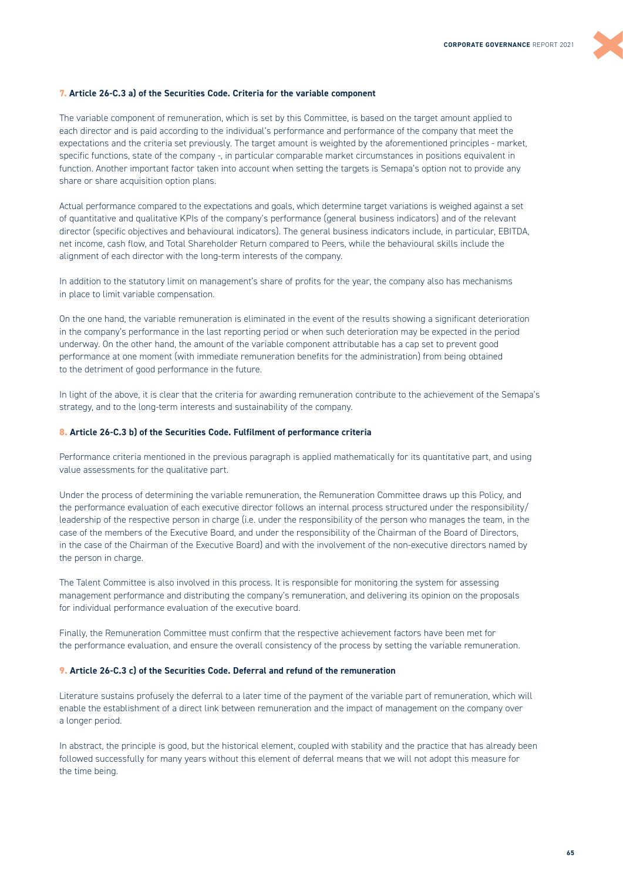### 7. Article 26-C.3 a) of the Securities Code. Criteria for the variable component

The variable component of remuneration, which is set by this Committee, is based on the target amount applied to each director and is paid according to the individual's performance and performance of the company that meet the expectations and the criteria set previously. The target amount is weighted by the aforementioned principles - market, specific functions, state of the company -, in particular comparable market circumstances in positions equivalent in function. Another important factor taken into account when setting the targets is Semapa's option not to provide any share or share acquisition option plans.

Actual performance compared to the expectations and goals, which determine target variations is weighed against a set of quantitative and qualitative KPIs of the company's performance (general business indicators) and of the relevant director (specific objectives and behavioural indicators). The general business indicators include, in particular, EBITDA, net income, cash flow, and Total Shareholder Return compared to Peers, while the behavioural skills include the alignment of each director with the long-term interests of the company.

In addition to the statutory limit on management's share of profits for the year, the company also has mechanisms in place to limit variable compensation.

On the one hand, the variable remuneration is eliminated in the event of the results showing a significant deterioration in the company's performance in the last reporting period or when such deterioration may be expected in the period underway. On the other hand, the amount of the variable component attributable has a cap set to prevent good performance at one moment (with immediate remuneration benefits for the administration) from being obtained to the detriment of good performance in the future.

In light of the above, it is clear that the criteria for awarding remuneration contribute to the achievement of the Semapa's strategy, and to the long-term interests and sustainability of the company.

### 8. Article 26-C.3 b) of the Securities Code. Fulfilment of performance criteria

Performance criteria mentioned in the previous paragraph is applied mathematically for its quantitative part, and using value assessments for the qualitative part.

Under the process of determining the variable remuneration, the Remuneration Committee draws up this Policy, and the performance evaluation of each executive director follows an internal process structured under the responsibility/leadership of the respective person in charge (i.e. under the responsibility of the person who manages the team, in the case of the members of the Executive Board, and under the responsibility of the Chairman of the Board of Directors, in the case of the Chairman of the Executive Board) and with the involvement of the non-executive directors named by the person in charge.

The Talent Committee is also involved in this process. It is responsible for monitoring the system for assessing management performance and distributing the company's remuneration, and delivering its opinion on the proposals for individual performance evaluation of the executive board.

Finally, the Remuneration Committee must confirm that the respective achievement factors have been met for the performance evaluation, and ensure the overall consistency of the process by setting the variable remuneration.

### 9. Article 26-C.3 c) of the Securities Code. Deferral and refund of the remuneration

Literature sustains profusely the deferral to a later time of the payment of the variable part of remuneration, which will enable the establishment of a direct link between remuneration and the impact of management on the company over a longer period.

In abstract, the principle is good, but the historical element, coupled with stability and the practice that has already been followed successfully for many years without this element of deferral means that we will not adopt this measure for the time being.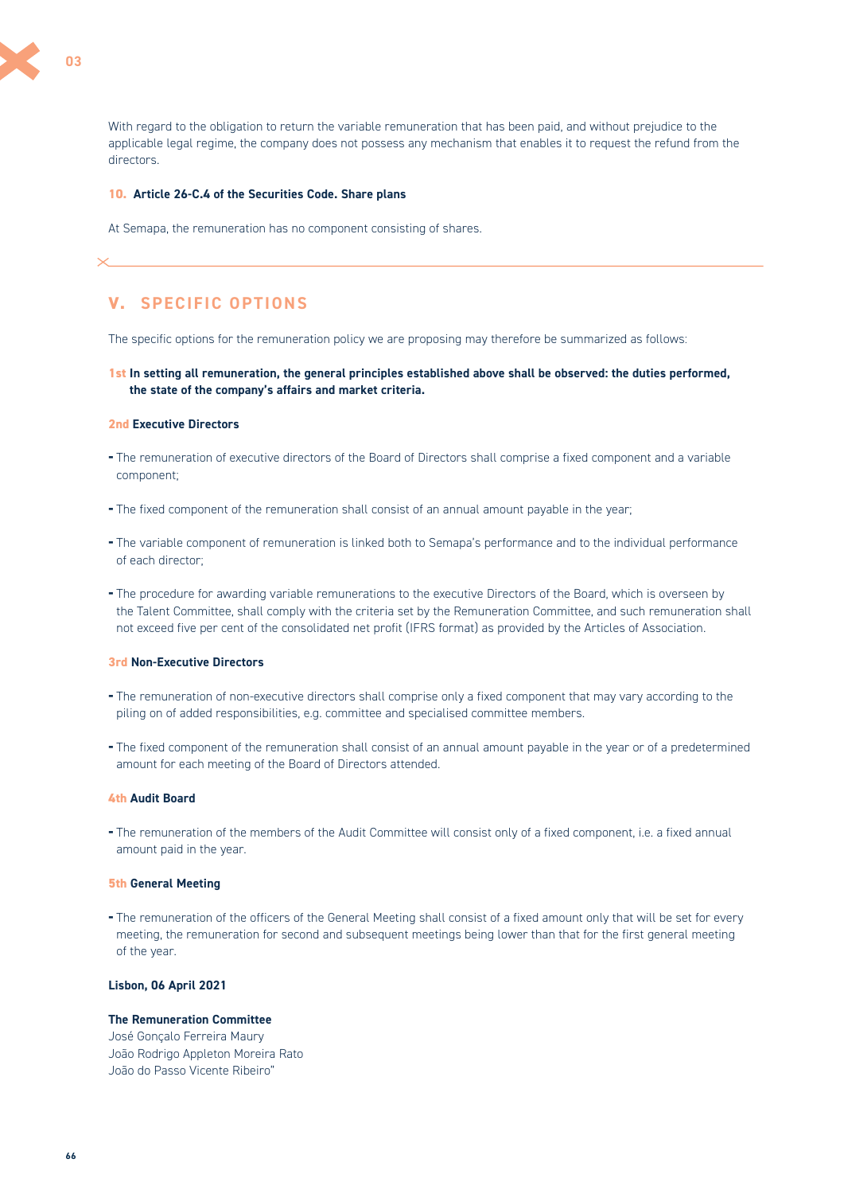With regard to the obligation to return the variable remuneration that has been paid, and without prejudice to the applicable legal regime, the company does not possess any mechanism that enables it to request the refund from the directors.

**10. Article 26-C.4 of the Securities Code. Share plans**

At Semapa, the remuneration has no component consisting of shares.

## V. SPECIFIC OPTIONS

The specific options for the remuneration policy we are proposing may therefore be summarized as follows:

**1st In setting all remuneration, the general principles established above shall be observed: the duties performed, the state of the company's affairs and market criteria.**

**2nd Executive Directors**

- The remuneration of executive directors of the Board of Directors shall comprise a fixed component and a variable component;
- The fixed component of the remuneration shall consist of an annual amount payable in the year;
- The variable component of remuneration is linked both to Semapa's performance and to the individual performance of each director;
- The procedure for awarding variable remunerations to the executive Directors of the Board, which is overseen by the Talent Committee, shall comply with the criteria set by the Remuneration Committee, and such remuneration shall not exceed five per cent of the consolidated net profit (IFRS format) as provided by the Articles of Association.

**3rd Non-Executive Directors**

- The remuneration of non-executive directors shall comprise only a fixed component that may vary according to the piling on of added responsibilities, e.g. committee and specialised committee members.
- The fixed component of the remuneration shall consist of an annual amount payable in the year or of a predetermined amount for each meeting of the Board of Directors attended.

**4th Audit Board**

- The remuneration of the members of the Audit Committee will consist only of a fixed component, i.e. a fixed annual amount paid in the year.

**5th General Meeting**

- The remuneration of the officers of the General Meeting shall consist of a fixed amount only that will be set for every meeting, the remuneration for second and subsequent meetings being lower than that for the first general meeting of the year.

**Lisbon, 06 April 2021**

**The Remuneration Committee**
José Gonçalo Ferreira Maury
João Rodrigo Appleton Moreira Rato
João do Passo Vicente Ribeiro"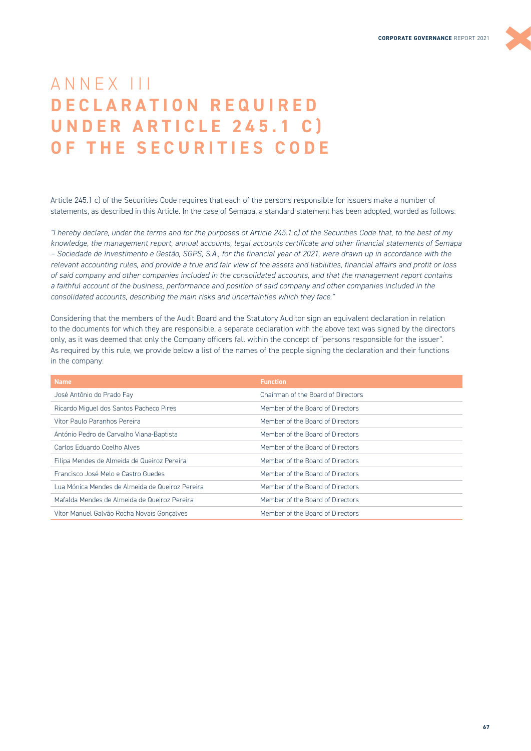# ANNEX III
# DECLARATION REQUIRED UNDER ARTICLE 245.1 C) OF THE SECURITIES CODE

Article 245.1 c) of the Securities Code requires that each of the persons responsible for issuers make a number of statements, as described in this Article. In the case of Semapa, a standard statement has been adopted, worded as follows:

*"I hereby declare, under the terms and for the purposes of Article 245.1 c) of the Securities Code that, to the best of my knowledge, the management report, annual accounts, legal accounts certificate and other financial statements of Semapa – Sociedade de Investimento e Gestão, SGPS, S.A., for the financial year of 2021, were drawn up in accordance with the relevant accounting rules, and provide a true and fair view of the assets and liabilities, financial affairs and profit or loss of said company and other companies included in the consolidated accounts, and that the management report contains a faithful account of the business, performance and position of said company and other companies included in the consolidated accounts, describing the main risks and uncertainties which they face."*

Considering that the members of the Audit Board and the Statutory Auditor sign an equivalent declaration in relation to the documents for which they are responsible, a separate declaration with the above text was signed by the directors only, as it was deemed that only the Company officers fall within the concept of "persons responsible for the issuer". As required by this rule, we provide below a list of the names of the people signing the declaration and their functions in the company:

| Name | Function |
|---|---|
| José Antônio do Prado Fay | Chairman of the Board of Directors |
| Ricardo Miguel dos Santos Pacheco Pires | Member of the Board of Directors |
| Vítor Paulo Paranhos Pereira | Member of the Board of Directors |
| António Pedro de Carvalho Viana-Baptista | Member of the Board of Directors |
| Carlos Eduardo Coelho Alves | Member of the Board of Directors |
| Filipa Mendes de Almeida de Queiroz Pereira | Member of the Board of Directors |
| Francisco José Melo e Castro Guedes | Member of the Board of Directors |
| Lua Mónica Mendes de Almeida de Queiroz Pereira | Member of the Board of Directors |
| Mafalda Mendes de Almeida de Queiroz Pereira | Member of the Board of Directors |
| Vítor Manuel Galvão Rocha Novais Gonçalves | Member of the Board of Directors |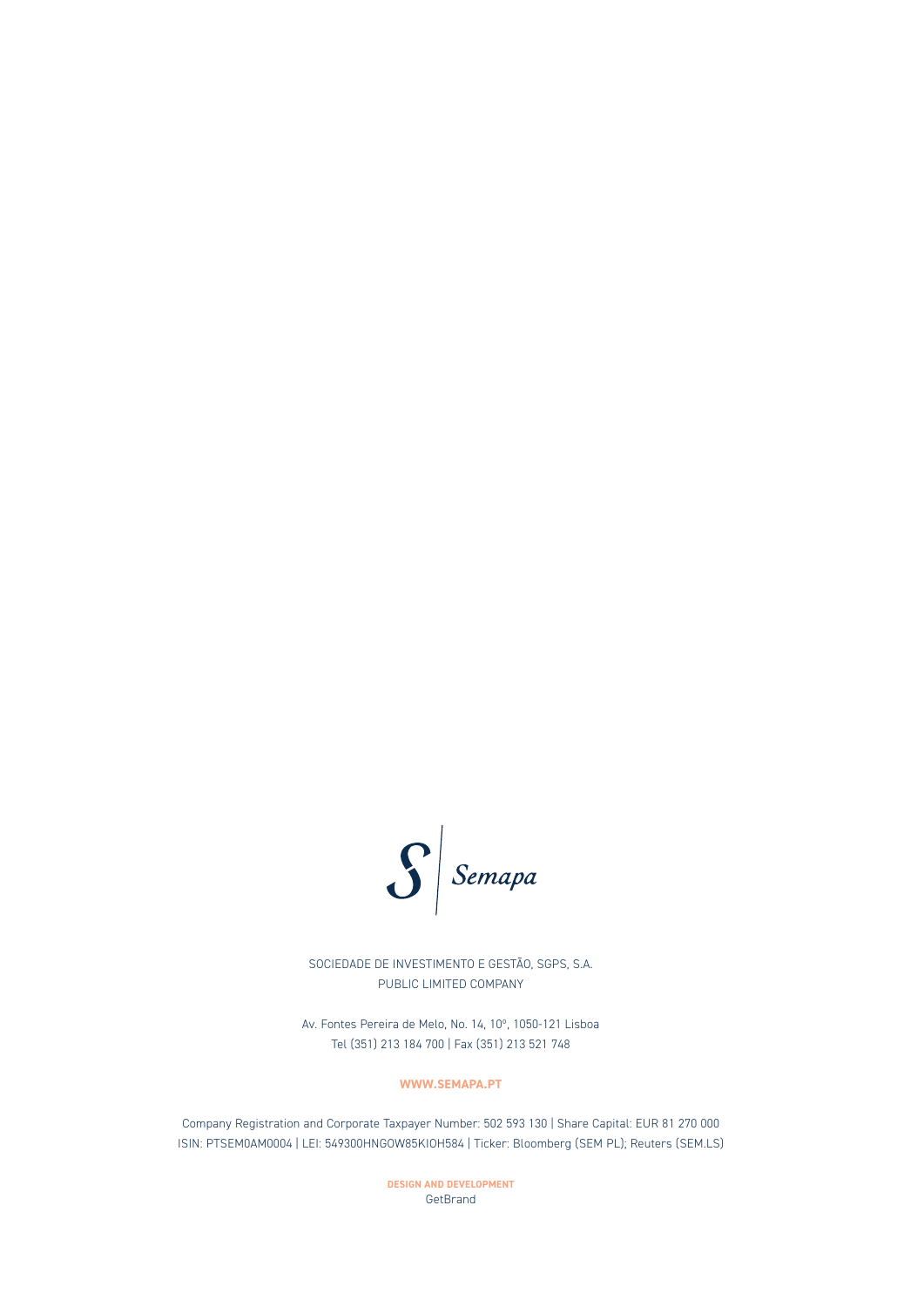Semapa

SOCIEDADE DE INVESTIMENTO E GESTÃO, SGPS, S.A.
PUBLIC LIMITED COMPANY

Av. Fontes Pereira de Melo, No. 14, 10º, 1050-121 Lisboa
Tel (351) 213 184 700 | Fax (351) 213 521 748

**WWW.SEMAPA.PT**

Company Registration and Corporate Taxpayer Number: 502 593 130 | Share Capital: EUR 81 270 000
ISIN: PTSEM0AM0004 | LEI: 549300HNGOW85KIOH584 | Ticker: Bloomberg (SEM PL); Reuters (SEM.LS)

**DESIGN AND DEVELOPMENT**
GetBrand